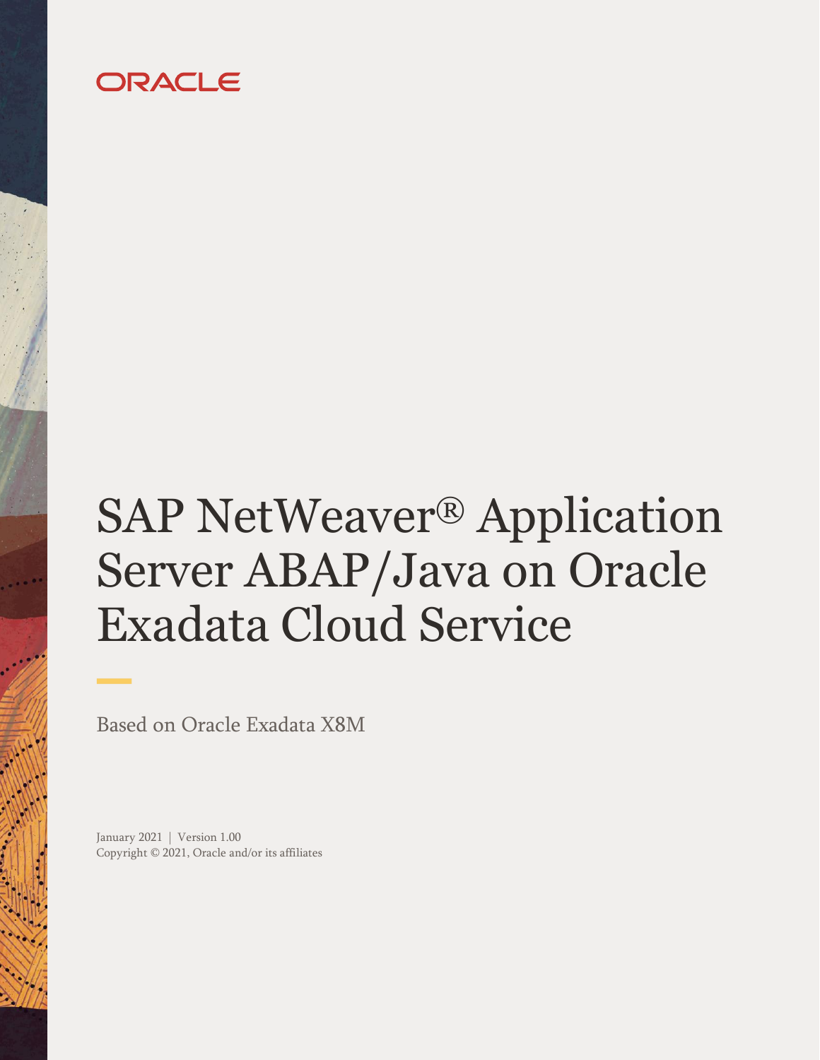ORACLE

# SAP NetWeaver® Application Server ABAP/Java on Oracle Exadata Cloud Service

Based on Oracle Exadata X8M

January 2021 | Version 1.00
Copyright © 2021, Oracle and/or its affiliates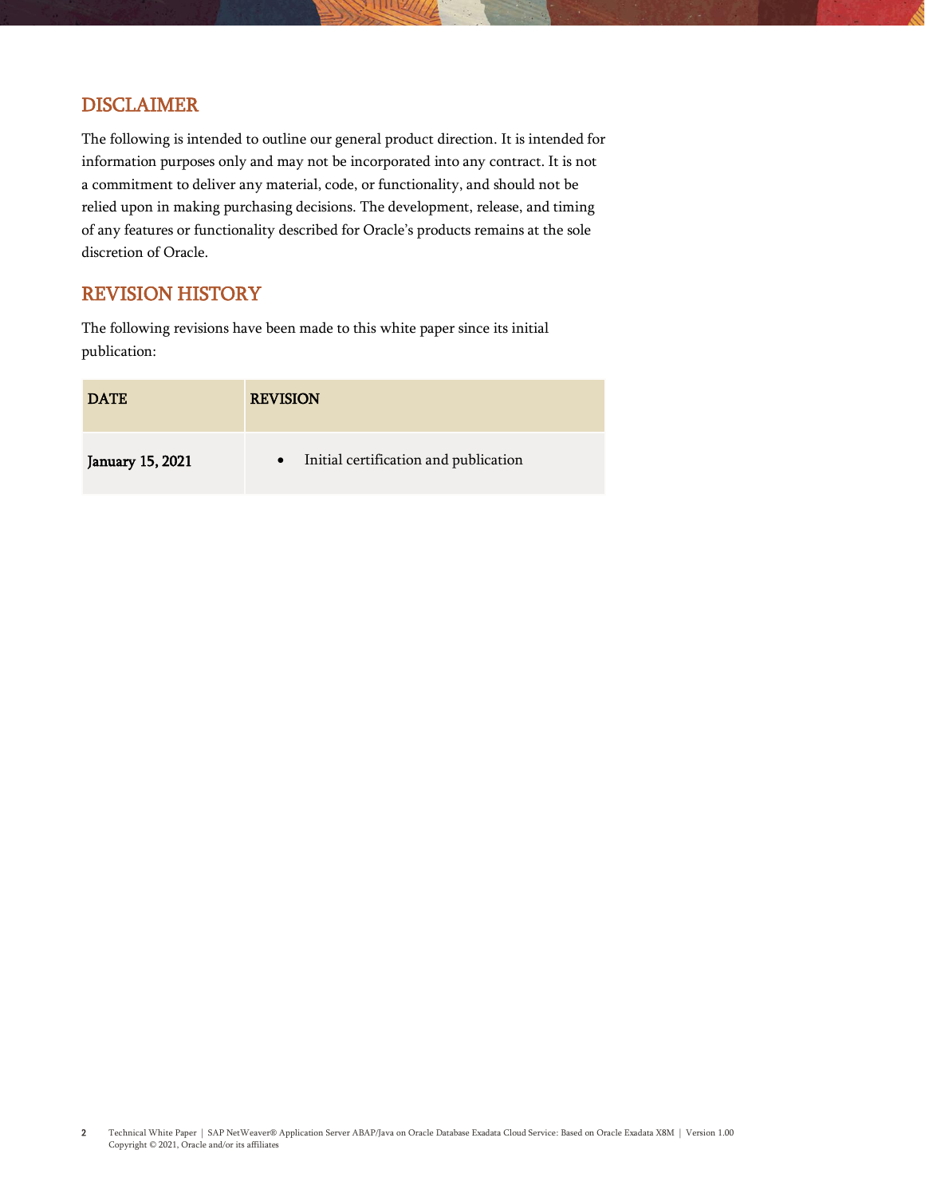## DISCLAIMER

The following is intended to outline our general product direction. It is intended for information purposes only and may not be incorporated into any contract. It is not a commitment to deliver any material, code, or functionality, and should not be relied upon in making purchasing decisions. The development, release, and timing of any features or functionality described for Oracle's products remains at the sole discretion of Oracle.

## REVISION HISTORY

The following revisions have been made to this white paper since its initial publication:

| DATE | REVISION |
| --- | --- |
| January 15, 2021 | • Initial certification and publication |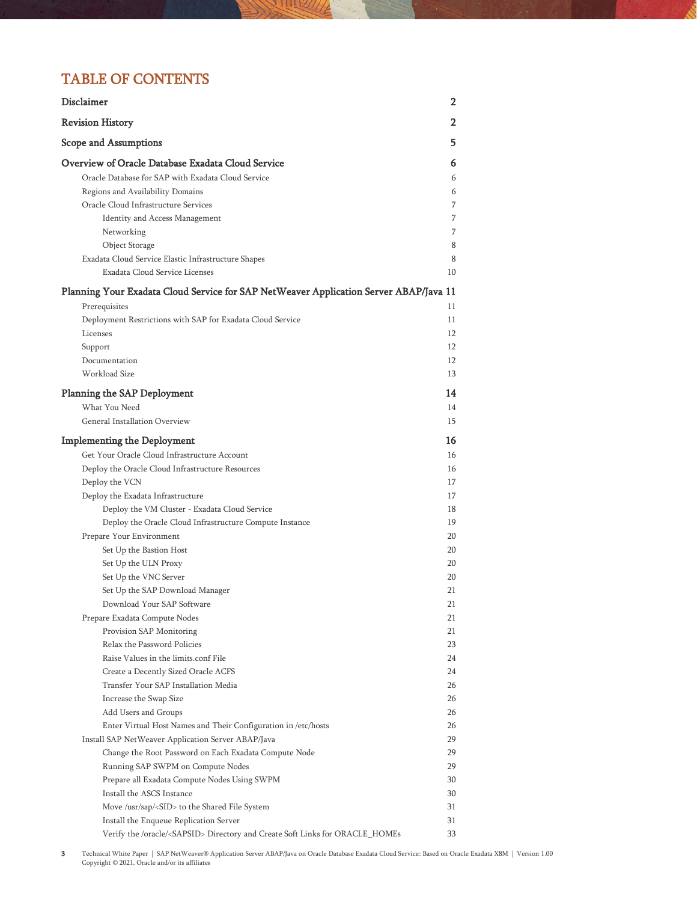# TABLE OF CONTENTS

| | |
|---|---|
| **Disclaimer** | **2** |
| **Revision History** | **2** |
| **Scope and Assumptions** | **5** |
| **Overview of Oracle Database Exadata Cloud Service** | **6** |
| Oracle Database for SAP with Exadata Cloud Service | 6 |
| Regions and Availability Domains | 6 |
| Oracle Cloud Infrastructure Services | 7 |
| Identity and Access Management | 7 |
| Networking | 7 |
| Object Storage | 8 |
| Exadata Cloud Service Elastic Infrastructure Shapes | 8 |
| Exadata Cloud Service Licenses | 10 |
| **Planning Your Exadata Cloud Service for SAP NetWeaver Application Server ABAP/Java** | **11** |
| Prerequisites | 11 |
| Deployment Restrictions with SAP for Exadata Cloud Service | 11 |
| Licenses | 12 |
| Support | 12 |
| Documentation | 12 |
| Workload Size | 13 |
| **Planning the SAP Deployment** | **14** |
| What You Need | 14 |
| General Installation Overview | 15 |
| **Implementing the Deployment** | **16** |
| Get Your Oracle Cloud Infrastructure Account | 16 |
| Deploy the Oracle Cloud Infrastructure Resources | 16 |
| Deploy the VCN | 17 |
| Deploy the Exadata Infrastructure | 17 |
| Deploy the VM Cluster - Exadata Cloud Service | 18 |
| Deploy the Oracle Cloud Infrastructure Compute Instance | 19 |
| Prepare Your Environment | 20 |
| Set Up the Bastion Host | 20 |
| Set Up the ULN Proxy | 20 |
| Set Up the VNC Server | 20 |
| Set Up the SAP Download Manager | 21 |
| Download Your SAP Software | 21 |
| Prepare Exadata Compute Nodes | 21 |
| Provision SAP Monitoring | 21 |
| Relax the Password Policies | 23 |
| Raise Values in the limits.conf File | 24 |
| Create a Decently Sized Oracle ACFS | 24 |
| Transfer Your SAP Installation Media | 26 |
| Increase the Swap Size | 26 |
| Add Users and Groups | 26 |
| Enter Virtual Host Names and Their Configuration in /etc/hosts | 26 |
| Install SAP NetWeaver Application Server ABAP/Java | 29 |
| Change the Root Password on Each Exadata Compute Node | 29 |
| Running SAP SWPM on Compute Nodes | 29 |
| Prepare all Exadata Compute Nodes Using SWPM | 30 |
| Install the ASCS Instance | 30 |
| Move /usr/sap/<SID> to the Shared File System | 31 |
| Install the Enqueue Replication Server | 31 |
| Verify the /oracle/<SAPSID> Directory and Create Soft Links for ORACLE_HOMEs | 33 |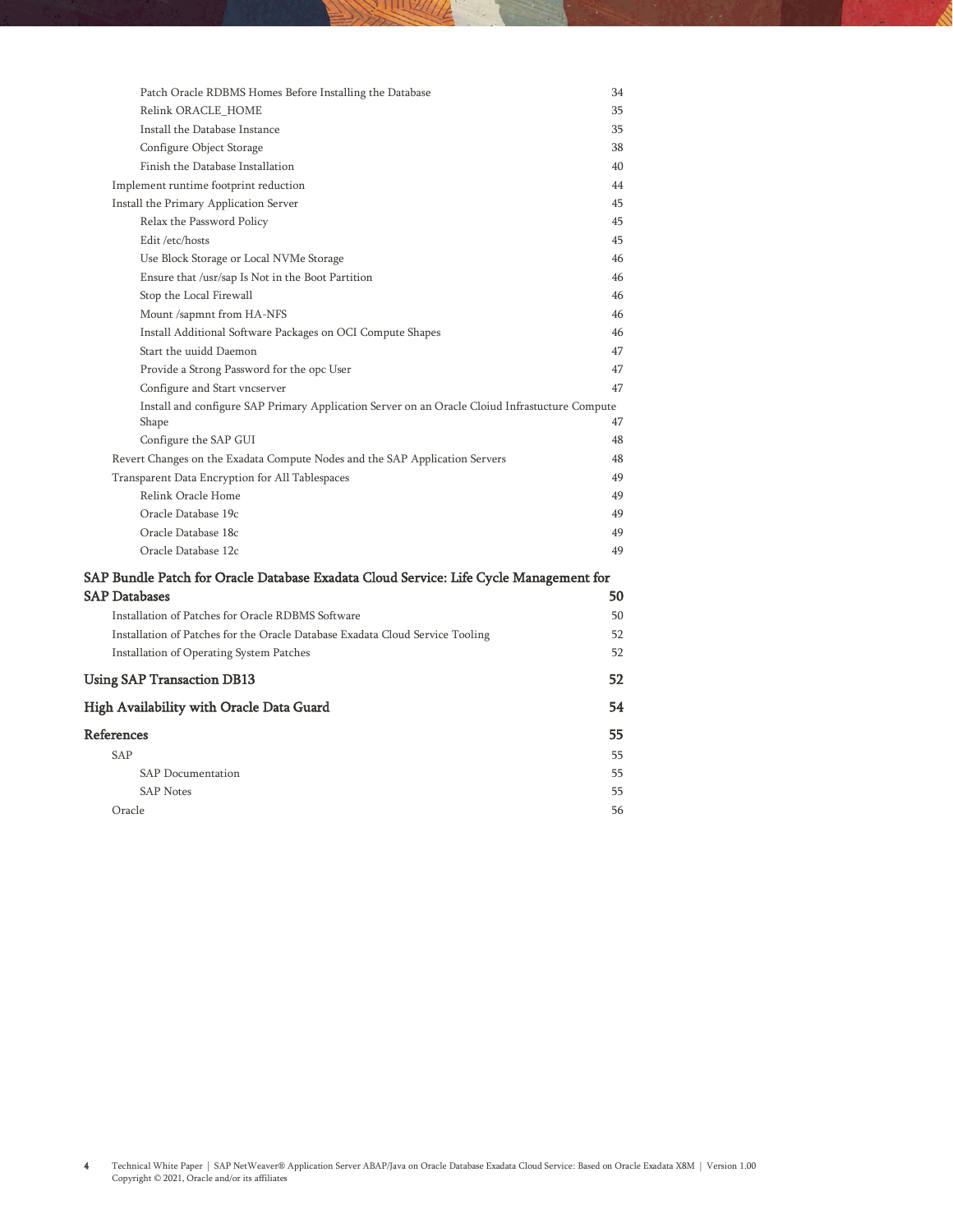- Patch Oracle RDBMS Homes Before Installing the Database 34
- Relink ORACLE_HOME 35
- Install the Database Instance 35
- Configure Object Storage 38
- Finish the Database Installation 40

Implement runtime footprint reduction 44

Install the Primary Application Server 45

- Relax the Password Policy 45
- Edit /etc/hosts 45
- Use Block Storage or Local NVMe Storage 46
- Ensure that /usr/sap Is Not in the Boot Partition 46
- Stop the Local Firewall 46
- Mount /sapmnt from HA-NFS 46
- Install Additional Software Packages on OCI Compute Shapes 46
- Start the uuidd Daemon 47
- Provide a Strong Password for the opc User 47
- Configure and Start vncserver 47
- Install and configure SAP Primary Application Server on an Oracle Cloiud Infrastucture Compute Shape 47
- Configure the SAP GUI 48

Revert Changes on the Exadata Compute Nodes and the SAP Application Servers 48

Transparent Data Encryption for All Tablespaces 49

- Relink Oracle Home 49
- Oracle Database 19c 49
- Oracle Database 18c 49
- Oracle Database 12c 49

**SAP Bundle Patch for Oracle Database Exadata Cloud Service: Life Cycle Management for SAP Databases 50**

Installation of Patches for Oracle RDBMS Software 50

Installation of Patches for the Oracle Database Exadata Cloud Service Tooling 52

Installation of Operating System Patches 52

**Using SAP Transaction DB13 52**

**High Availability with Oracle Data Guard 54**

**References 55**

SAP 55

- SAP Documentation 55
- SAP Notes 55

Oracle 56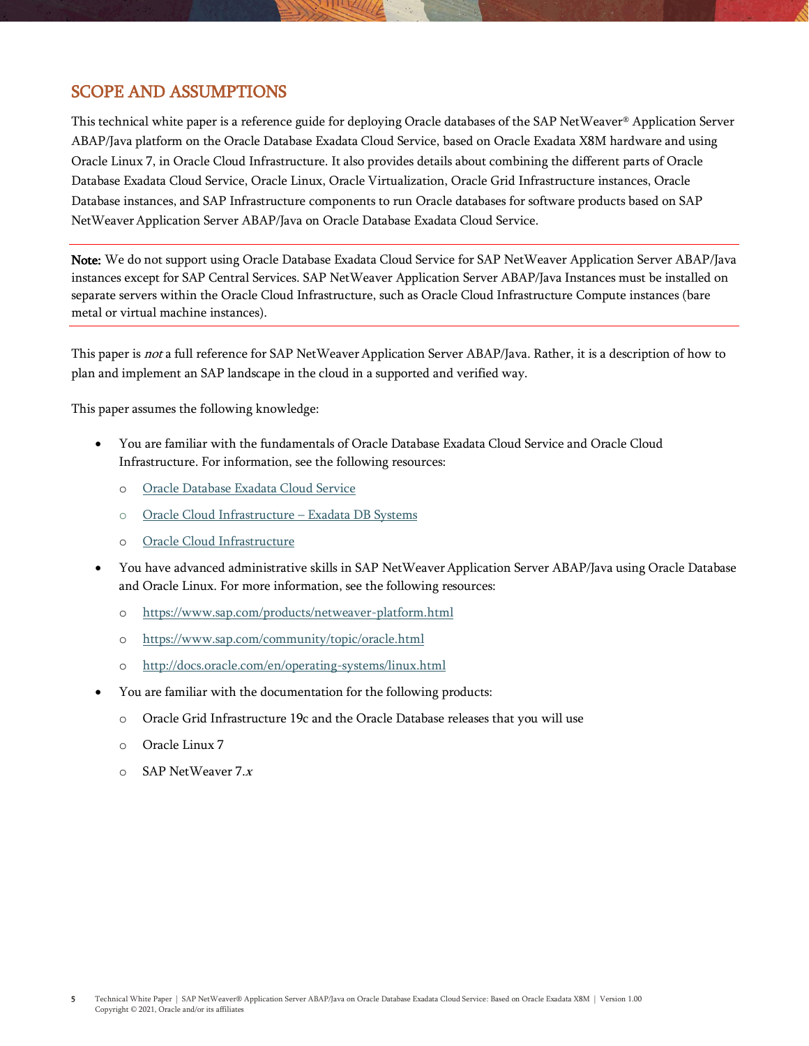## SCOPE AND ASSUMPTIONS

This technical white paper is a reference guide for deploying Oracle databases of the SAP NetWeaver® Application Server ABAP/Java platform on the Oracle Database Exadata Cloud Service, based on Oracle Exadata X8M hardware and using Oracle Linux 7, in Oracle Cloud Infrastructure. It also provides details about combining the different parts of Oracle Database Exadata Cloud Service, Oracle Linux, Oracle Virtualization, Oracle Grid Infrastructure instances, Oracle Database instances, and SAP Infrastructure components to run Oracle databases for software products based on SAP NetWeaver Application Server ABAP/Java on Oracle Database Exadata Cloud Service.

---

**Note:** We do not support using Oracle Database Exadata Cloud Service for SAP NetWeaver Application Server ABAP/Java instances except for SAP Central Services. SAP NetWeaver Application Server ABAP/Java Instances must be installed on separate servers within the Oracle Cloud Infrastructure, such as Oracle Cloud Infrastructure Compute instances (bare metal or virtual machine instances).

---

This paper is *not* a full reference for SAP NetWeaver Application Server ABAP/Java. Rather, it is a description of how to plan and implement an SAP landscape in the cloud in a supported and verified way.

This paper assumes the following knowledge:

- You are familiar with the fundamentals of Oracle Database Exadata Cloud Service and Oracle Cloud Infrastructure. For information, see the following resources:
  - Oracle Database Exadata Cloud Service
  - Oracle Cloud Infrastructure – Exadata DB Systems
  - Oracle Cloud Infrastructure
- You have advanced administrative skills in SAP NetWeaver Application Server ABAP/Java using Oracle Database and Oracle Linux. For more information, see the following resources:
  - https://www.sap.com/products/netweaver-platform.html
  - https://www.sap.com/community/topic/oracle.html
  - http://docs.oracle.com/en/operating-systems/linux.html
- You are familiar with the documentation for the following products:
  - Oracle Grid Infrastructure 19c and the Oracle Database releases that you will use
  - Oracle Linux 7
  - SAP NetWeaver 7.*x*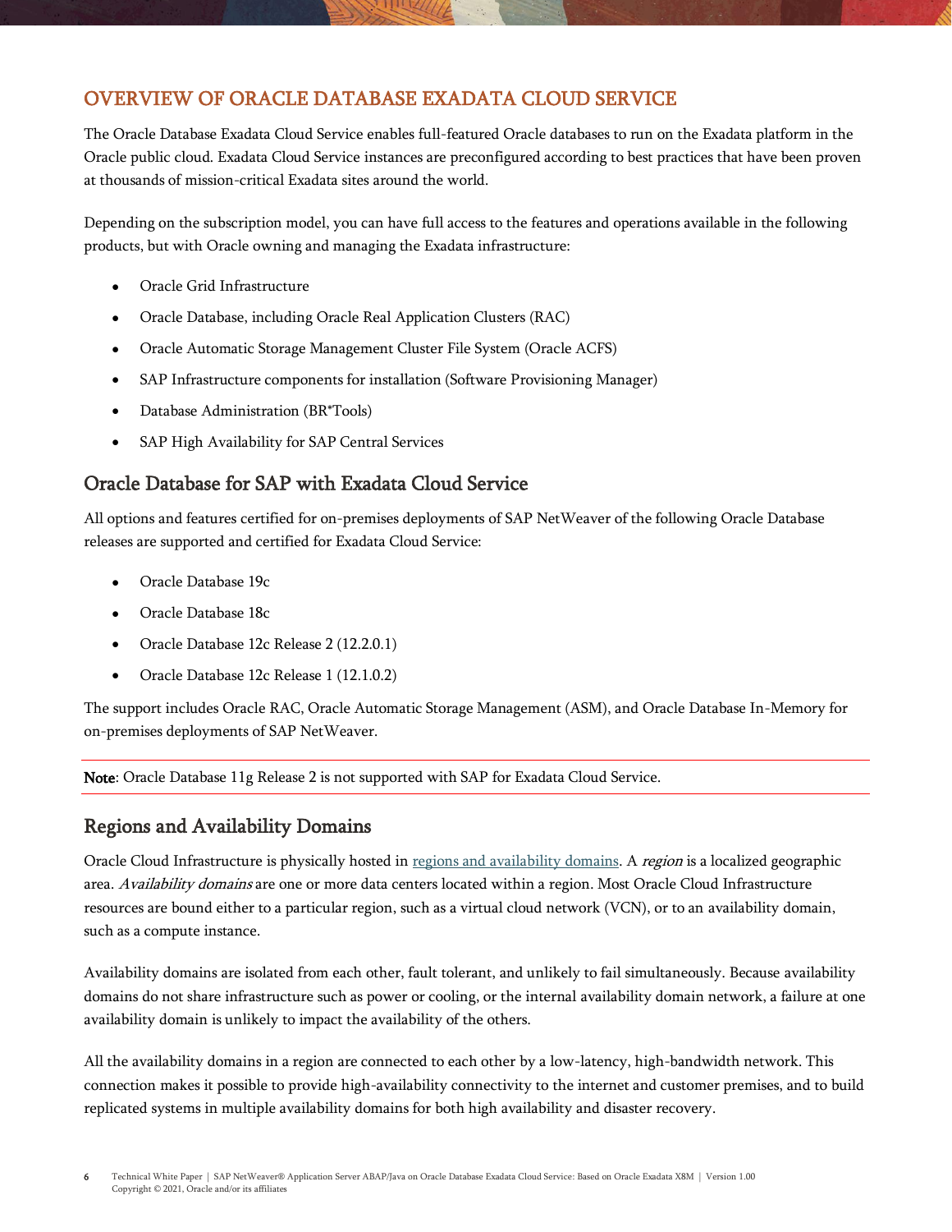## OVERVIEW OF ORACLE DATABASE EXADATA CLOUD SERVICE

The Oracle Database Exadata Cloud Service enables full-featured Oracle databases to run on the Exadata platform in the Oracle public cloud. Exadata Cloud Service instances are preconfigured according to best practices that have been proven at thousands of mission-critical Exadata sites around the world.

Depending on the subscription model, you can have full access to the features and operations available in the following products, but with Oracle owning and managing the Exadata infrastructure:

- Oracle Grid Infrastructure
- Oracle Database, including Oracle Real Application Clusters (RAC)
- Oracle Automatic Storage Management Cluster File System (Oracle ACFS)
- SAP Infrastructure components for installation (Software Provisioning Manager)
- Database Administration (BR*Tools)
- SAP High Availability for SAP Central Services

### Oracle Database for SAP with Exadata Cloud Service

All options and features certified for on-premises deployments of SAP NetWeaver of the following Oracle Database releases are supported and certified for Exadata Cloud Service:

- Oracle Database 19c
- Oracle Database 18c
- Oracle Database 12c Release 2 (12.2.0.1)
- Oracle Database 12c Release 1 (12.1.0.2)

The support includes Oracle RAC, Oracle Automatic Storage Management (ASM), and Oracle Database In-Memory for on-premises deployments of SAP NetWeaver.

**Note**: Oracle Database 11g Release 2 is not supported with SAP for Exadata Cloud Service.

### Regions and Availability Domains

Oracle Cloud Infrastructure is physically hosted in regions and availability domains. A *region* is a localized geographic area. *Availability domains* are one or more data centers located within a region. Most Oracle Cloud Infrastructure resources are bound either to a particular region, such as a virtual cloud network (VCN), or to an availability domain, such as a compute instance.

Availability domains are isolated from each other, fault tolerant, and unlikely to fail simultaneously. Because availability domains do not share infrastructure such as power or cooling, or the internal availability domain network, a failure at one availability domain is unlikely to impact the availability of the others.

All the availability domains in a region are connected to each other by a low-latency, high-bandwidth network. This connection makes it possible to provide high-availability connectivity to the internet and customer premises, and to build replicated systems in multiple availability domains for both high availability and disaster recovery.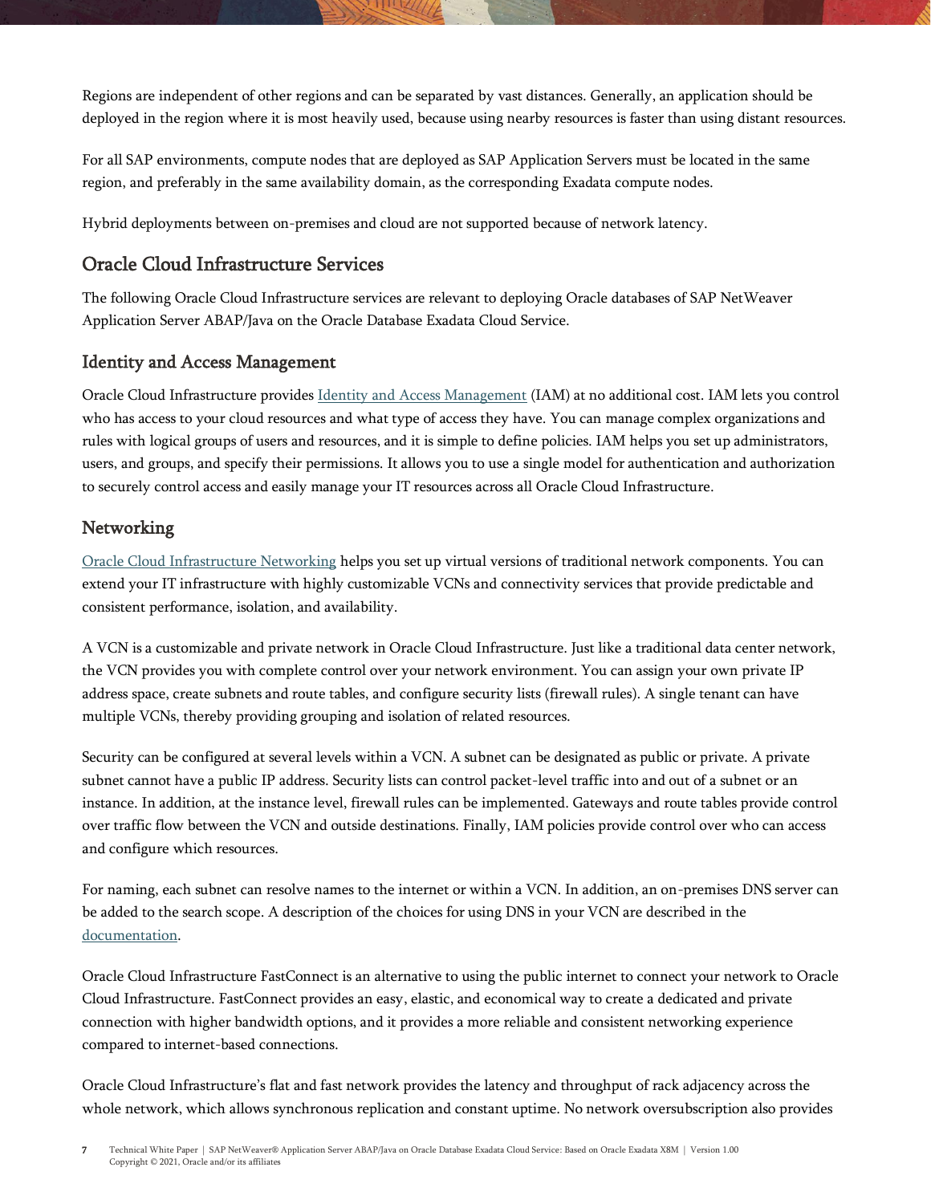Regions are independent of other regions and can be separated by vast distances. Generally, an application should be deployed in the region where it is most heavily used, because using nearby resources is faster than using distant resources.

For all SAP environments, compute nodes that are deployed as SAP Application Servers must be located in the same region, and preferably in the same availability domain, as the corresponding Exadata compute nodes.

Hybrid deployments between on-premises and cloud are not supported because of network latency.

## Oracle Cloud Infrastructure Services

The following Oracle Cloud Infrastructure services are relevant to deploying Oracle databases of SAP NetWeaver Application Server ABAP/Java on the Oracle Database Exadata Cloud Service.

### Identity and Access Management

Oracle Cloud Infrastructure provides Identity and Access Management (IAM) at no additional cost. IAM lets you control who has access to your cloud resources and what type of access they have. You can manage complex organizations and rules with logical groups of users and resources, and it is simple to define policies. IAM helps you set up administrators, users, and groups, and specify their permissions. It allows you to use a single model for authentication and authorization to securely control access and easily manage your IT resources across all Oracle Cloud Infrastructure.

### Networking

Oracle Cloud Infrastructure Networking helps you set up virtual versions of traditional network components. You can extend your IT infrastructure with highly customizable VCNs and connectivity services that provide predictable and consistent performance, isolation, and availability.

A VCN is a customizable and private network in Oracle Cloud Infrastructure. Just like a traditional data center network, the VCN provides you with complete control over your network environment. You can assign your own private IP address space, create subnets and route tables, and configure security lists (firewall rules). A single tenant can have multiple VCNs, thereby providing grouping and isolation of related resources.

Security can be configured at several levels within a VCN. A subnet can be designated as public or private. A private subnet cannot have a public IP address. Security lists can control packet-level traffic into and out of a subnet or an instance. In addition, at the instance level, firewall rules can be implemented. Gateways and route tables provide control over traffic flow between the VCN and outside destinations. Finally, IAM policies provide control over who can access and configure which resources.

For naming, each subnet can resolve names to the internet or within a VCN. In addition, an on-premises DNS server can be added to the search scope. A description of the choices for using DNS in your VCN are described in the documentation.

Oracle Cloud Infrastructure FastConnect is an alternative to using the public internet to connect your network to Oracle Cloud Infrastructure. FastConnect provides an easy, elastic, and economical way to create a dedicated and private connection with higher bandwidth options, and it provides a more reliable and consistent networking experience compared to internet-based connections.

Oracle Cloud Infrastructure's flat and fast network provides the latency and throughput of rack adjacency across the whole network, which allows synchronous replication and constant uptime. No network oversubscription also provides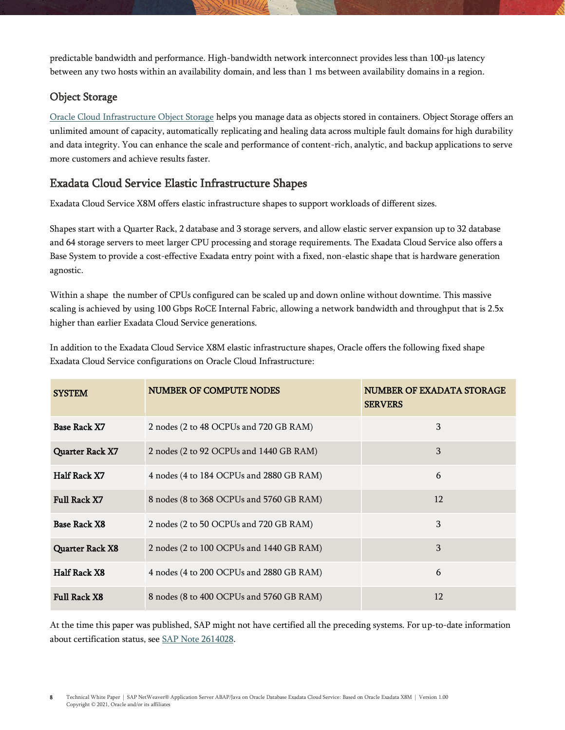predictable bandwidth and performance. High-bandwidth network interconnect provides less than 100-µs latency between any two hosts within an availability domain, and less than 1 ms between availability domains in a region.

### Object Storage

Oracle Cloud Infrastructure Object Storage helps you manage data as objects stored in containers. Object Storage offers an unlimited amount of capacity, automatically replicating and healing data across multiple fault domains for high durability and data integrity. You can enhance the scale and performance of content-rich, analytic, and backup applications to serve more customers and achieve results faster.

## Exadata Cloud Service Elastic Infrastructure Shapes

Exadata Cloud Service X8M offers elastic infrastructure shapes to support workloads of different sizes.

Shapes start with a Quarter Rack, 2 database and 3 storage servers, and allow elastic server expansion up to 32 database and 64 storage servers to meet larger CPU processing and storage requirements. The Exadata Cloud Service also offers a Base System to provide a cost-effective Exadata entry point with a fixed, non-elastic shape that is hardware generation agnostic.

Within a shape  the number of CPUs configured can be scaled up and down online without downtime. This massive scaling is achieved by using 100 Gbps RoCE Internal Fabric, allowing a network bandwidth and throughput that is 2.5x higher than earlier Exadata Cloud Service generations.

In addition to the Exadata Cloud Service X8M elastic infrastructure shapes, Oracle offers the following fixed shape Exadata Cloud Service configurations on Oracle Cloud Infrastructure:

| SYSTEM | NUMBER OF COMPUTE NODES | NUMBER OF EXADATA STORAGE SERVERS |
|---|---|---|
| **Base Rack X7** | 2 nodes (2 to 48 OCPUs and 720 GB RAM) | 3 |
| **Quarter Rack X7** | 2 nodes (2 to 92 OCPUs and 1440 GB RAM) | 3 |
| **Half Rack X7** | 4 nodes (4 to 184 OCPUs and 2880 GB RAM) | 6 |
| **Full Rack X7** | 8 nodes (8 to 368 OCPUs and 5760 GB RAM) | 12 |
| **Base Rack X8** | 2 nodes (2 to 50 OCPUs and 720 GB RAM) | 3 |
| **Quarter Rack X8** | 2 nodes (2 to 100 OCPUs and 1440 GB RAM) | 3 |
| **Half Rack X8** | 4 nodes (4 to 200 OCPUs and 2880 GB RAM) | 6 |
| **Full Rack X8** | 8 nodes (8 to 400 OCPUs and 5760 GB RAM) | 12 |

At the time this paper was published, SAP might not have certified all the preceding systems. For up-to-date information about certification status, see SAP Note 2614028.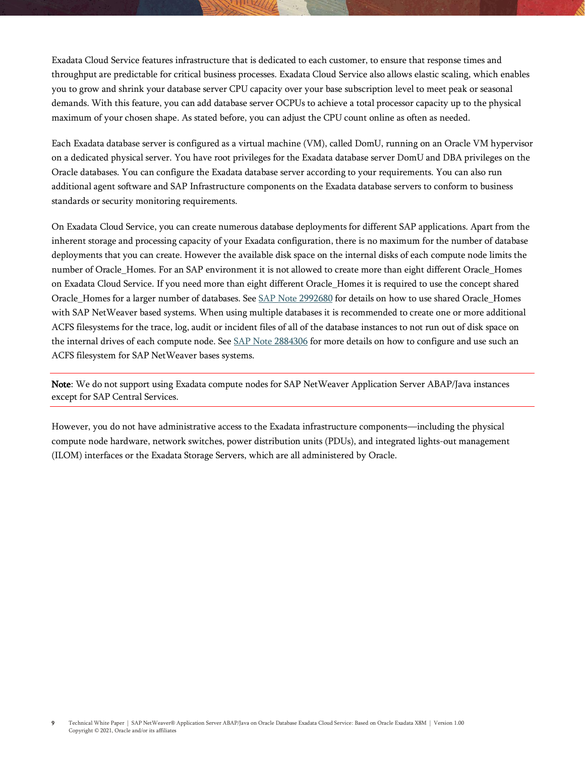Exadata Cloud Service features infrastructure that is dedicated to each customer, to ensure that response times and throughput are predictable for critical business processes. Exadata Cloud Service also allows elastic scaling, which enables you to grow and shrink your database server CPU capacity over your base subscription level to meet peak or seasonal demands. With this feature, you can add database server OCPUs to achieve a total processor capacity up to the physical maximum of your chosen shape. As stated before, you can adjust the CPU count online as often as needed.

Each Exadata database server is configured as a virtual machine (VM), called DomU, running on an Oracle VM hypervisor on a dedicated physical server. You have root privileges for the Exadata database server DomU and DBA privileges on the Oracle databases. You can configure the Exadata database server according to your requirements. You can also run additional agent software and SAP Infrastructure components on the Exadata database servers to conform to business standards or security monitoring requirements.

On Exadata Cloud Service, you can create numerous database deployments for different SAP applications. Apart from the inherent storage and processing capacity of your Exadata configuration, there is no maximum for the number of database deployments that you can create. However the available disk space on the internal disks of each compute node limits the number of Oracle_Homes. For an SAP environment it is not allowed to create more than eight different Oracle_Homes on Exadata Cloud Service. If you need more than eight different Oracle_Homes it is required to use the concept shared Oracle_Homes for a larger number of databases. See SAP Note 2992680 for details on how to use shared Oracle_Homes with SAP NetWeaver based systems. When using multiple databases it is recommended to create one or more additional ACFS filesystems for the trace, log, audit or incident files of all of the database instances to not run out of disk space on the internal drives of each compute node. See SAP Note 2884306 for more details on how to configure and use such an ACFS filesystem for SAP NetWeaver bases systems.

---

**Note**: We do not support using Exadata compute nodes for SAP NetWeaver Application Server ABAP/Java instances except for SAP Central Services.

---

However, you do not have administrative access to the Exadata infrastructure components—including the physical compute node hardware, network switches, power distribution units (PDUs), and integrated lights-out management (ILOM) interfaces or the Exadata Storage Servers, which are all administered by Oracle.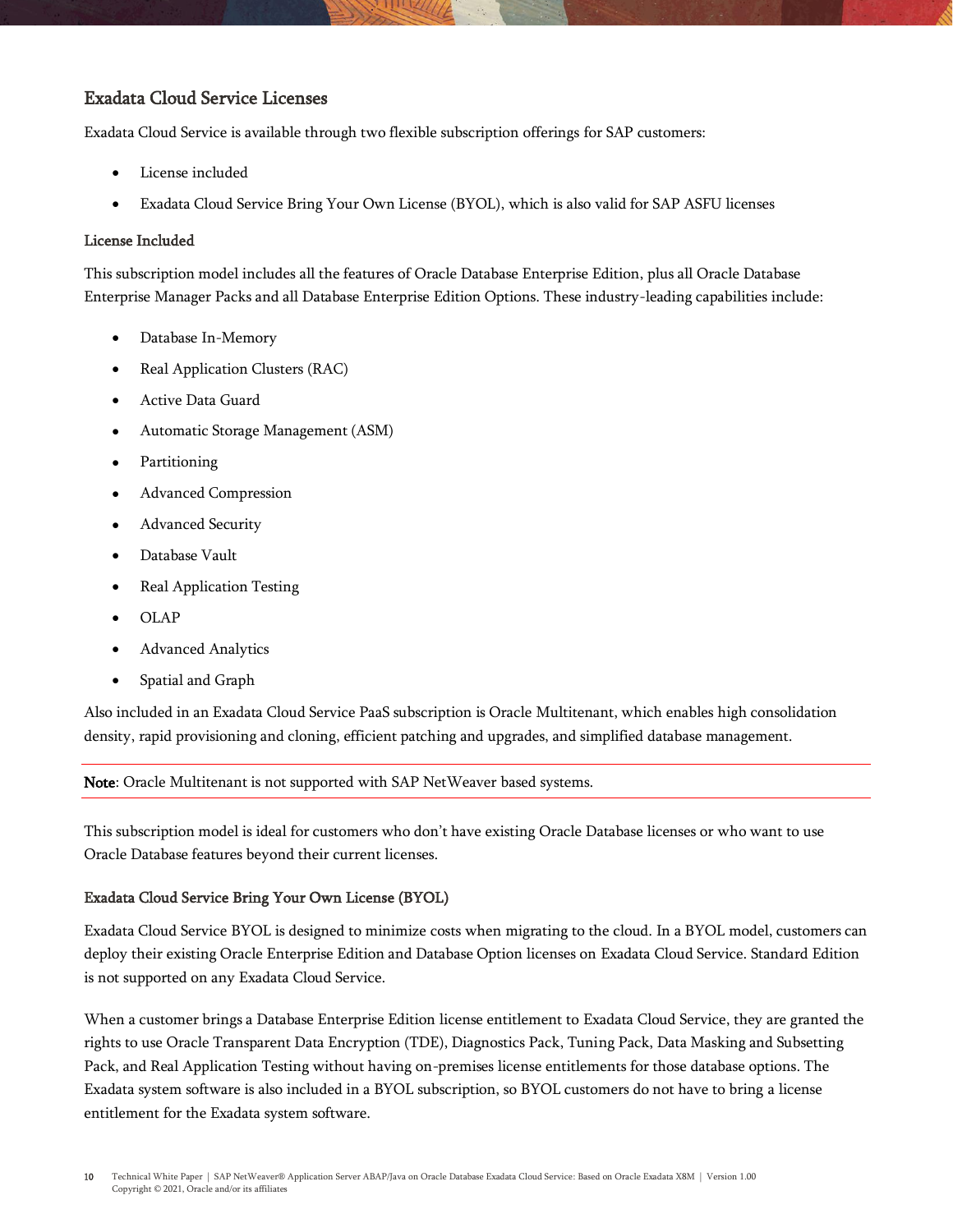## Exadata Cloud Service Licenses

Exadata Cloud Service is available through two flexible subscription offerings for SAP customers:

- License included
- Exadata Cloud Service Bring Your Own License (BYOL), which is also valid for SAP ASFU licenses

### License Included

This subscription model includes all the features of Oracle Database Enterprise Edition, plus all Oracle Database Enterprise Manager Packs and all Database Enterprise Edition Options. These industry-leading capabilities include:

- Database In-Memory
- Real Application Clusters (RAC)
- Active Data Guard
- Automatic Storage Management (ASM)
- Partitioning
- Advanced Compression
- Advanced Security
- Database Vault
- Real Application Testing
- OLAP
- Advanced Analytics
- Spatial and Graph

Also included in an Exadata Cloud Service PaaS subscription is Oracle Multitenant, which enables high consolidation density, rapid provisioning and cloning, efficient patching and upgrades, and simplified database management.

**Note**: Oracle Multitenant is not supported with SAP NetWeaver based systems.

This subscription model is ideal for customers who don't have existing Oracle Database licenses or who want to use Oracle Database features beyond their current licenses.

### Exadata Cloud Service Bring Your Own License (BYOL)

Exadata Cloud Service BYOL is designed to minimize costs when migrating to the cloud. In a BYOL model, customers can deploy their existing Oracle Enterprise Edition and Database Option licenses on Exadata Cloud Service. Standard Edition is not supported on any Exadata Cloud Service.

When a customer brings a Database Enterprise Edition license entitlement to Exadata Cloud Service, they are granted the rights to use Oracle Transparent Data Encryption (TDE), Diagnostics Pack, Tuning Pack, Data Masking and Subsetting Pack, and Real Application Testing without having on-premises license entitlements for those database options. The Exadata system software is also included in a BYOL subscription, so BYOL customers do not have to bring a license entitlement for the Exadata system software.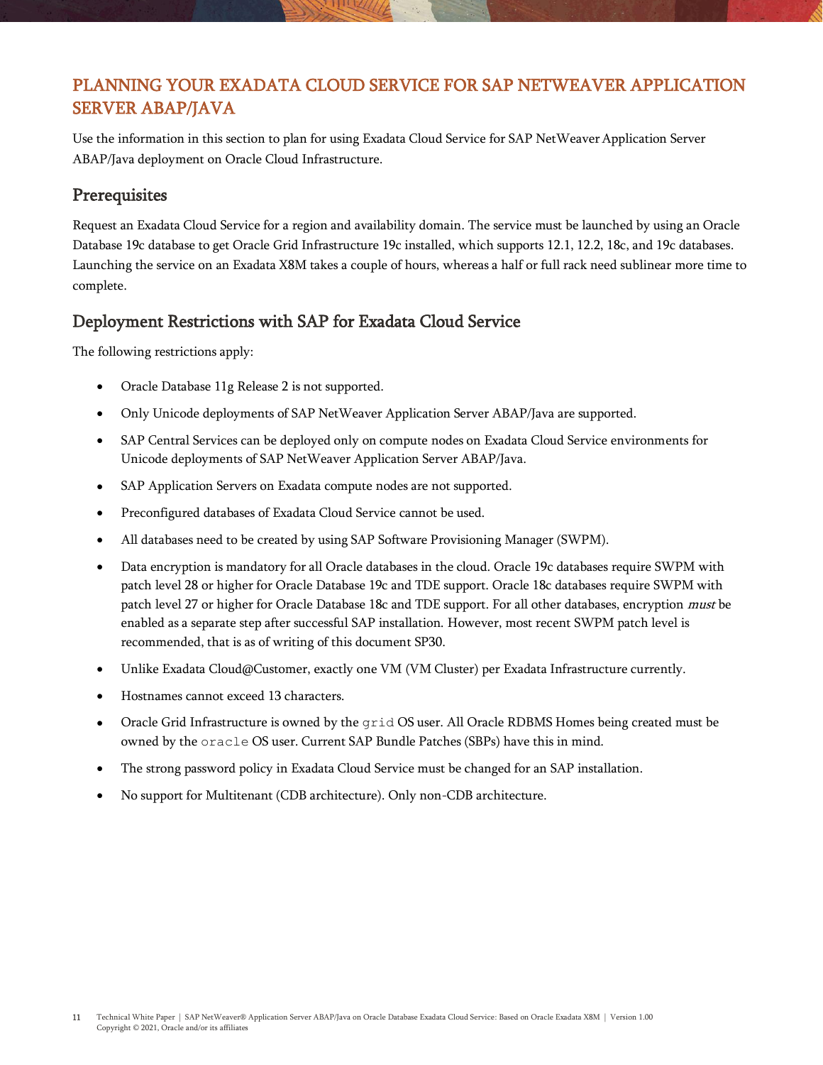## PLANNING YOUR EXADATA CLOUD SERVICE FOR SAP NETWEAVER APPLICATION SERVER ABAP/JAVA

Use the information in this section to plan for using Exadata Cloud Service for SAP NetWeaver Application Server ABAP/Java deployment on Oracle Cloud Infrastructure.

### Prerequisites

Request an Exadata Cloud Service for a region and availability domain. The service must be launched by using an Oracle Database 19c database to get Oracle Grid Infrastructure 19c installed, which supports 12.1, 12.2, 18c, and 19c databases. Launching the service on an Exadata X8M takes a couple of hours, whereas a half or full rack need sublinear more time to complete.

### Deployment Restrictions with SAP for Exadata Cloud Service

The following restrictions apply:

- Oracle Database 11g Release 2 is not supported.
- Only Unicode deployments of SAP NetWeaver Application Server ABAP/Java are supported.
- SAP Central Services can be deployed only on compute nodes on Exadata Cloud Service environments for Unicode deployments of SAP NetWeaver Application Server ABAP/Java.
- SAP Application Servers on Exadata compute nodes are not supported.
- Preconfigured databases of Exadata Cloud Service cannot be used.
- All databases need to be created by using SAP Software Provisioning Manager (SWPM).
- Data encryption is mandatory for all Oracle databases in the cloud. Oracle 19c databases require SWPM with patch level 28 or higher for Oracle Database 19c and TDE support. Oracle 18c databases require SWPM with patch level 27 or higher for Oracle Database 18c and TDE support. For all other databases, encryption *must* be enabled as a separate step after successful SAP installation. However, most recent SWPM patch level is recommended, that is as of writing of this document SP30.
- Unlike Exadata Cloud@Customer, exactly one VM (VM Cluster) per Exadata Infrastructure currently.
- Hostnames cannot exceed 13 characters.
- Oracle Grid Infrastructure is owned by the `grid` OS user. All Oracle RDBMS Homes being created must be owned by the `oracle` OS user. Current SAP Bundle Patches (SBPs) have this in mind.
- The strong password policy in Exadata Cloud Service must be changed for an SAP installation.
- No support for Multitenant (CDB architecture). Only non-CDB architecture.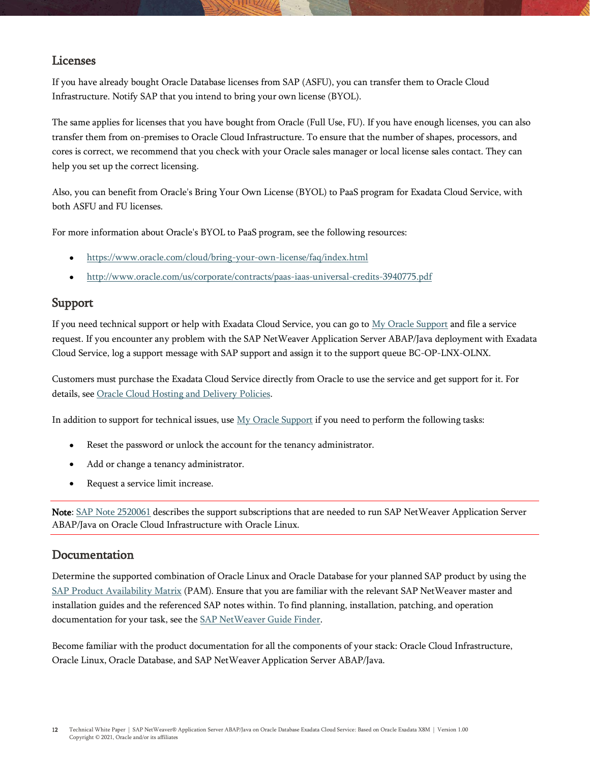## Licenses

If you have already bought Oracle Database licenses from SAP (ASFU), you can transfer them to Oracle Cloud Infrastructure. Notify SAP that you intend to bring your own license (BYOL).

The same applies for licenses that you have bought from Oracle (Full Use, FU). If you have enough licenses, you can also transfer them from on-premises to Oracle Cloud Infrastructure. To ensure that the number of shapes, processors, and cores is correct, we recommend that you check with your Oracle sales manager or local license sales contact. They can help you set up the correct licensing.

Also, you can benefit from Oracle's Bring Your Own License (BYOL) to PaaS program for Exadata Cloud Service, with both ASFU and FU licenses.

For more information about Oracle's BYOL to PaaS program, see the following resources:

- https://www.oracle.com/cloud/bring-your-own-license/faq/index.html
- http://www.oracle.com/us/corporate/contracts/paas-iaas-universal-credits-3940775.pdf

## Support

If you need technical support or help with Exadata Cloud Service, you can go to My Oracle Support and file a service request. If you encounter any problem with the SAP NetWeaver Application Server ABAP/Java deployment with Exadata Cloud Service, log a support message with SAP support and assign it to the support queue BC-OP-LNX-OLNX.

Customers must purchase the Exadata Cloud Service directly from Oracle to use the service and get support for it. For details, see Oracle Cloud Hosting and Delivery Policies.

In addition to support for technical issues, use My Oracle Support if you need to perform the following tasks:

- Reset the password or unlock the account for the tenancy administrator.
- Add or change a tenancy administrator.
- Request a service limit increase.

---

**Note**: SAP Note 2520061 describes the support subscriptions that are needed to run SAP NetWeaver Application Server ABAP/Java on Oracle Cloud Infrastructure with Oracle Linux.

---

## Documentation

Determine the supported combination of Oracle Linux and Oracle Database for your planned SAP product by using the SAP Product Availability Matrix (PAM). Ensure that you are familiar with the relevant SAP NetWeaver master and installation guides and the referenced SAP notes within. To find planning, installation, patching, and operation documentation for your task, see the SAP NetWeaver Guide Finder.

Become familiar with the product documentation for all the components of your stack: Oracle Cloud Infrastructure, Oracle Linux, Oracle Database, and SAP NetWeaver Application Server ABAP/Java.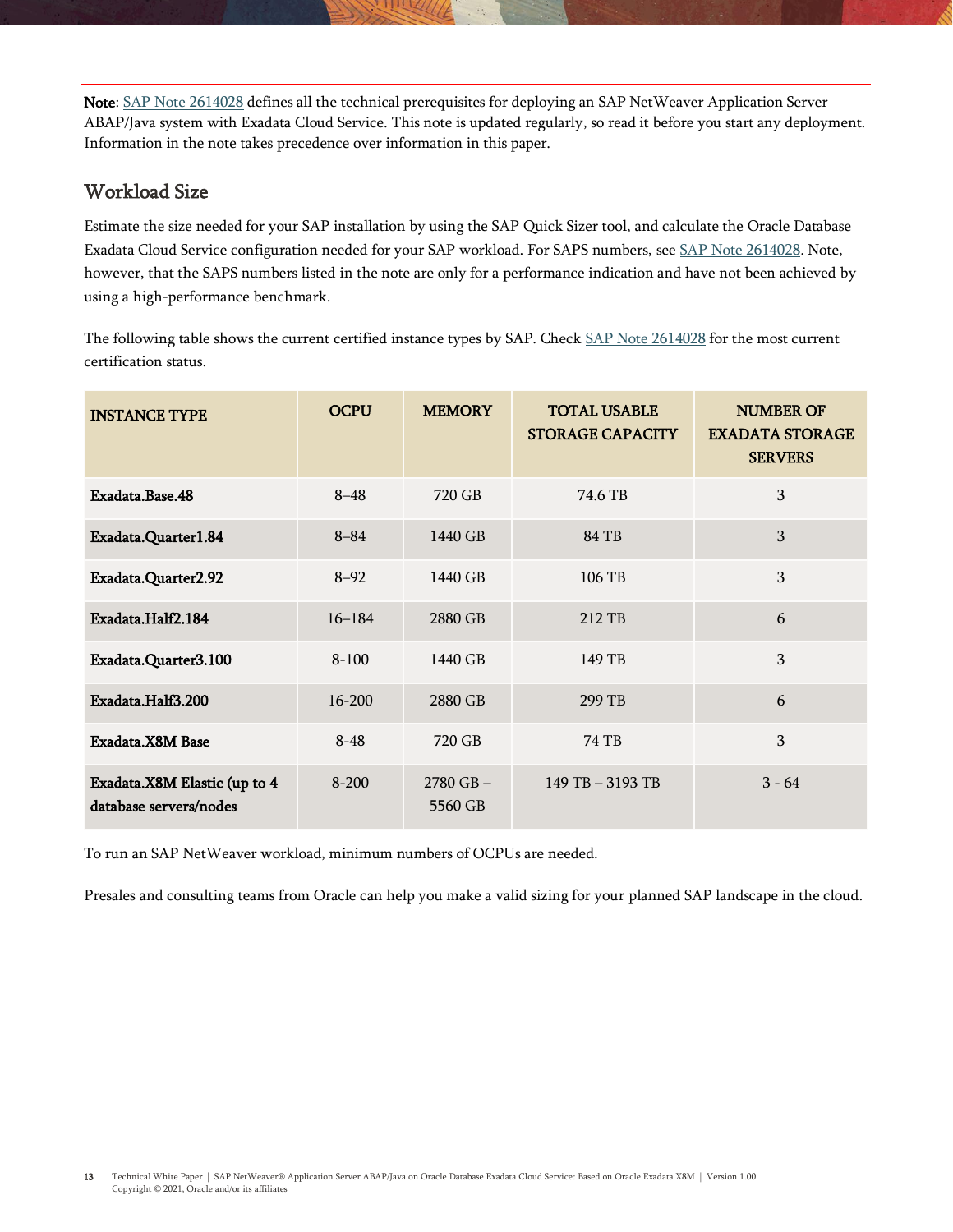**Note**: [SAP Note 2614028](https://launchpad.support.sap.com/#/notes/2614028) defines all the technical prerequisites for deploying an SAP NetWeaver Application Server ABAP/Java system with Exadata Cloud Service. This note is updated regularly, so read it before you start any deployment. Information in the note takes precedence over information in this paper.

## Workload Size

Estimate the size needed for your SAP installation by using the SAP Quick Sizer tool, and calculate the Oracle Database Exadata Cloud Service configuration needed for your SAP workload. For SAPS numbers, see SAP Note 2614028. Note, however, that the SAPS numbers listed in the note are only for a performance indication and have not been achieved by using a high-performance benchmark.

The following table shows the current certified instance types by SAP. Check SAP Note 2614028 for the most current certification status.

| INSTANCE TYPE | OCPU | MEMORY | TOTAL USABLE STORAGE CAPACITY | NUMBER OF EXADATA STORAGE SERVERS |
|---|---|---|---|---|
| **Exadata.Base.48** | 8–48 | 720 GB | 74.6 TB | 3 |
| **Exadata.Quarter1.84** | 8–84 | 1440 GB | 84 TB | 3 |
| **Exadata.Quarter2.92** | 8–92 | 1440 GB | 106 TB | 3 |
| **Exadata.Half2.184** | 16–184 | 2880 GB | 212 TB | 6 |
| **Exadata.Quarter3.100** | 8-100 | 1440 GB | 149 TB | 3 |
| **Exadata.Half3.200** | 16-200 | 2880 GB | 299 TB | 6 |
| **Exadata.X8M Base** | 8-48 | 720 GB | 74 TB | 3 |
| **Exadata.X8M Elastic (up to 4 database servers/nodes** | 8-200 | 2780 GB – 5560 GB | 149 TB – 3193 TB | 3 - 64 |

To run an SAP NetWeaver workload, minimum numbers of OCPUs are needed.

Presales and consulting teams from Oracle can help you make a valid sizing for your planned SAP landscape in the cloud.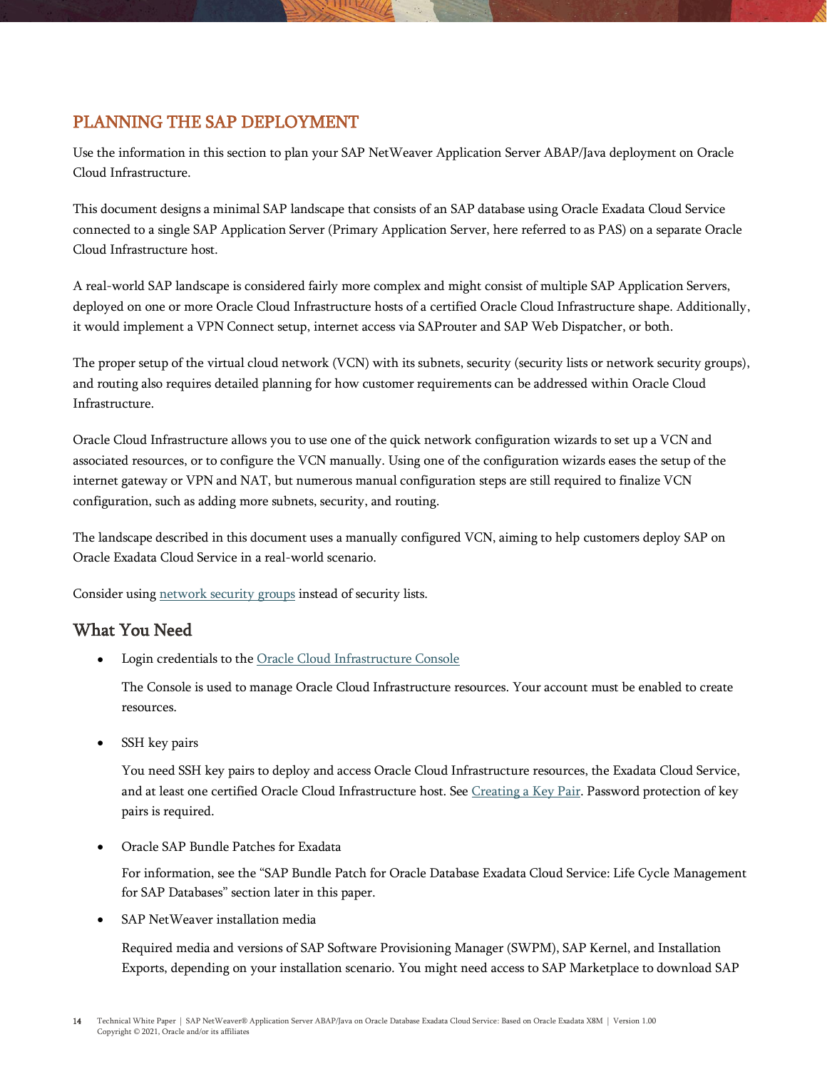# PLANNING THE SAP DEPLOYMENT

Use the information in this section to plan your SAP NetWeaver Application Server ABAP/Java deployment on Oracle Cloud Infrastructure.

This document designs a minimal SAP landscape that consists of an SAP database using Oracle Exadata Cloud Service connected to a single SAP Application Server (Primary Application Server, here referred to as PAS) on a separate Oracle Cloud Infrastructure host.

A real-world SAP landscape is considered fairly more complex and might consist of multiple SAP Application Servers, deployed on one or more Oracle Cloud Infrastructure hosts of a certified Oracle Cloud Infrastructure shape. Additionally, it would implement a VPN Connect setup, internet access via SAProuter and SAP Web Dispatcher, or both.

The proper setup of the virtual cloud network (VCN) with its subnets, security (security lists or network security groups), and routing also requires detailed planning for how customer requirements can be addressed within Oracle Cloud Infrastructure.

Oracle Cloud Infrastructure allows you to use one of the quick network configuration wizards to set up a VCN and associated resources, or to configure the VCN manually. Using one of the configuration wizards eases the setup of the internet gateway or VPN and NAT, but numerous manual configuration steps are still required to finalize VCN configuration, such as adding more subnets, security, and routing.

The landscape described in this document uses a manually configured VCN, aiming to help customers deploy SAP on Oracle Exadata Cloud Service in a real-world scenario.

Consider using network security groups instead of security lists.

## What You Need

- Login credentials to the Oracle Cloud Infrastructure Console

  The Console is used to manage Oracle Cloud Infrastructure resources. Your account must be enabled to create resources.

- SSH key pairs

  You need SSH key pairs to deploy and access Oracle Cloud Infrastructure resources, the Exadata Cloud Service, and at least one certified Oracle Cloud Infrastructure host. See Creating a Key Pair. Password protection of key pairs is required.

- Oracle SAP Bundle Patches for Exadata

  For information, see the "SAP Bundle Patch for Oracle Database Exadata Cloud Service: Life Cycle Management for SAP Databases" section later in this paper.

- SAP NetWeaver installation media

  Required media and versions of SAP Software Provisioning Manager (SWPM), SAP Kernel, and Installation Exports, depending on your installation scenario. You might need access to SAP Marketplace to download SAP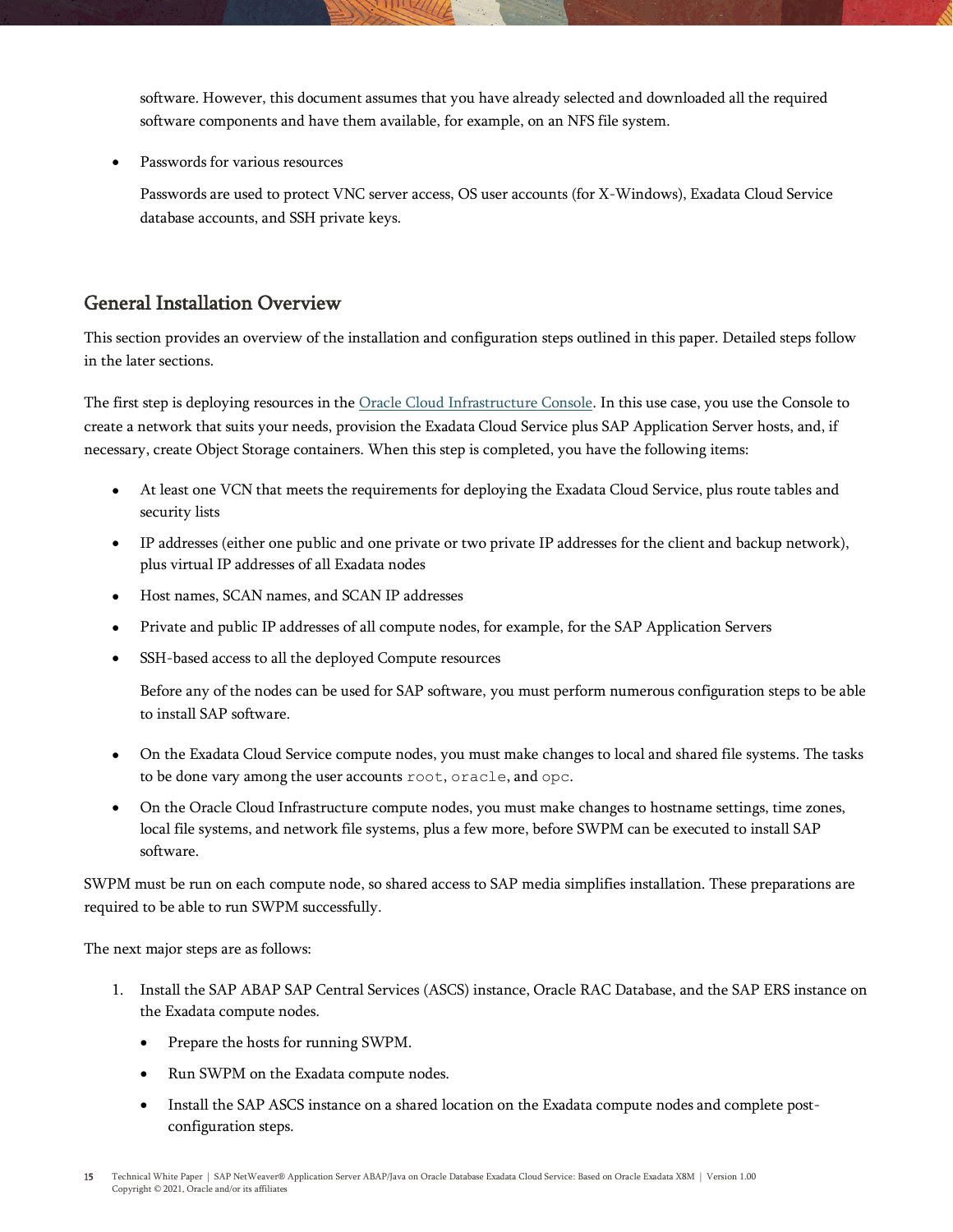software. However, this document assumes that you have already selected and downloaded all the required software components and have them available, for example, on an NFS file system.

- Passwords for various resources

  Passwords are used to protect VNC server access, OS user accounts (for X-Windows), Exadata Cloud Service database accounts, and SSH private keys.

## General Installation Overview

This section provides an overview of the installation and configuration steps outlined in this paper. Detailed steps follow in the later sections.

The first step is deploying resources in the [Oracle Cloud Infrastructure Console](). In this use case, you use the Console to create a network that suits your needs, provision the Exadata Cloud Service plus SAP Application Server hosts, and, if necessary, create Object Storage containers. When this step is completed, you have the following items:

- At least one VCN that meets the requirements for deploying the Exadata Cloud Service, plus route tables and security lists
- IP addresses (either one public and one private or two private IP addresses for the client and backup network), plus virtual IP addresses of all Exadata nodes
- Host names, SCAN names, and SCAN IP addresses
- Private and public IP addresses of all compute nodes, for example, for the SAP Application Servers
- SSH-based access to all the deployed Compute resources

  Before any of the nodes can be used for SAP software, you must perform numerous configuration steps to be able to install SAP software.

- On the Exadata Cloud Service compute nodes, you must make changes to local and shared file systems. The tasks to be done vary among the user accounts `root`, `oracle`, and `opc`.
- On the Oracle Cloud Infrastructure compute nodes, you must make changes to hostname settings, time zones, local file systems, and network file systems, plus a few more, before SWPM can be executed to install SAP software.

SWPM must be run on each compute node, so shared access to SAP media simplifies installation. These preparations are required to be able to run SWPM successfully.

The next major steps are as follows:

1. Install the SAP ABAP SAP Central Services (ASCS) instance, Oracle RAC Database, and the SAP ERS instance on the Exadata compute nodes.
   - Prepare the hosts for running SWPM.
   - Run SWPM on the Exadata compute nodes.
   - Install the SAP ASCS instance on a shared location on the Exadata compute nodes and complete post-configuration steps.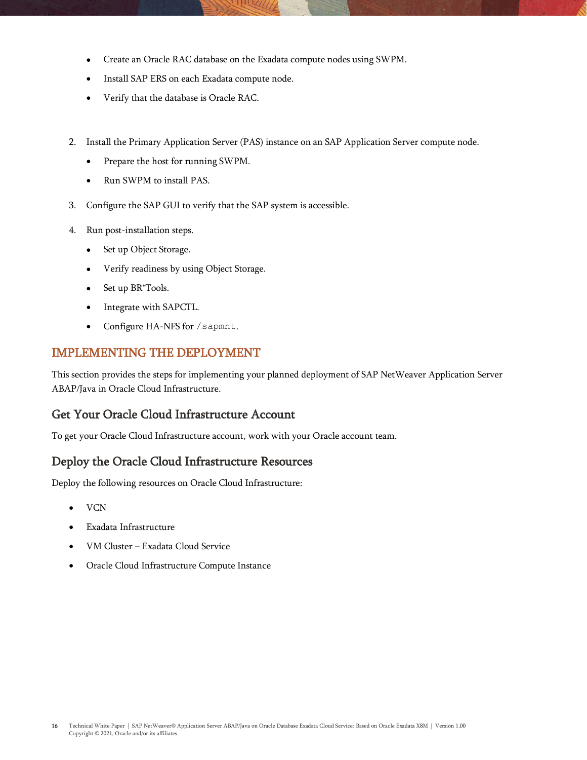- Create an Oracle RAC database on the Exadata compute nodes using SWPM.
- Install SAP ERS on each Exadata compute node.
- Verify that the database is Oracle RAC.

2. Install the Primary Application Server (PAS) instance on an SAP Application Server compute node.
   - Prepare the host for running SWPM.
   - Run SWPM to install PAS.
3. Configure the SAP GUI to verify that the SAP system is accessible.
4. Run post-installation steps.
   - Set up Object Storage.
   - Verify readiness by using Object Storage.
   - Set up BR*Tools.
   - Integrate with SAPCTL.
   - Configure HA-NFS for `/sapmnt`.

## IMPLEMENTING THE DEPLOYMENT

This section provides the steps for implementing your planned deployment of SAP NetWeaver Application Server ABAP/Java in Oracle Cloud Infrastructure.

### Get Your Oracle Cloud Infrastructure Account

To get your Oracle Cloud Infrastructure account, work with your Oracle account team.

### Deploy the Oracle Cloud Infrastructure Resources

Deploy the following resources on Oracle Cloud Infrastructure:

- VCN
- Exadata Infrastructure
- VM Cluster – Exadata Cloud Service
- Oracle Cloud Infrastructure Compute Instance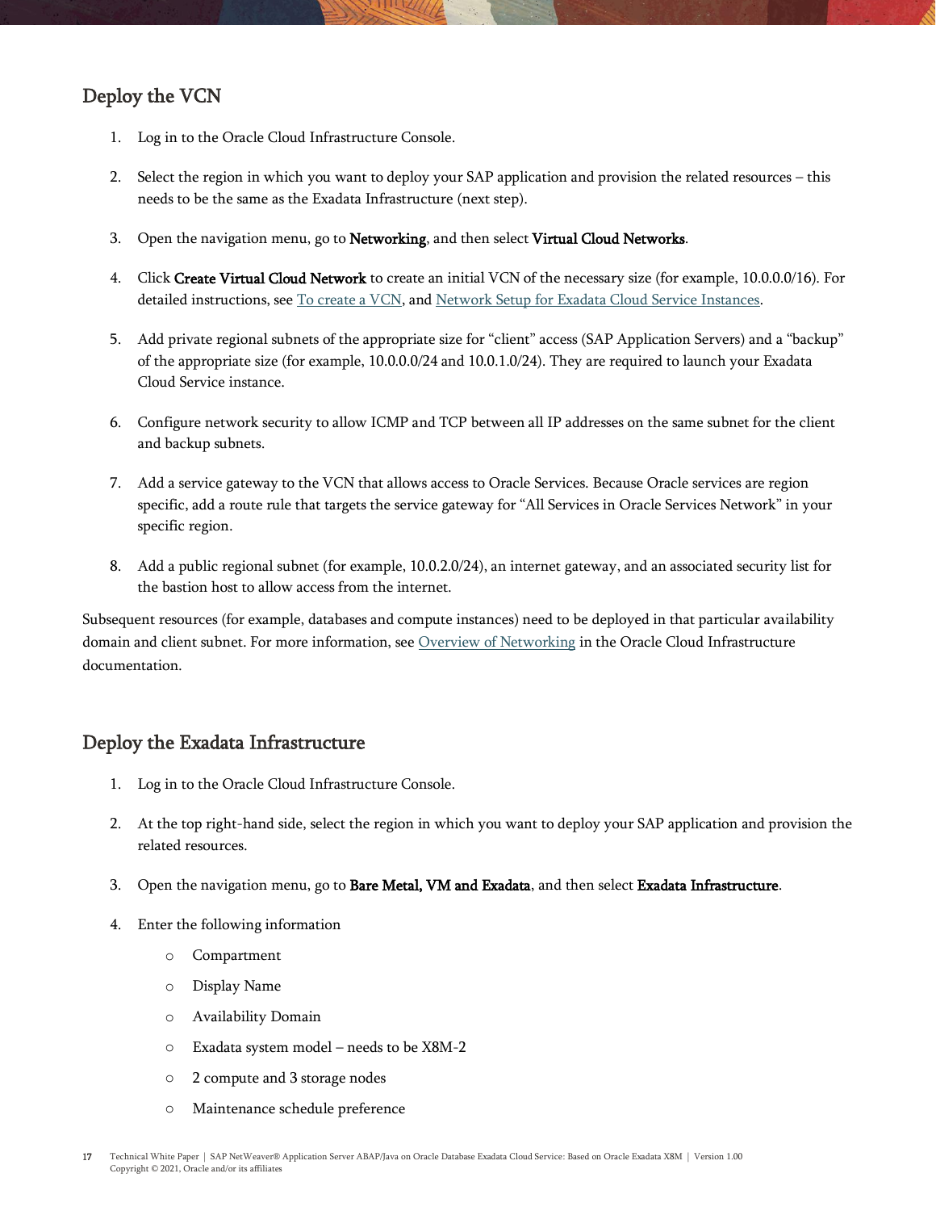## Deploy the VCN

1. Log in to the Oracle Cloud Infrastructure Console.
2. Select the region in which you want to deploy your SAP application and provision the related resources – this needs to be the same as the Exadata Infrastructure (next step).
3. Open the navigation menu, go to **Networking**, and then select **Virtual Cloud Networks**.
4. Click **Create Virtual Cloud Network** to create an initial VCN of the necessary size (for example, 10.0.0.0/16). For detailed instructions, see [To create a VCN](), and [Network Setup for Exadata Cloud Service Instances]().
5. Add private regional subnets of the appropriate size for "client" access (SAP Application Servers) and a "backup" of the appropriate size (for example, 10.0.0.0/24 and 10.0.1.0/24). They are required to launch your Exadata Cloud Service instance.
6. Configure network security to allow ICMP and TCP between all IP addresses on the same subnet for the client and backup subnets.
7. Add a service gateway to the VCN that allows access to Oracle Services. Because Oracle services are region specific, add a route rule that targets the service gateway for "All Services in Oracle Services Network" in your specific region.
8. Add a public regional subnet (for example, 10.0.2.0/24), an internet gateway, and an associated security list for the bastion host to allow access from the internet.

Subsequent resources (for example, databases and compute instances) need to be deployed in that particular availability domain and client subnet. For more information, see [Overview of Networking]() in the Oracle Cloud Infrastructure documentation.

## Deploy the Exadata Infrastructure

1. Log in to the Oracle Cloud Infrastructure Console.
2. At the top right-hand side, select the region in which you want to deploy your SAP application and provision the related resources.
3. Open the navigation menu, go to **Bare Metal, VM and Exadata**, and then select **Exadata Infrastructure**.
4. Enter the following information
   - Compartment
   - Display Name
   - Availability Domain
   - Exadata system model – needs to be X8M-2
   - 2 compute and 3 storage nodes
   - Maintenance schedule preference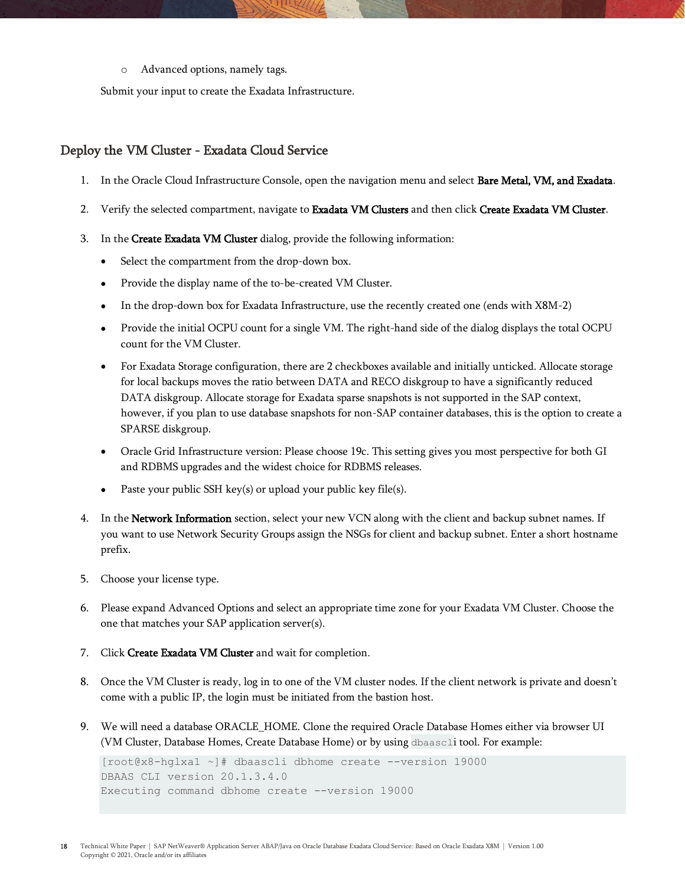- Advanced options, namely tags.

Submit your input to create the Exadata Infrastructure.

## Deploy the VM Cluster - Exadata Cloud Service

1. In the Oracle Cloud Infrastructure Console, open the navigation menu and select **Bare Metal, VM, and Exadata**.

2. Verify the selected compartment, navigate to **Exadata VM Clusters** and then click **Create Exadata VM Cluster**.

3. In the **Create Exadata VM Cluster** dialog, provide the following information:
   - Select the compartment from the drop-down box.
   - Provide the display name of the to-be-created VM Cluster.
   - In the drop-down box for Exadata Infrastructure, use the recently created one (ends with X8M-2)
   - Provide the initial OCPU count for a single VM. The right-hand side of the dialog displays the total OCPU count for the VM Cluster.
   - For Exadata Storage configuration, there are 2 checkboxes available and initially unticked. Allocate storage for local backups moves the ratio between DATA and RECO diskgroup to have a significantly reduced DATA diskgroup. Allocate storage for Exadata sparse snapshots is not supported in the SAP context, however, if you plan to use database snapshots for non-SAP container databases, this is the option to create a SPARSE diskgroup.
   - Oracle Grid Infrastructure version: Please choose 19c. This setting gives you most perspective for both GI and RDBMS upgrades and the widest choice for RDBMS releases.
   - Paste your public SSH key(s) or upload your public key file(s).

4. In the **Network Information** section, select your new VCN along with the client and backup subnet names. If you want to use Network Security Groups assign the NSGs for client and backup subnet. Enter a short hostname prefix.

5. Choose your license type.

6. Please expand Advanced Options and select an appropriate time zone for your Exadata VM Cluster. Choose the one that matches your SAP application server(s).

7. Click **Create Exadata VM Cluster** and wait for completion.

8. Once the VM Cluster is ready, log in to one of the VM cluster nodes. If the client network is private and doesn't come with a public IP, the login must be initiated from the bastion host.

9. We will need a database ORACLE_HOME. Clone the required Oracle Database Homes either via browser UI (VM Cluster, Database Homes, Create Database Home) or by using `dbaascli` tool. For example:

```
[root@x8-hglxa1 ~]# dbaascli dbhome create --version 19000
DBAAS CLI version 20.1.3.4.0
Executing command dbhome create --version 19000
```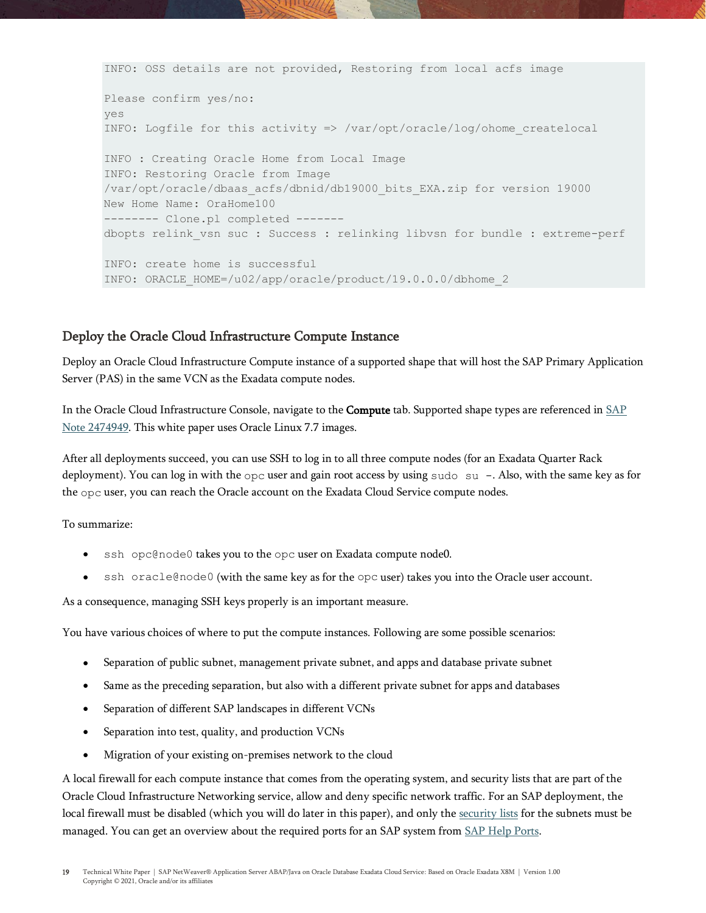```
INFO: OSS details are not provided, Restoring from local acfs image

Please confirm yes/no:
yes
INFO: Logfile for this activity => /var/opt/oracle/log/ohome_createlocal

INFO : Creating Oracle Home from Local Image
INFO: Restoring Oracle from Image
/var/opt/oracle/dbaas_acfs/dbnid/db19000_bits_EXA.zip for version 19000
New Home Name: OraHome100
-------- Clone.pl completed -------
dbopts relink_vsn suc : Success : relinking libvsn for bundle : extreme-perf

INFO: create home is successful
INFO: ORACLE_HOME=/u02/app/oracle/product/19.0.0.0/dbhome_2
```

## Deploy the Oracle Cloud Infrastructure Compute Instance

Deploy an Oracle Cloud Infrastructure Compute instance of a supported shape that will host the SAP Primary Application Server (PAS) in the same VCN as the Exadata compute nodes.

In the Oracle Cloud Infrastructure Console, navigate to the **Compute** tab. Supported shape types are referenced in [SAP Note 2474949](). This white paper uses Oracle Linux 7.7 images.

After all deployments succeed, you can use SSH to log in to all three compute nodes (for an Exadata Quarter Rack deployment). You can log in with the `opc` user and gain root access by using `sudo su -`. Also, with the same key as for the `opc` user, you can reach the Oracle account on the Exadata Cloud Service compute nodes.

To summarize:

- `ssh opc@node0` takes you to the `opc` user on Exadata compute node0.
- `ssh oracle@node0` (with the same key as for the `opc` user) takes you into the Oracle user account.

As a consequence, managing SSH keys properly is an important measure.

You have various choices of where to put the compute instances. Following are some possible scenarios:

- Separation of public subnet, management private subnet, and apps and database private subnet
- Same as the preceding separation, but also with a different private subnet for apps and databases
- Separation of different SAP landscapes in different VCNs
- Separation into test, quality, and production VCNs
- Migration of your existing on-premises network to the cloud

A local firewall for each compute instance that comes from the operating system, and security lists that are part of the Oracle Cloud Infrastructure Networking service, allow and deny specific network traffic. For an SAP deployment, the local firewall must be disabled (which you will do later in this paper), and only the [security lists]() for the subnets must be managed. You can get an overview about the required ports for an SAP system from [SAP Help Ports]().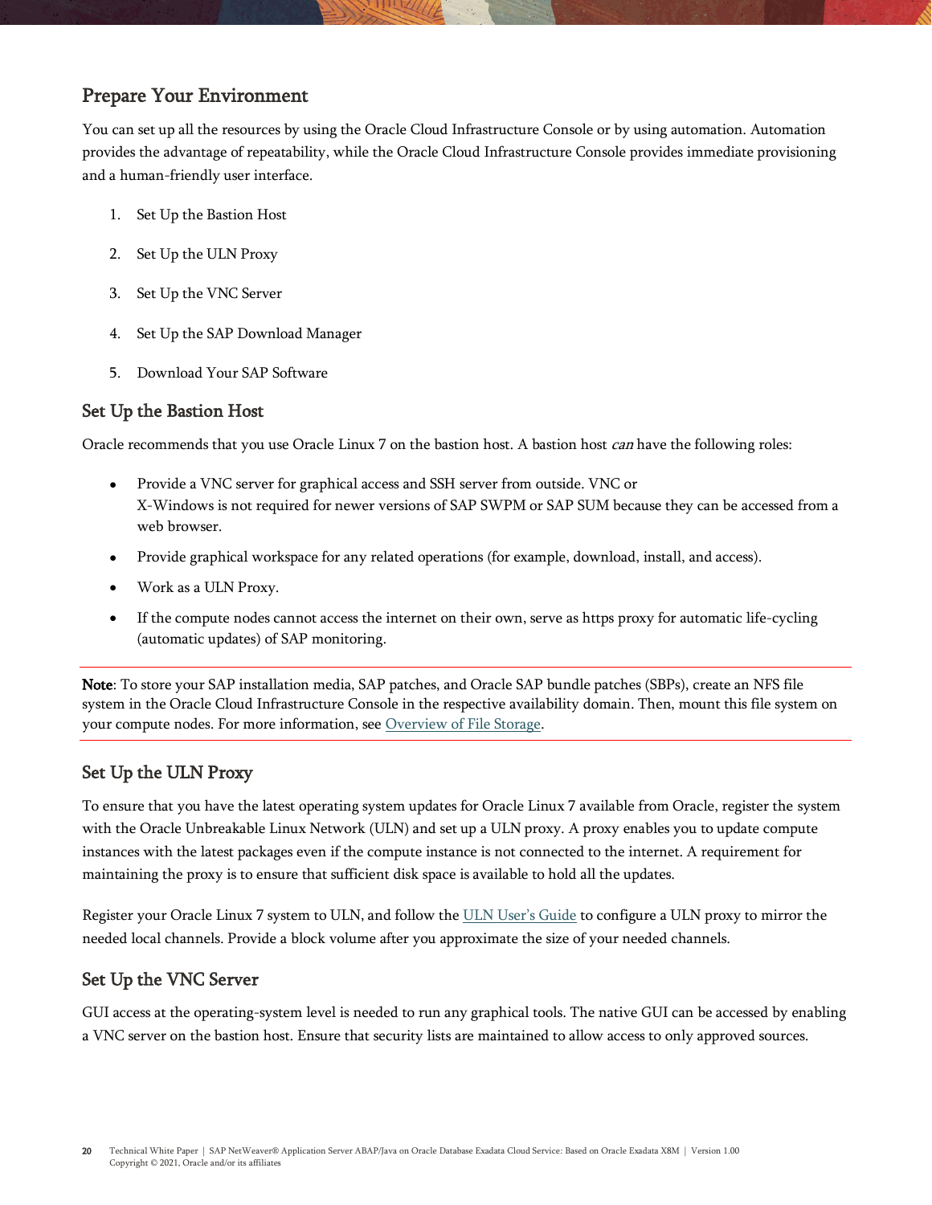## Prepare Your Environment

You can set up all the resources by using the Oracle Cloud Infrastructure Console or by using automation. Automation provides the advantage of repeatability, while the Oracle Cloud Infrastructure Console provides immediate provisioning and a human-friendly user interface.

1. Set Up the Bastion Host
2. Set Up the ULN Proxy
3. Set Up the VNC Server
4. Set Up the SAP Download Manager
5. Download Your SAP Software

### Set Up the Bastion Host

Oracle recommends that you use Oracle Linux 7 on the bastion host. A bastion host *can* have the following roles:

- Provide a VNC server for graphical access and SSH server from outside. VNC or X-Windows is not required for newer versions of SAP SWPM or SAP SUM because they can be accessed from a web browser.
- Provide graphical workspace for any related operations (for example, download, install, and access).
- Work as a ULN Proxy.
- If the compute nodes cannot access the internet on their own, serve as https proxy for automatic life-cycling (automatic updates) of SAP monitoring.

---

**Note**: To store your SAP installation media, SAP patches, and Oracle SAP bundle patches (SBPs), create an NFS file system in the Oracle Cloud Infrastructure Console in the respective availability domain. Then, mount this file system on your compute nodes. For more information, see Overview of File Storage.

---

### Set Up the ULN Proxy

To ensure that you have the latest operating system updates for Oracle Linux 7 available from Oracle, register the system with the Oracle Unbreakable Linux Network (ULN) and set up a ULN proxy. A proxy enables you to update compute instances with the latest packages even if the compute instance is not connected to the internet. A requirement for maintaining the proxy is to ensure that sufficient disk space is available to hold all the updates.

Register your Oracle Linux 7 system to ULN, and follow the ULN User's Guide to configure a ULN proxy to mirror the needed local channels. Provide a block volume after you approximate the size of your needed channels.

### Set Up the VNC Server

GUI access at the operating-system level is needed to run any graphical tools. The native GUI can be accessed by enabling a VNC server on the bastion host. Ensure that security lists are maintained to allow access to only approved sources.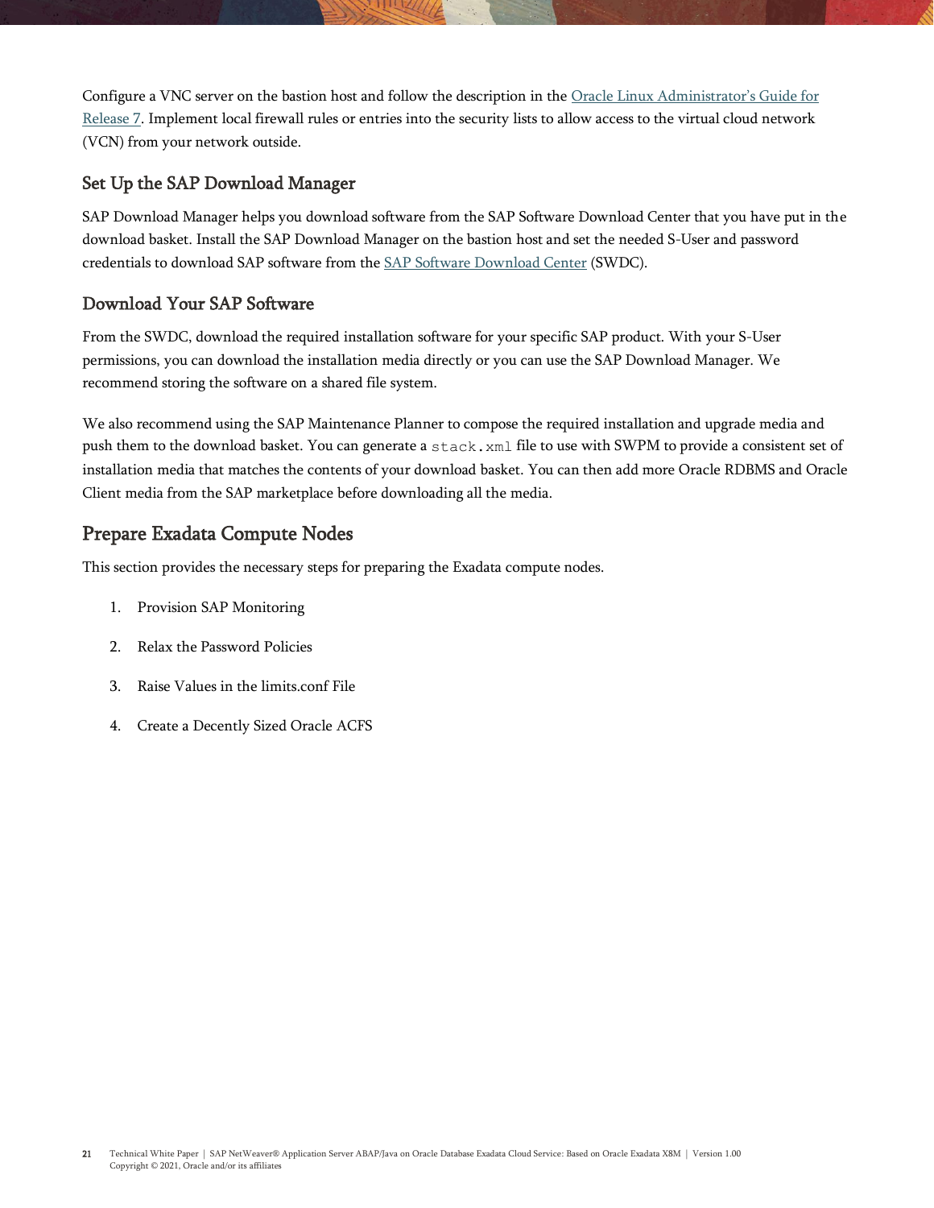Configure a VNC server on the bastion host and follow the description in the Oracle Linux Administrator's Guide for Release 7. Implement local firewall rules or entries into the security lists to allow access to the virtual cloud network (VCN) from your network outside.

### Set Up the SAP Download Manager

SAP Download Manager helps you download software from the SAP Software Download Center that you have put in the download basket. Install the SAP Download Manager on the bastion host and set the needed S-User and password credentials to download SAP software from the SAP Software Download Center (SWDC).

### Download Your SAP Software

From the SWDC, download the required installation software for your specific SAP product. With your S-User permissions, you can download the installation media directly or you can use the SAP Download Manager. We recommend storing the software on a shared file system.

We also recommend using the SAP Maintenance Planner to compose the required installation and upgrade media and push them to the download basket. You can generate a `stack.xml` file to use with SWPM to provide a consistent set of installation media that matches the contents of your download basket. You can then add more Oracle RDBMS and Oracle Client media from the SAP marketplace before downloading all the media.

## Prepare Exadata Compute Nodes

This section provides the necessary steps for preparing the Exadata compute nodes.

1. Provision SAP Monitoring
2. Relax the Password Policies
3. Raise Values in the limits.conf File
4. Create a Decently Sized Oracle ACFS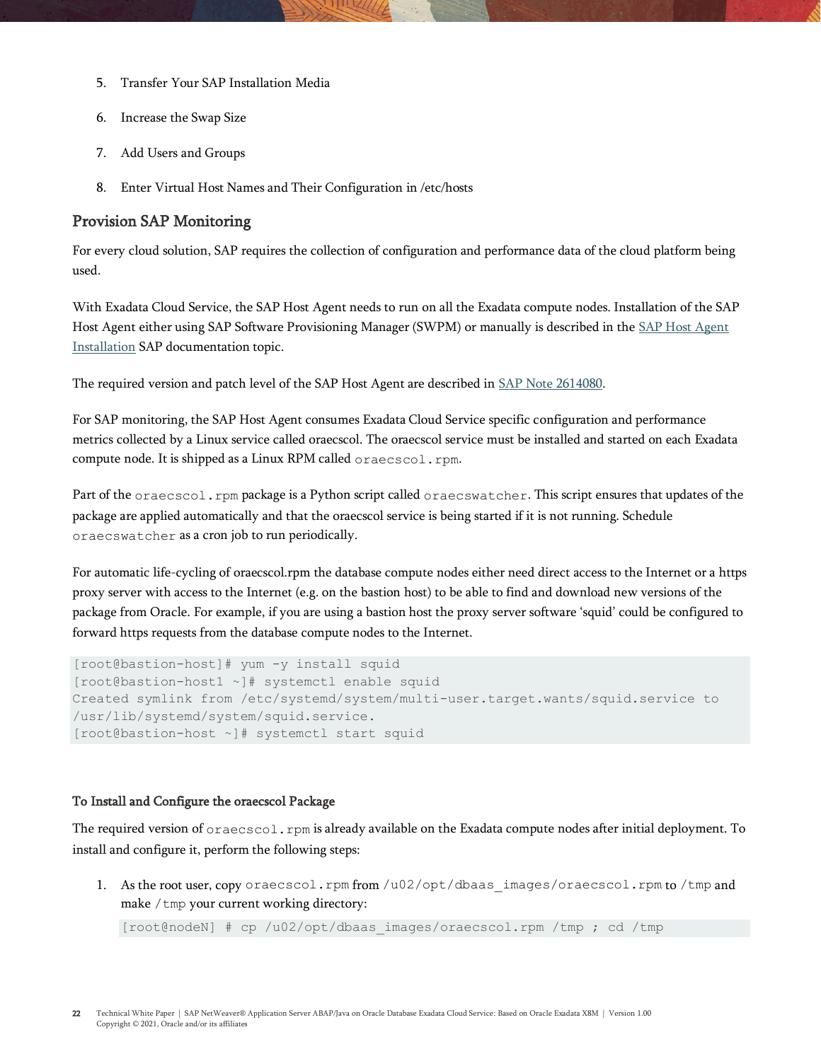5. Transfer Your SAP Installation Media
6. Increase the Swap Size
7. Add Users and Groups
8. Enter Virtual Host Names and Their Configuration in /etc/hosts

## Provision SAP Monitoring

For every cloud solution, SAP requires the collection of configuration and performance data of the cloud platform being used.

With Exadata Cloud Service, the SAP Host Agent needs to run on all the Exadata compute nodes. Installation of the SAP Host Agent either using SAP Software Provisioning Manager (SWPM) or manually is described in the SAP Host Agent Installation SAP documentation topic.

The required version and patch level of the SAP Host Agent are described in SAP Note 2614080.

For SAP monitoring, the SAP Host Agent consumes Exadata Cloud Service specific configuration and performance metrics collected by a Linux service called oraecscol. The oraecscol service must be installed and started on each Exadata compute node. It is shipped as a Linux RPM called `oraecscol.rpm`.

Part of the `oraecscol.rpm` package is a Python script called `oraecswatcher`. This script ensures that updates of the package are applied automatically and that the oraecscol service is being started if it is not running. Schedule `oraecswatcher` as a cron job to run periodically.

For automatic life-cycling of oraecscol.rpm the database compute nodes either need direct access to the Internet or a https proxy server with access to the Internet (e.g. on the bastion host) to be able to find and download new versions of the package from Oracle. For example, if you are using a bastion host the proxy server software 'squid' could be configured to forward https requests from the database compute nodes to the Internet.

```
[root@bastion-host]# yum -y install squid
[root@bastion-host1 ~]# systemctl enable squid
Created symlink from /etc/systemd/system/multi-user.target.wants/squid.service to
/usr/lib/systemd/system/squid.service.
[root@bastion-host ~]# systemctl start squid
```

#### To Install and Configure the oraecscol Package

The required version of `oraecscol.rpm` is already available on the Exadata compute nodes after initial deployment. To install and configure it, perform the following steps:

1. As the root user, copy `oraecscol.rpm` from `/u02/opt/dbaas_images/oraecscol.rpm` to `/tmp` and make `/tmp` your current working directory:

   ```
   [root@nodeN] # cp /u02/opt/dbaas_images/oraecscol.rpm /tmp ; cd /tmp
   ```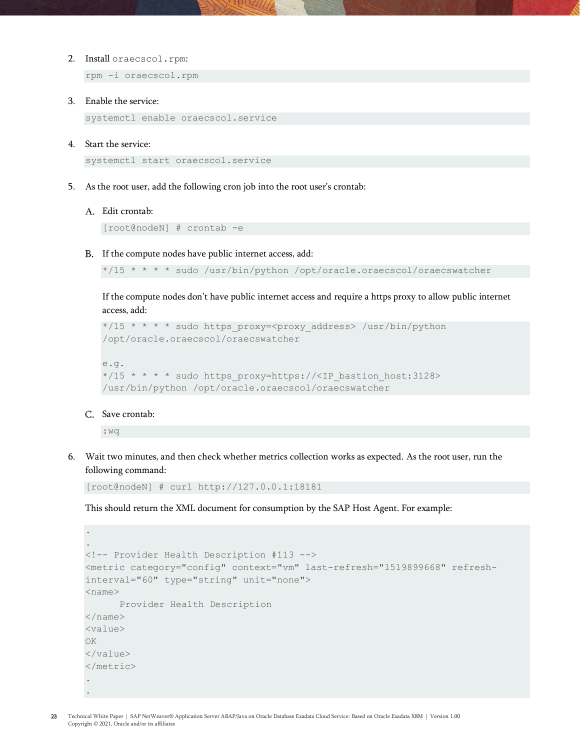2. Install `oraecscol.rpm`:

   ```
   rpm -i oraecscol.rpm
   ```

3. Enable the service:

   ```
   systemctl enable oraecscol.service
   ```

4. Start the service:

   ```
   systemctl start oraecscol.service
   ```

5. As the root user, add the following cron job into the root user's crontab:

   A. Edit crontab:

      ```
      [root@nodeN] # crontab -e
      ```

   B. If the compute nodes have public internet access, add:

      ```
      */15 * * * * sudo /usr/bin/python /opt/oracle.oraecscol/oraecswatcher
      ```

      If the compute nodes don't have public internet access and require a https proxy to allow public internet access, add:

      ```
      */15 * * * * sudo https_proxy=<proxy_address> /usr/bin/python
      /opt/oracle.oraecscol/oraecswatcher

      e.g.
      */15 * * * * sudo https_proxy=https://<IP_bastion_host:3128>
      /usr/bin/python /opt/oracle.oraecscol/oraecswatcher
      ```

   C. Save crontab:

      ```
      :wq
      ```

6. Wait two minutes, and then check whether metrics collection works as expected. As the root user, run the following command:

   ```
   [root@nodeN] # curl http://127.0.0.1:18181
   ```

   This should return the XML document for consumption by the SAP Host Agent. For example:

   ```
   .
   .
   <!-- Provider Health Description #113 -->
   <metric category="config" context="vm" last-refresh="1519899668" refresh-
   interval="60" type="string" unit="none">
   <name>
         Provider Health Description
   </name>
   <value>
   OK
   </value>
   </metric>
   .
   .
   ```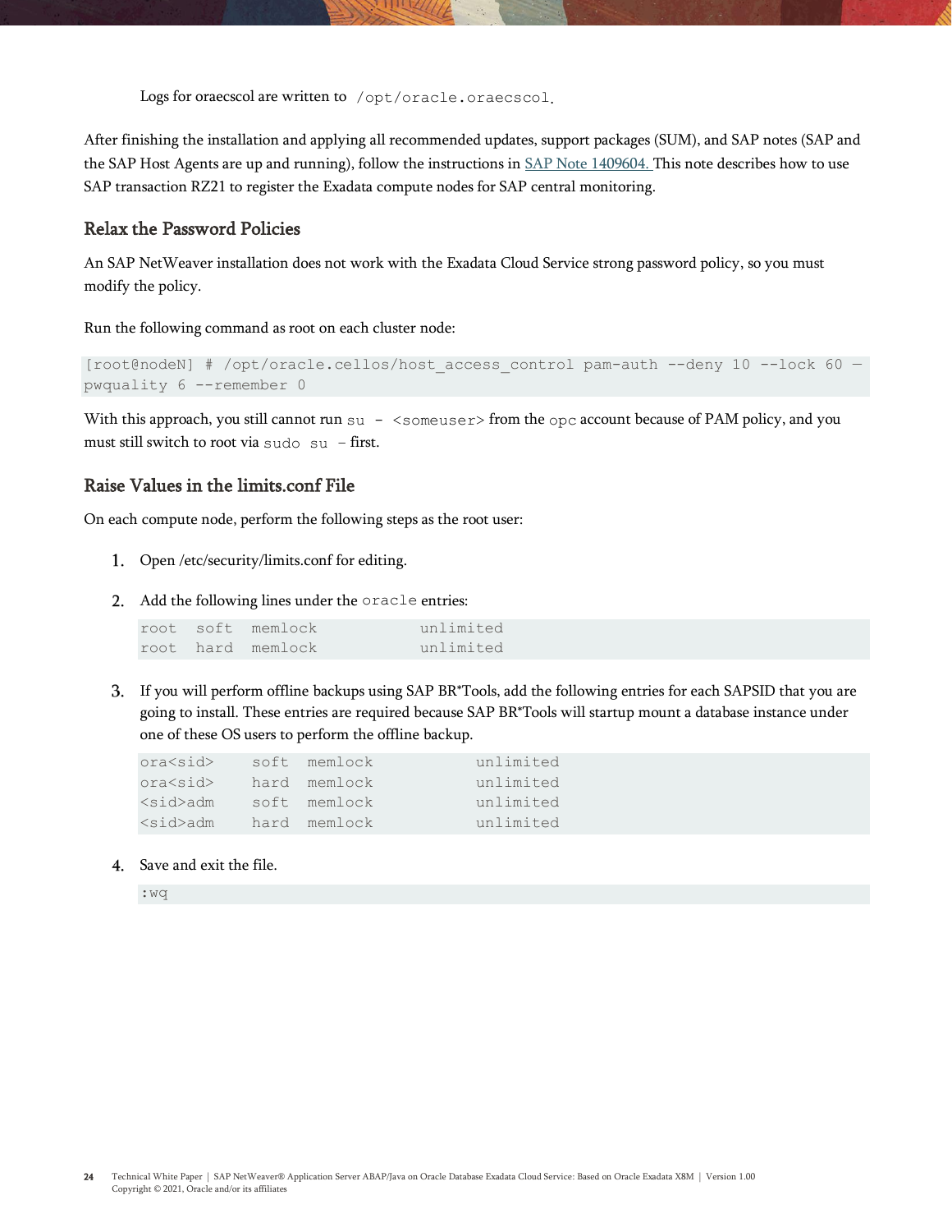Logs for oraecscol are written to `/opt/oracle.oraecscol`.

After finishing the installation and applying all recommended updates, support packages (SUM), and SAP notes (SAP and the SAP Host Agents are up and running), follow the instructions in [SAP Note 1409604.](#) This note describes how to use SAP transaction RZ21 to register the Exadata compute nodes for SAP central monitoring.

## Relax the Password Policies

An SAP NetWeaver installation does not work with the Exadata Cloud Service strong password policy, so you must modify the policy.

Run the following command as root on each cluster node:

```
[root@nodeN] # /opt/oracle.cellos/host_access_control pam-auth --deny 10 --lock 60 —
pwquality 6 --remember 0
```

With this approach, you still cannot run `su - <someuser>` from the `opc` account because of PAM policy, and you must still switch to root via `sudo su -` first.

## Raise Values in the limits.conf File

On each compute node, perform the following steps as the root user:

1. Open /etc/security/limits.conf for editing.
2. Add the following lines under the `oracle` entries:

   ```
   root   soft  memlock           unlimited
   root   hard  memlock           unlimited
   ```

3. If you will perform offline backups using SAP BR*Tools, add the following entries for each SAPSID that you are going to install. These entries are required because SAP BR*Tools will startup mount a database instance under one of these OS users to perform the offline backup.

   ```
   ora<sid>    soft  memlock           unlimited
   ora<sid>    hard  memlock           unlimited
   <sid>adm    soft  memlock           unlimited
   <sid>adm    hard  memlock           unlimited
   ```

4. Save and exit the file.

   ```
   :wq
   ```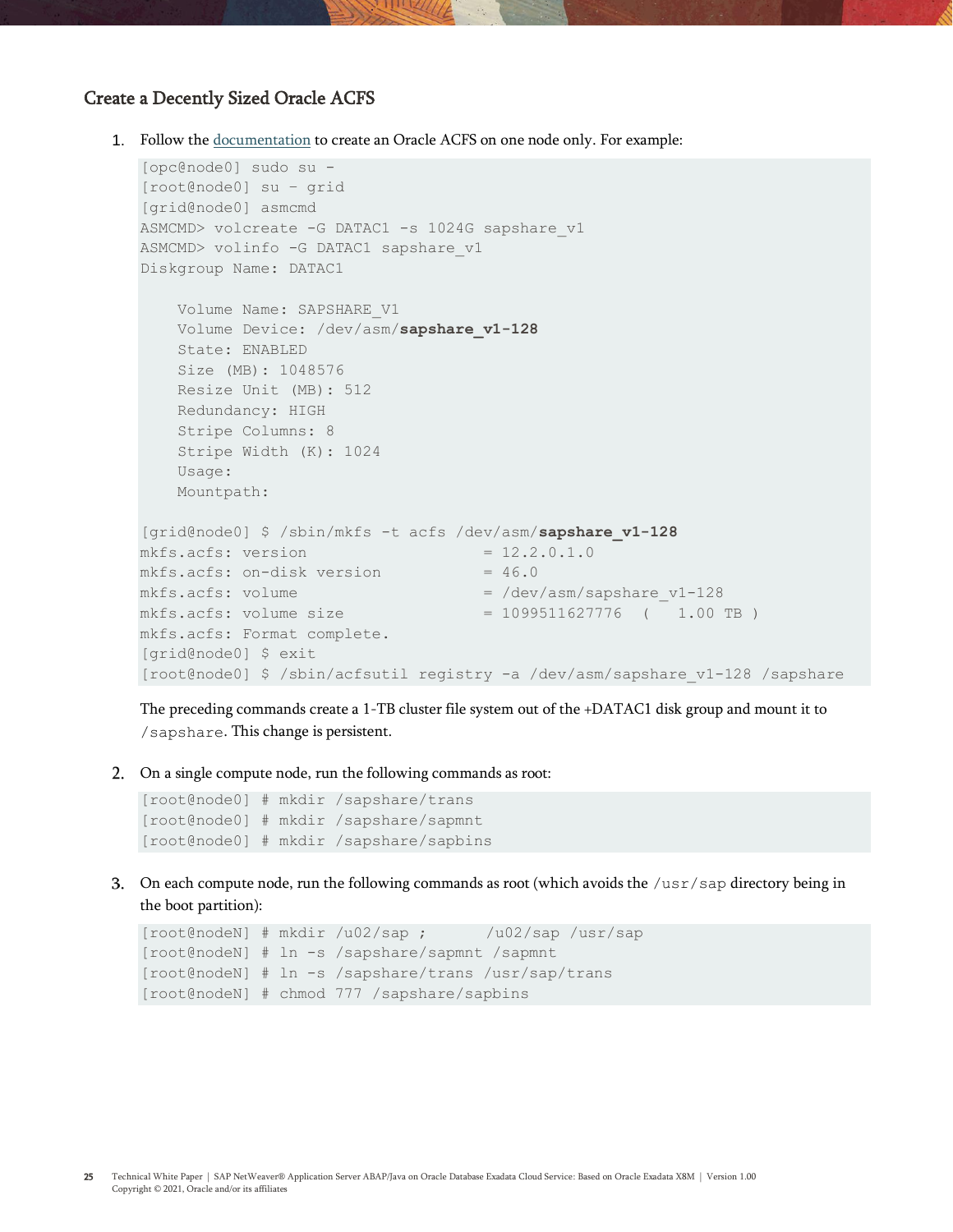## Create a Decently Sized Oracle ACFS

1. Follow the documentation to create an Oracle ACFS on one node only. For example:

```
[opc@node0] sudo su -
[root@node0] su - grid
[grid@node0] asmcmd
ASMCMD> volcreate -G DATAC1 -s 1024G sapshare_v1
ASMCMD> volinfo -G DATAC1 sapshare_v1
Diskgroup Name: DATAC1

    Volume Name: SAPSHARE_V1
    Volume Device: /dev/asm/sapshare_v1-128
    State: ENABLED
    Size (MB): 1048576
    Resize Unit (MB): 512
    Redundancy: HIGH
    Stripe Columns: 8
    Stripe Width (K): 1024
    Usage:
    Mountpath:

[grid@node0] $ /sbin/mkfs -t acfs /dev/asm/sapshare_v1-128
mkfs.acfs: version                   = 12.2.0.1.0
mkfs.acfs: on-disk version           = 46.0
mkfs.acfs: volume                    = /dev/asm/sapshare_v1-128
mkfs.acfs: volume size               = 1099511627776  (   1.00 TB )
mkfs.acfs: Format complete.
[grid@node0] $ exit
[root@node0] $ /sbin/acfsutil registry -a /dev/asm/sapshare_v1-128 /sapshare
```

The preceding commands create a 1-TB cluster file system out of the +DATAC1 disk group and mount it to `/sapshare`. This change is persistent.

2. On a single compute node, run the following commands as root:

```
[root@node0] # mkdir /sapshare/trans
[root@node0] # mkdir /sapshare/sapmnt
[root@node0] # mkdir /sapshare/sapbins
```

3. On each compute node, run the following commands as root (which avoids the `/usr/sap` directory being in the boot partition):

```
[root@nodeN] # mkdir /u02/sap ;       /u02/sap /usr/sap
[root@nodeN] # ln -s /sapshare/sapmnt /sapmnt
[root@nodeN] # ln -s /sapshare/trans /usr/sap/trans
[root@nodeN] # chmod 777 /sapshare/sapbins
```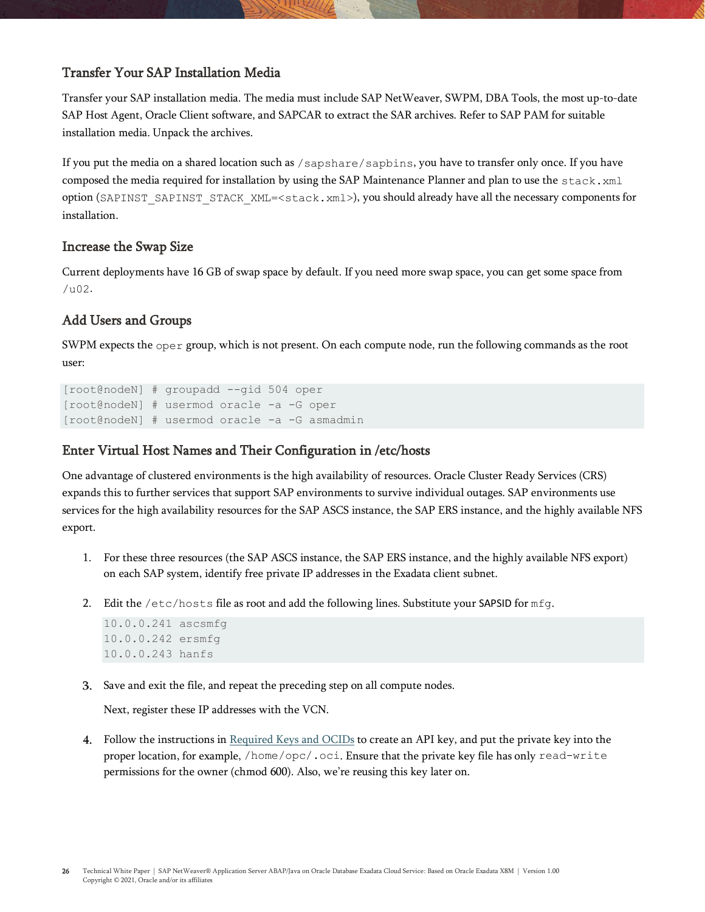## Transfer Your SAP Installation Media

Transfer your SAP installation media. The media must include SAP NetWeaver, SWPM, DBA Tools, the most up-to-date SAP Host Agent, Oracle Client software, and SAPCAR to extract the SAR archives. Refer to SAP PAM for suitable installation media. Unpack the archives.

If you put the media on a shared location such as `/sapshare/sapbins`, you have to transfer only once. If you have composed the media required for installation by using the SAP Maintenance Planner and plan to use the `stack.xml` option (`SAPINST_SAPINST_STACK_XML=<stack.xml>`), you should already have all the necessary components for installation.

## Increase the Swap Size

Current deployments have 16 GB of swap space by default. If you need more swap space, you can get some space from `/u02`.

## Add Users and Groups

SWPM expects the `oper` group, which is not present. On each compute node, run the following commands as the root user:

```
[root@nodeN] # groupadd --gid 504 oper
[root@nodeN] # usermod oracle -a -G oper
[root@nodeN] # usermod oracle -a -G asmadmin
```

## Enter Virtual Host Names and Their Configuration in /etc/hosts

One advantage of clustered environments is the high availability of resources. Oracle Cluster Ready Services (CRS) expands this to further services that support SAP environments to survive individual outages. SAP environments use services for the high availability resources for the SAP ASCS instance, the SAP ERS instance, and the highly available NFS export.

1. For these three resources (the SAP ASCS instance, the SAP ERS instance, and the highly available NFS export) on each SAP system, identify free private IP addresses in the Exadata client subnet.

2. Edit the `/etc/hosts` file as root and add the following lines. Substitute your SAPSID for `mfg`.

   ```
   10.0.0.241 ascsmfg
   10.0.0.242 ersmfg
   10.0.0.243 hanfs
   ```

3. Save and exit the file, and repeat the preceding step on all compute nodes.

   Next, register these IP addresses with the VCN.

4. Follow the instructions in Required Keys and OCIDs to create an API key, and put the private key into the proper location, for example, `/home/opc/.oci`. Ensure that the private key file has only `read-write` permissions for the owner (chmod 600). Also, we're reusing this key later on.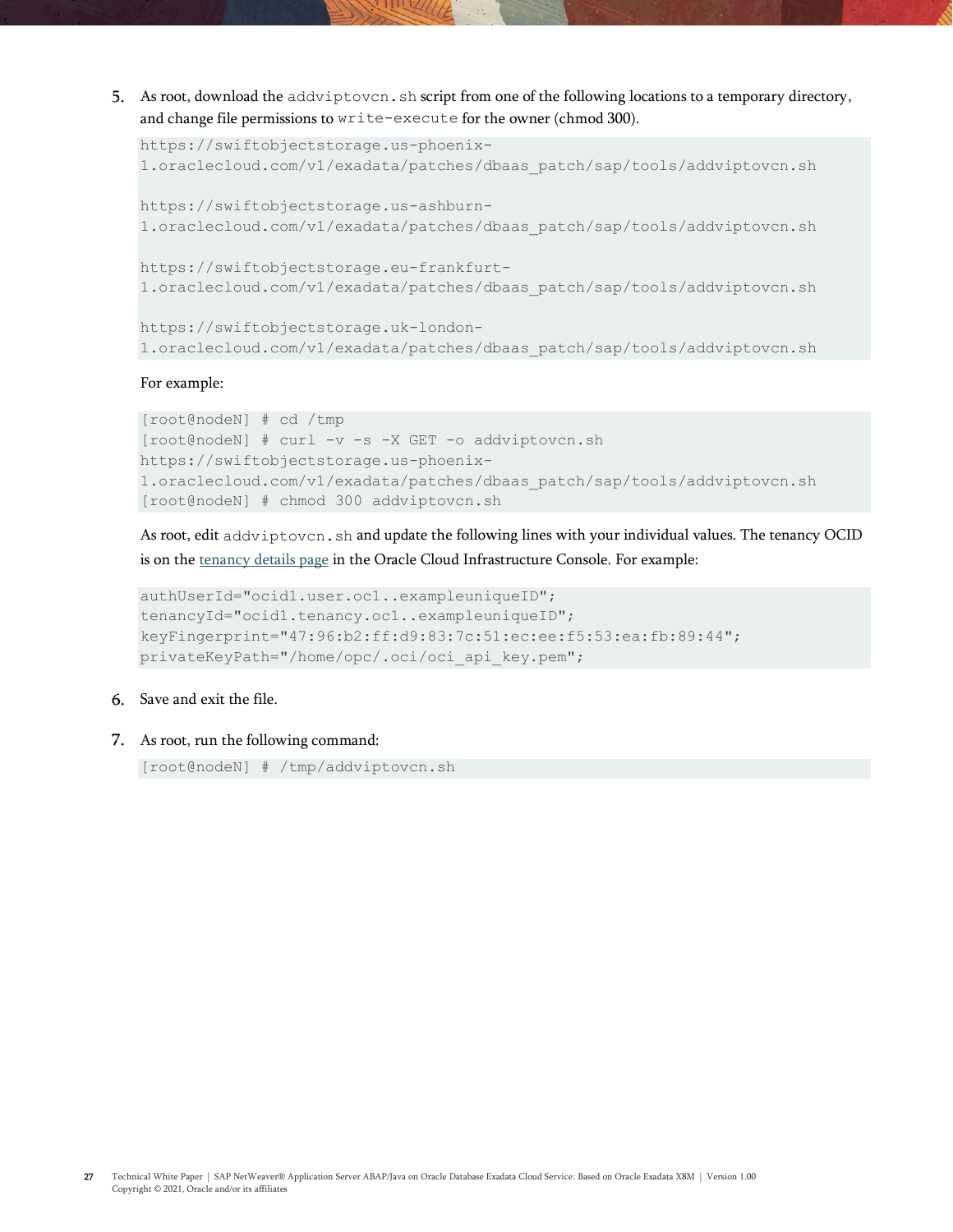5. As root, download the `addviptovcn.sh` script from one of the following locations to a temporary directory, and change file permissions to `write-execute` for the owner (chmod 300).

```
https://swiftobjectstorage.us-phoenix-1.oraclecloud.com/v1/exadata/patches/dbaas_patch/sap/tools/addviptovcn.sh

https://swiftobjectstorage.us-ashburn-1.oraclecloud.com/v1/exadata/patches/dbaas_patch/sap/tools/addviptovcn.sh

https://swiftobjectstorage.eu-frankfurt-1.oraclecloud.com/v1/exadata/patches/dbaas_patch/sap/tools/addviptovcn.sh

https://swiftobjectstorage.uk-london-1.oraclecloud.com/v1/exadata/patches/dbaas_patch/sap/tools/addviptovcn.sh
```

   For example:

```
[root@nodeN] # cd /tmp
[root@nodeN] # curl -v -s -X GET -o addviptovcn.sh
https://swiftobjectstorage.us-phoenix-1.oraclecloud.com/v1/exadata/patches/dbaas_patch/sap/tools/addviptovcn.sh
[root@nodeN] # chmod 300 addviptovcn.sh
```

   As root, edit `addviptovcn.sh` and update the following lines with your individual values. The tenancy OCID is on the tenancy details page in the Oracle Cloud Infrastructure Console. For example:

```
authUserId="ocid1.user.oc1..exampleuniqueID";
tenancyId="ocid1.tenancy.oc1..exampleuniqueID";
keyFingerprint="47:96:b2:ff:d9:83:7c:51:ec:ee:f5:53:ea:fb:89:44";
privateKeyPath="/home/opc/.oci/oci_api_key.pem";
```

6. Save and exit the file.

7. As root, run the following command:

```
[root@nodeN] # /tmp/addviptovcn.sh
```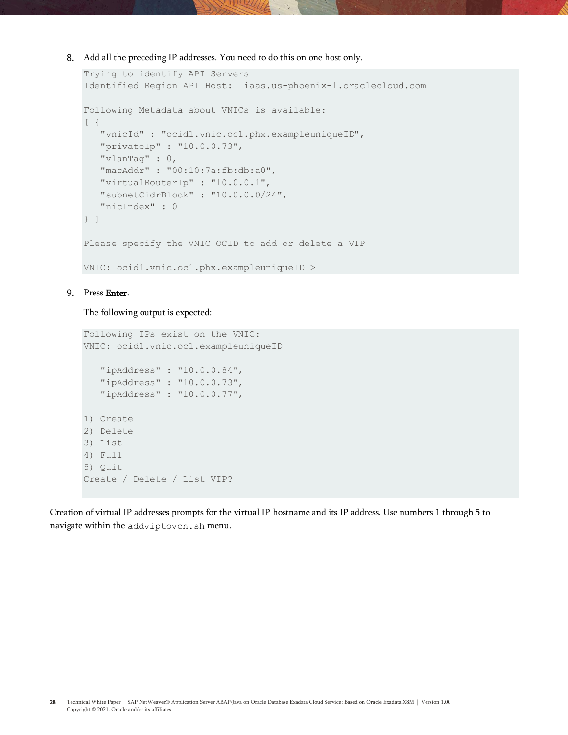8. Add all the preceding IP addresses. You need to do this on one host only.

```
Trying to identify API Servers
Identified Region API Host:  iaas.us-phoenix-1.oraclecloud.com

Following Metadata about VNICs is available:
[ {
   "vnicId" : "ocid1.vnic.oc1.phx.exampleuniqueID",
   "privateIp" : "10.0.0.73",
   "vlanTag" : 0,
   "macAddr" : "00:10:7a:fb:db:a0",
   "virtualRouterIp" : "10.0.0.1",
   "subnetCidrBlock" : "10.0.0.0/24",
   "nicIndex" : 0
} ]

Please specify the VNIC OCID to add or delete a VIP

VNIC: ocid1.vnic.oc1.phx.exampleuniqueID >
```

9. Press **Enter**.

   The following output is expected:

```
Following IPs exist on the VNIC:
VNIC: ocid1.vnic.oc1.exampleuniqueID

   "ipAddress" : "10.0.0.84",
   "ipAddress" : "10.0.0.73",
   "ipAddress" : "10.0.0.77",

1) Create
2) Delete
3) List
4) Full
5) Quit
Create / Delete / List VIP?
```

Creation of virtual IP addresses prompts for the virtual IP hostname and its IP address. Use numbers 1 through 5 to navigate within the `addviptovcn.sh` menu.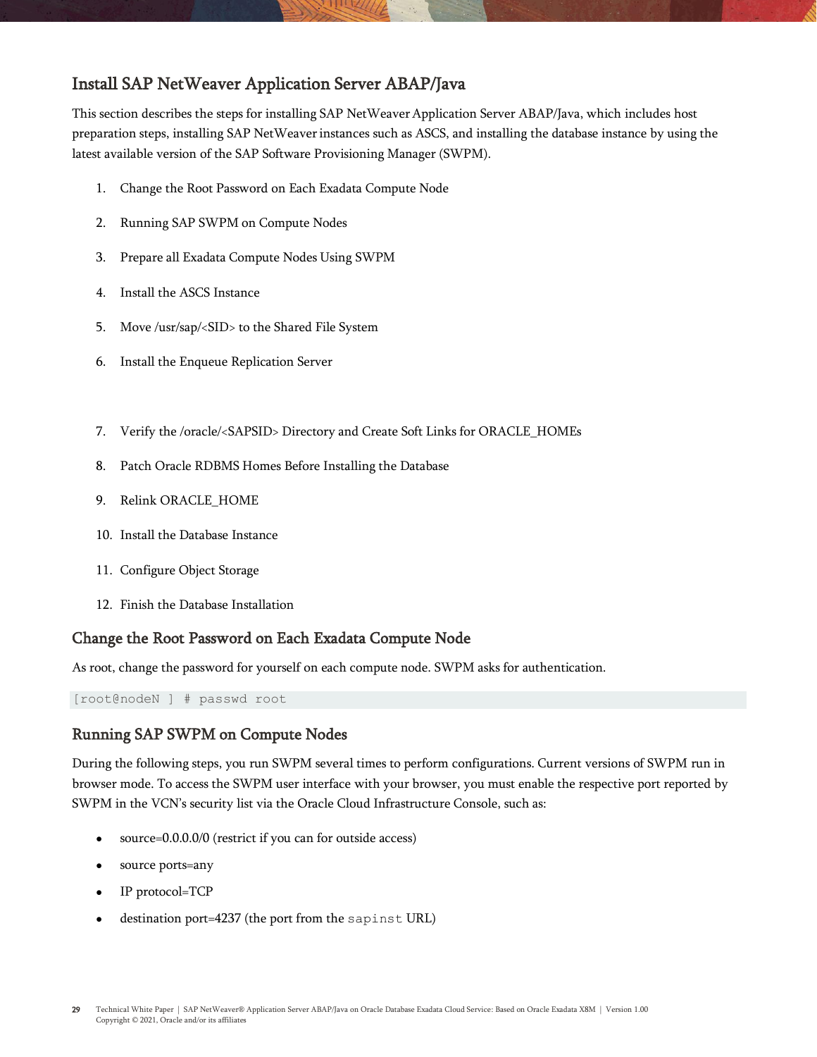## Install SAP NetWeaver Application Server ABAP/Java

This section describes the steps for installing SAP NetWeaver Application Server ABAP/Java, which includes host preparation steps, installing SAP NetWeaver instances such as ASCS, and installing the database instance by using the latest available version of the SAP Software Provisioning Manager (SWPM).

1. Change the Root Password on Each Exadata Compute Node
2. Running SAP SWPM on Compute Nodes
3. Prepare all Exadata Compute Nodes Using SWPM
4. Install the ASCS Instance
5. Move /usr/sap/<SID> to the Shared File System
6. Install the Enqueue Replication Server
7. Verify the /oracle/<SAPSID> Directory and Create Soft Links for ORACLE_HOMEs
8. Patch Oracle RDBMS Homes Before Installing the Database
9. Relink ORACLE_HOME
10. Install the Database Instance
11. Configure Object Storage
12. Finish the Database Installation

### Change the Root Password on Each Exadata Compute Node

As root, change the password for yourself on each compute node. SWPM asks for authentication.

```
[root@nodeN ] # passwd root
```

### Running SAP SWPM on Compute Nodes

During the following steps, you run SWPM several times to perform configurations. Current versions of SWPM run in browser mode. To access the SWPM user interface with your browser, you must enable the respective port reported by SWPM in the VCN's security list via the Oracle Cloud Infrastructure Console, such as:

- source=0.0.0.0/0 (restrict if you can for outside access)
- source ports=any
- IP protocol=TCP
- destination port=4237 (the port from the `sapinst` URL)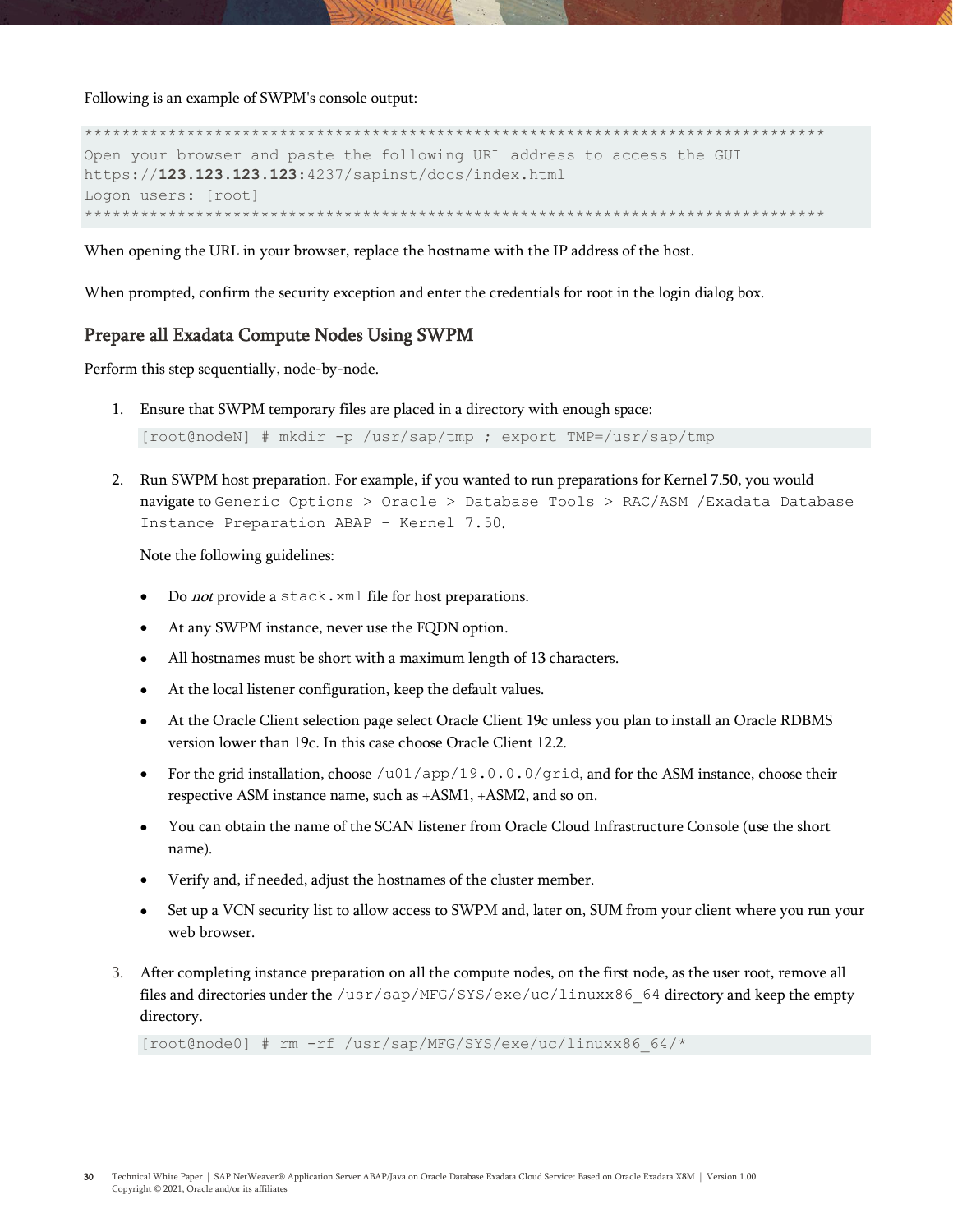Following is an example of SWPM's console output:

```
********************************************************************************
Open your browser and paste the following URL address to access the GUI
https://123.123.123.123:4237/sapinst/docs/index.html
Logon users: [root]
********************************************************************************
```

When opening the URL in your browser, replace the hostname with the IP address of the host.

When prompted, confirm the security exception and enter the credentials for root in the login dialog box.

## Prepare all Exadata Compute Nodes Using SWPM

Perform this step sequentially, node-by-node.

1. Ensure that SWPM temporary files are placed in a directory with enough space:

   ```
   [root@nodeN] # mkdir -p /usr/sap/tmp ; export TMP=/usr/sap/tmp
   ```

2. Run SWPM host preparation. For example, if you wanted to run preparations for Kernel 7.50, you would navigate to `Generic Options > Oracle > Database Tools > RAC/ASM /Exadata Database Instance Preparation ABAP – Kernel 7.50`.

   Note the following guidelines:

   - Do *not* provide a `stack.xml` file for host preparations.
   - At any SWPM instance, never use the FQDN option.
   - All hostnames must be short with a maximum length of 13 characters.
   - At the local listener configuration, keep the default values.
   - At the Oracle Client selection page select Oracle Client 19c unless you plan to install an Oracle RDBMS version lower than 19c. In this case choose Oracle Client 12.2.
   - For the grid installation, choose `/u01/app/19.0.0.0/grid`, and for the ASM instance, choose their respective ASM instance name, such as +ASM1, +ASM2, and so on.
   - You can obtain the name of the SCAN listener from Oracle Cloud Infrastructure Console (use the short name).
   - Verify and, if needed, adjust the hostnames of the cluster member.
   - Set up a VCN security list to allow access to SWPM and, later on, SUM from your client where you run your web browser.

3. After completing instance preparation on all the compute nodes, on the first node, as the user root, remove all files and directories under the `/usr/sap/MFG/SYS/exe/uc/linuxx86_64` directory and keep the empty directory.

   ```
   [root@node0] # rm -rf /usr/sap/MFG/SYS/exe/uc/linuxx86_64/*
   ```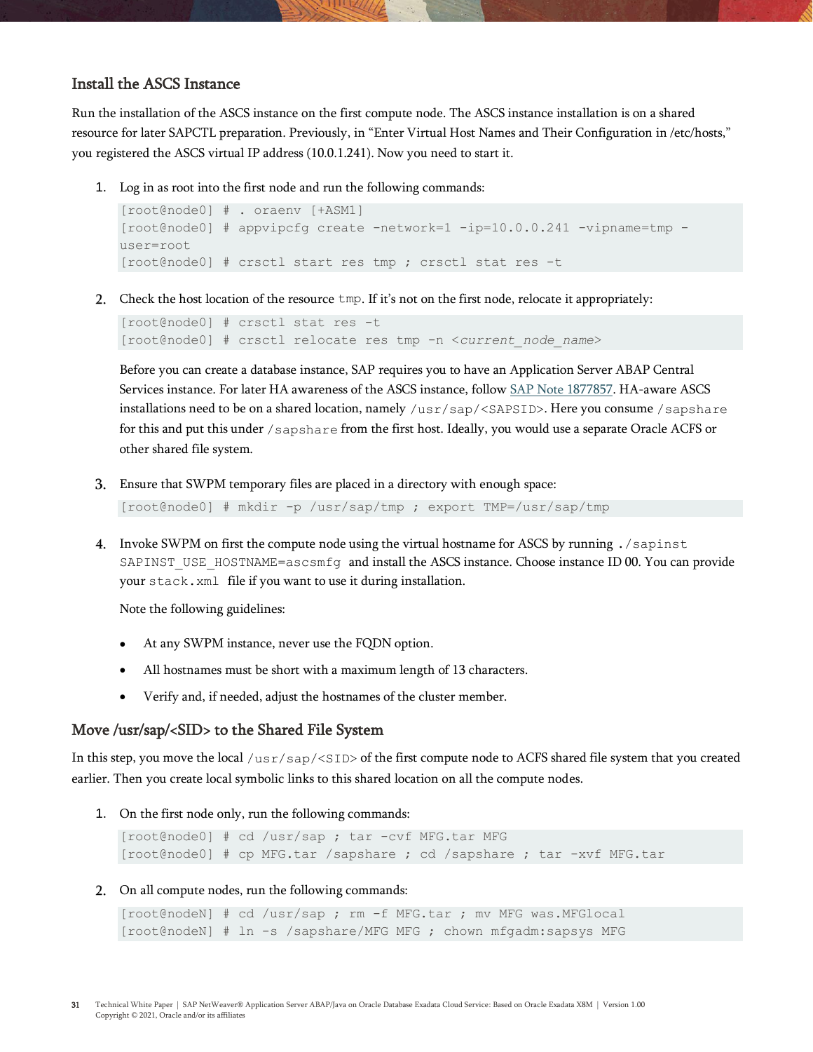## Install the ASCS Instance

Run the installation of the ASCS instance on the first compute node. The ASCS instance installation is on a shared resource for later SAPCTL preparation. Previously, in “Enter Virtual Host Names and Their Configuration in /etc/hosts,” you registered the ASCS virtual IP address (10.0.1.241). Now you need to start it.

1. Log in as root into the first node and run the following commands:

```
[root@node0] # . oraenv [+ASM1]
[root@node0] # appvipcfg create -network=1 -ip=10.0.0.241 -vipname=tmp -
user=root
[root@node0] # crsctl start res tmp ; crsctl stat res -t
```

2. Check the host location of the resource `tmp`. If it’s not on the first node, relocate it appropriately:

```
[root@node0] # crsctl stat res -t
[root@node0] # crsctl relocate res tmp -n <current_node_name>
```

   Before you can create a database instance, SAP requires you to have an Application Server ABAP Central Services instance. For later HA awareness of the ASCS instance, follow SAP Note 1877857. HA-aware ASCS installations need to be on a shared location, namely `/usr/sap/<SAPSID>`. Here you consume `/sapshare` for this and put this under `/sapshare` from the first host. Ideally, you would use a separate Oracle ACFS or other shared file system.

3. Ensure that SWPM temporary files are placed in a directory with enough space:

```
[root@node0] # mkdir -p /usr/sap/tmp ; export TMP=/usr/sap/tmp
```

4. Invoke SWPM on first the compute node using the virtual hostname for ASCS by running `./sapinst SAPINST_USE_HOSTNAME=ascsmfg` and install the ASCS instance. Choose instance ID 00. You can provide your `stack.xml` file if you want to use it during installation.

   Note the following guidelines:

   - At any SWPM instance, never use the FQDN option.
   - All hostnames must be short with a maximum length of 13 characters.
   - Verify and, if needed, adjust the hostnames of the cluster member.

## Move /usr/sap/<SID> to the Shared File System

In this step, you move the local `/usr/sap/<SID>` of the first compute node to ACFS shared file system that you created earlier. Then you create local symbolic links to this shared location on all the compute nodes.

1. On the first node only, run the following commands:

```
[root@node0] # cd /usr/sap ; tar -cvf MFG.tar MFG
[root@node0] # cp MFG.tar /sapshare ; cd /sapshare ; tar -xvf MFG.tar
```

2. On all compute nodes, run the following commands:

```
[root@nodeN] # cd /usr/sap ; rm -f MFG.tar ; mv MFG was.MFGlocal
[root@nodeN] # ln -s /sapshare/MFG MFG ; chown mfgadm:sapsys MFG
```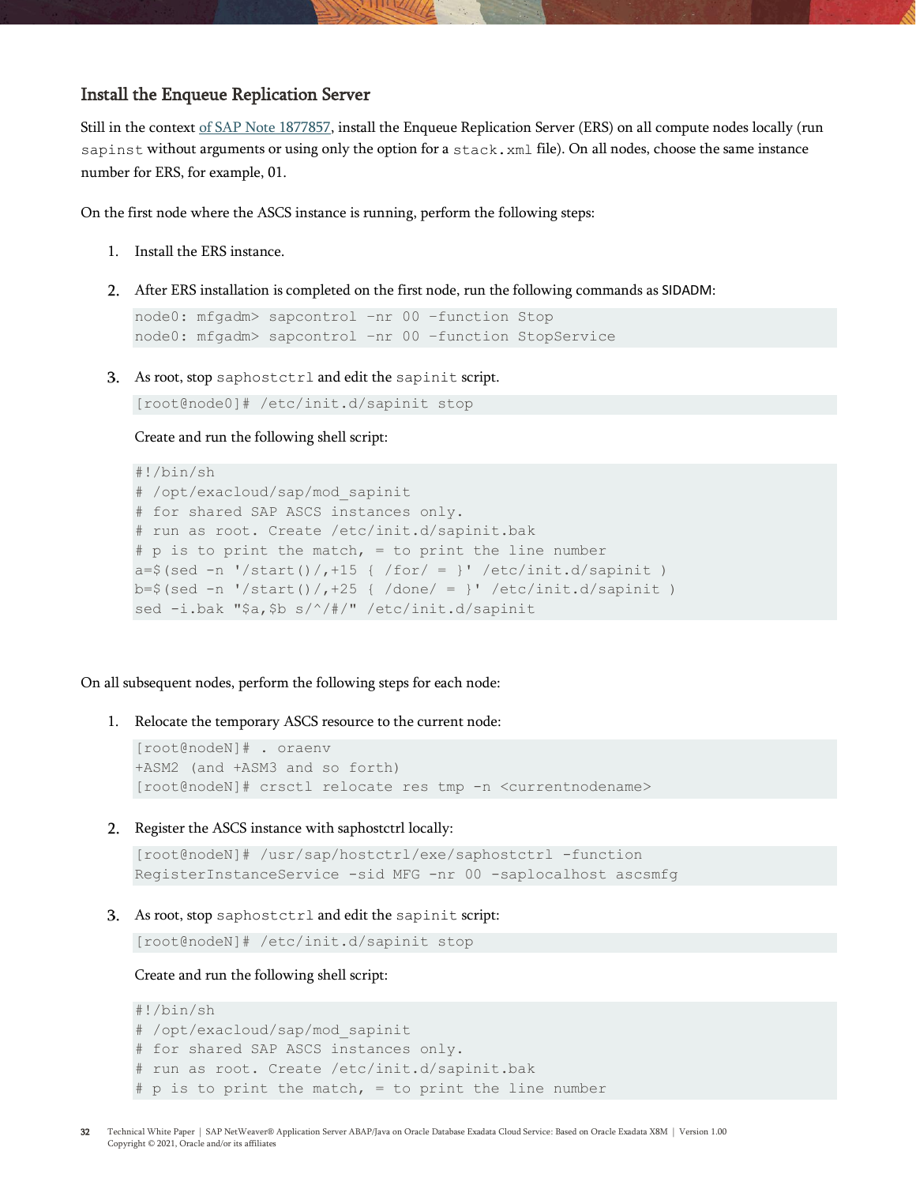### Install the Enqueue Replication Server

Still in the context of SAP Note 1877857, install the Enqueue Replication Server (ERS) on all compute nodes locally (run `sapinst` without arguments or using only the option for a `stack.xml` file). On all nodes, choose the same instance number for ERS, for example, 01.

On the first node where the ASCS instance is running, perform the following steps:

1. Install the ERS instance.
2. After ERS installation is completed on the first node, run the following commands as SIDADM:

```
node0: mfgadm> sapcontrol -nr 00 -function Stop
node0: mfgadm> sapcontrol -nr 00 -function StopService
```

3. As root, stop `saphostctrl` and edit the `sapinit` script.

```
[root@node0]# /etc/init.d/sapinit stop
```

Create and run the following shell script:

```
#!/bin/sh
# /opt/exacloud/sap/mod_sapinit
# for shared SAP ASCS instances only.
# run as root. Create /etc/init.d/sapinit.bak
# p is to print the match, = to print the line number
a=$(sed -n '/start()/,+15 { /for/ = }' /etc/init.d/sapinit )
b=$(sed -n '/start()/,+25 { /done/ = }' /etc/init.d/sapinit )
sed -i.bak "$a,$b s/^/#/" /etc/init.d/sapinit
```

On all subsequent nodes, perform the following steps for each node:

1. Relocate the temporary ASCS resource to the current node:

```
[root@nodeN]# . oraenv
+ASM2 (and +ASM3 and so forth)
[root@nodeN]# crsctl relocate res tmp -n <currentnodename>
```

2. Register the ASCS instance with saphostctrl locally:

```
[root@nodeN]# /usr/sap/hostctrl/exe/saphostctrl -function
RegisterInstanceService -sid MFG -nr 00 -saplocalhost ascsmfg
```

3. As root, stop `saphostctrl` and edit the `sapinit` script:

```
[root@nodeN]# /etc/init.d/sapinit stop
```

Create and run the following shell script:

```
#!/bin/sh
# /opt/exacloud/sap/mod_sapinit
# for shared SAP ASCS instances only.
# run as root. Create /etc/init.d/sapinit.bak
# p is to print the match, = to print the line number
```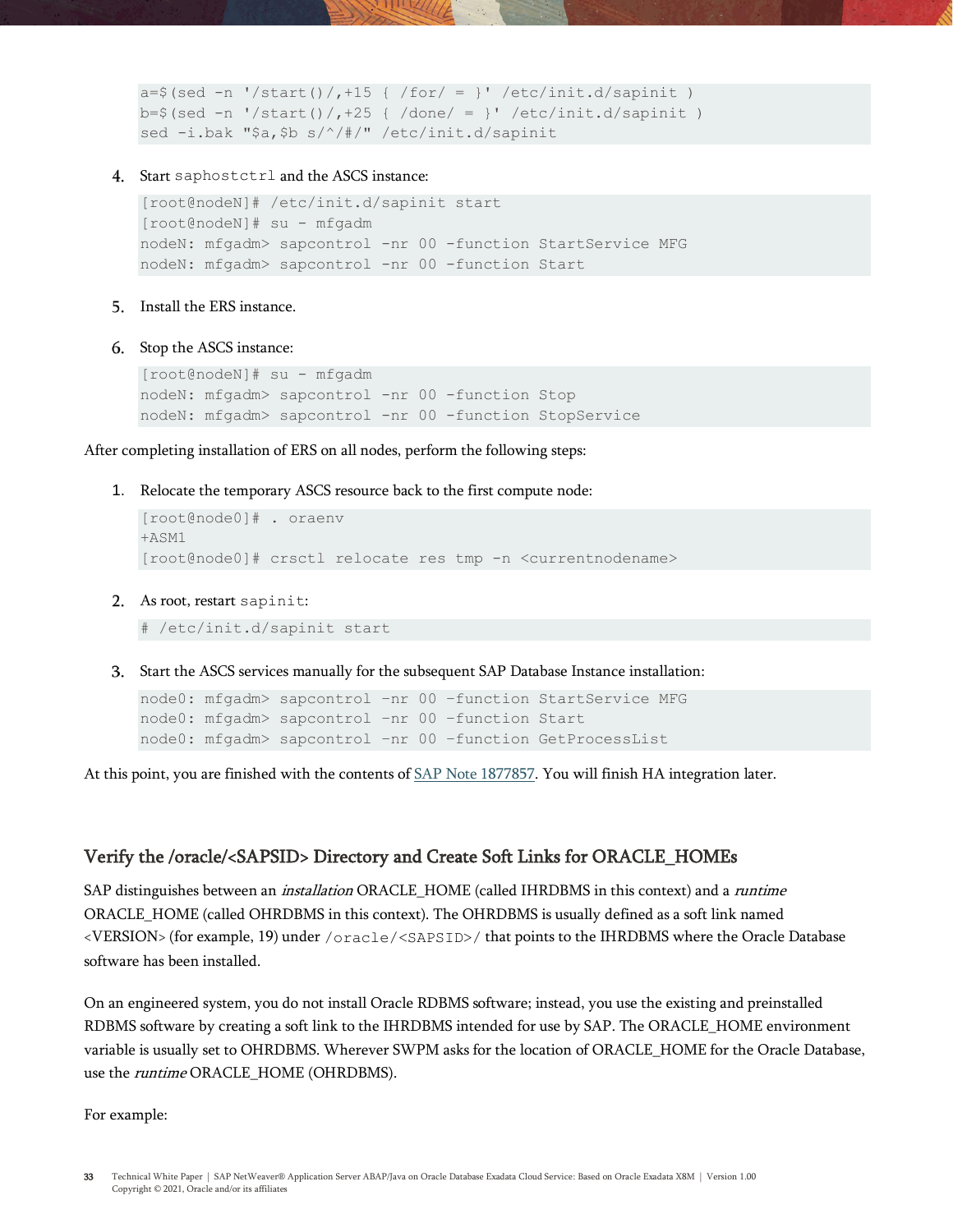```
a=$(sed -n '/start()/,+15 { /for/ = }' /etc/init.d/sapinit )
b=$(sed -n '/start()/,+25 { /done/ = }' /etc/init.d/sapinit )
sed -i.bak "$a,$b s/^/#/" /etc/init.d/sapinit
```

4. Start `saphostctrl` and the ASCS instance:

```
[root@nodeN]# /etc/init.d/sapinit start
[root@nodeN]# su - mfgadm
nodeN: mfgadm> sapcontrol -nr 00 -function StartService MFG
nodeN: mfgadm> sapcontrol -nr 00 -function Start
```

5. Install the ERS instance.

6. Stop the ASCS instance:

```
[root@nodeN]# su - mfgadm
nodeN: mfgadm> sapcontrol -nr 00 -function Stop
nodeN: mfgadm> sapcontrol -nr 00 -function StopService
```

After completing installation of ERS on all nodes, perform the following steps:

1. Relocate the temporary ASCS resource back to the first compute node:

```
[root@node0]# . oraenv
+ASM1
[root@node0]# crsctl relocate res tmp -n <currentnodename>
```

2. As root, restart `sapinit`:

```
# /etc/init.d/sapinit start
```

3. Start the ASCS services manually for the subsequent SAP Database Instance installation:

```
node0: mfgadm> sapcontrol -nr 00 -function StartService MFG
node0: mfgadm> sapcontrol -nr 00 -function Start
node0: mfgadm> sapcontrol -nr 00 -function GetProcessList
```

At this point, you are finished with the contents of SAP Note 1877857. You will finish HA integration later.

## Verify the /oracle/<SAPSID> Directory and Create Soft Links for ORACLE_HOMEs

SAP distinguishes between an *installation* ORACLE_HOME (called IHRDBMS in this context) and a *runtime* ORACLE_HOME (called OHRDBMS in this context). The OHRDBMS is usually defined as a soft link named <VERSION> (for example, 19) under `/oracle/<SAPSID>/` that points to the IHRDBMS where the Oracle Database software has been installed.

On an engineered system, you do not install Oracle RDBMS software; instead, you use the existing and preinstalled RDBMS software by creating a soft link to the IHRDBMS intended for use by SAP. The ORACLE_HOME environment variable is usually set to OHRDBMS. Wherever SWPM asks for the location of ORACLE_HOME for the Oracle Database, use the *runtime* ORACLE_HOME (OHRDBMS).

For example: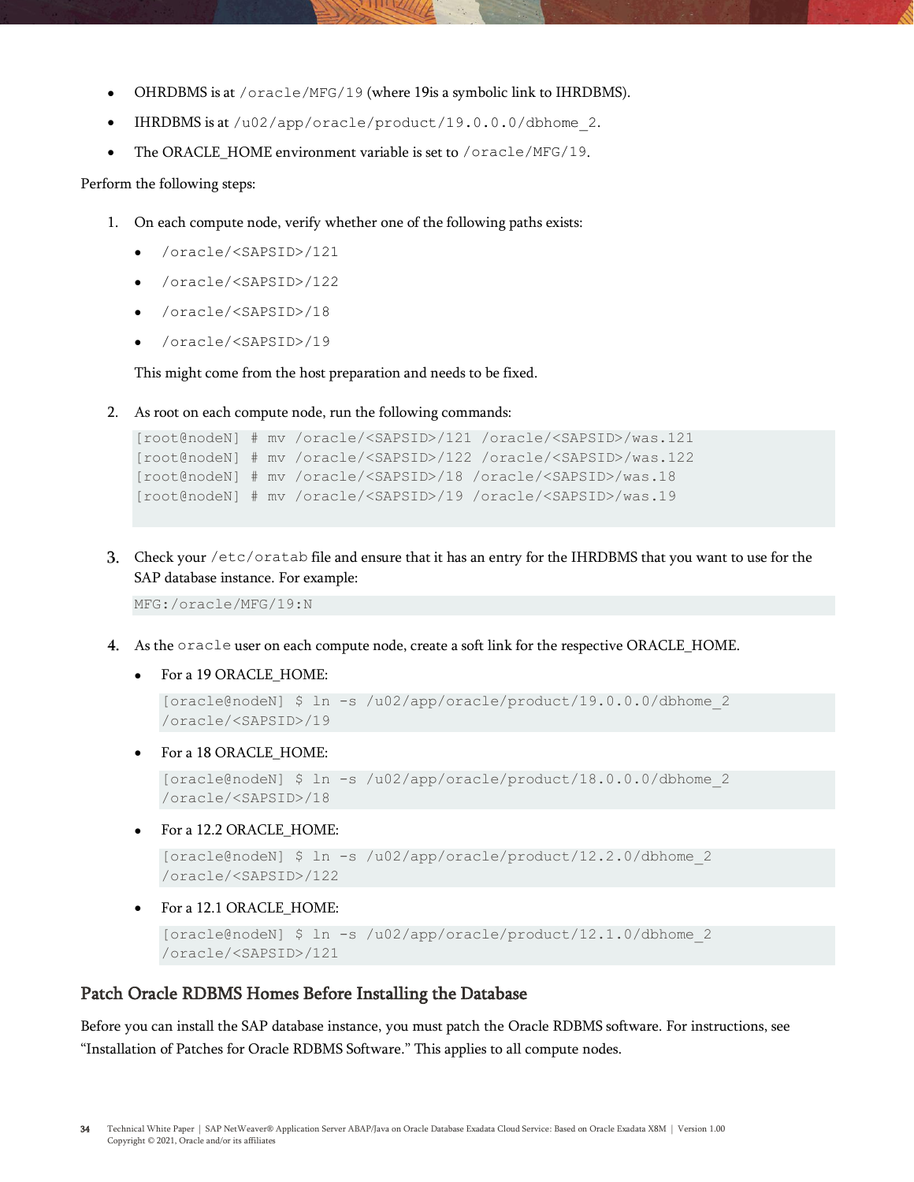- OHRDBMS is at `/oracle/MFG/19` (where 19is a symbolic link to IHRDBMS).
- IHRDBMS is at `/u02/app/oracle/product/19.0.0.0/dbhome_2`.
- The ORACLE_HOME environment variable is set to `/oracle/MFG/19`.

Perform the following steps:

1. On each compute node, verify whether one of the following paths exists:
   - `/oracle/<SAPSID>/121`
   - `/oracle/<SAPSID>/122`
   - `/oracle/<SAPSID>/18`
   - `/oracle/<SAPSID>/19`

   This might come from the host preparation and needs to be fixed.

2. As root on each compute node, run the following commands:

   ```
   [root@nodeN] # mv /oracle/<SAPSID>/121 /oracle/<SAPSID>/was.121
   [root@nodeN] # mv /oracle/<SAPSID>/122 /oracle/<SAPSID>/was.122
   [root@nodeN] # mv /oracle/<SAPSID>/18 /oracle/<SAPSID>/was.18
   [root@nodeN] # mv /oracle/<SAPSID>/19 /oracle/<SAPSID>/was.19
   ```

3. Check your `/etc/oratab` file and ensure that it has an entry for the IHRDBMS that you want to use for the SAP database instance. For example:

   ```
   MFG:/oracle/MFG/19:N
   ```

4. As the `oracle` user on each compute node, create a soft link for the respective ORACLE_HOME.
   - For a 19 ORACLE_HOME:

     ```
     [oracle@nodeN] $ ln -s /u02/app/oracle/product/19.0.0.0/dbhome_2
     /oracle/<SAPSID>/19
     ```

   - For a 18 ORACLE_HOME:

     ```
     [oracle@nodeN] $ ln -s /u02/app/oracle/product/18.0.0.0/dbhome_2
     /oracle/<SAPSID>/18
     ```

   - For a 12.2 ORACLE_HOME:

     ```
     [oracle@nodeN] $ ln -s /u02/app/oracle/product/12.2.0/dbhome_2
     /oracle/<SAPSID>/122
     ```

   - For a 12.1 ORACLE_HOME:

     ```
     [oracle@nodeN] $ ln -s /u02/app/oracle/product/12.1.0/dbhome_2
     /oracle/<SAPSID>/121
     ```

## Patch Oracle RDBMS Homes Before Installing the Database

Before you can install the SAP database instance, you must patch the Oracle RDBMS software. For instructions, see "Installation of Patches for Oracle RDBMS Software." This applies to all compute nodes.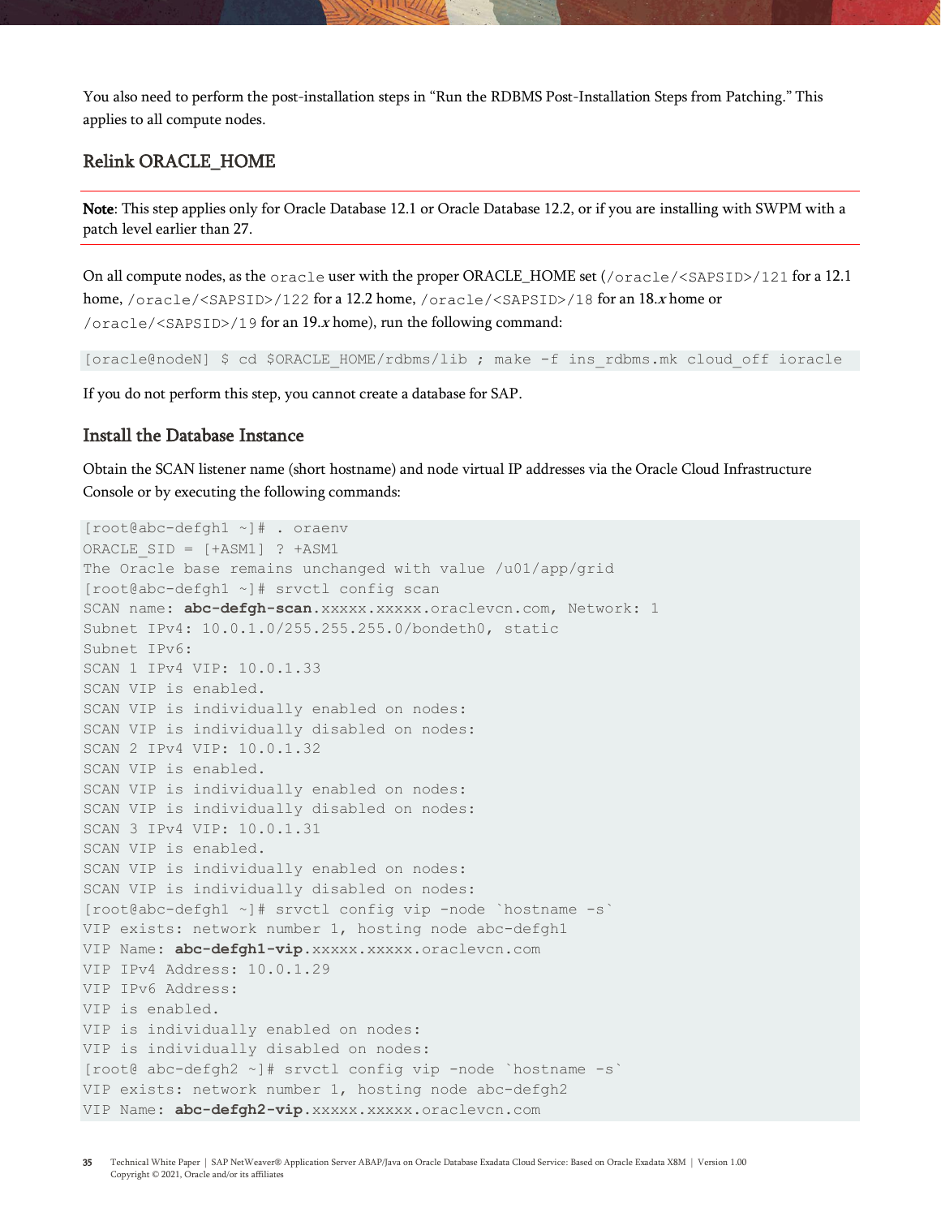You also need to perform the post-installation steps in "Run the RDBMS Post-Installation Steps from Patching." This applies to all compute nodes.

## Relink ORACLE_HOME

**Note**: This step applies only for Oracle Database 12.1 or Oracle Database 12.2, or if you are installing with SWPM with a patch level earlier than 27.

On all compute nodes, as the `oracle` user with the proper ORACLE_HOME set (`/oracle/<SAPSID>/121` for a 12.1 home, `/oracle/<SAPSID>/122` for a 12.2 home, `/oracle/<SAPSID>/18` for an 18.*x* home or `/oracle/<SAPSID>/19` for an 19.*x* home), run the following command:

```
[oracle@nodeN] $ cd $ORACLE_HOME/rdbms/lib ; make -f ins_rdbms.mk cloud_off ioracle
```

If you do not perform this step, you cannot create a database for SAP.

## Install the Database Instance

Obtain the SCAN listener name (short hostname) and node virtual IP addresses via the Oracle Cloud Infrastructure Console or by executing the following commands:

```
[root@abc-defgh1 ~]# . oraenv
ORACLE_SID = [+ASM1] ? +ASM1
The Oracle base remains unchanged with value /u01/app/grid
[root@abc-defgh1 ~]# srvctl config scan
SCAN name: abc-defgh-scan.xxxxx.xxxxx.oraclevcn.com, Network: 1
Subnet IPv4: 10.0.1.0/255.255.255.0/bondeth0, static
Subnet IPv6:
SCAN 1 IPv4 VIP: 10.0.1.33
SCAN VIP is enabled.
SCAN VIP is individually enabled on nodes:
SCAN VIP is individually disabled on nodes:
SCAN 2 IPv4 VIP: 10.0.1.32
SCAN VIP is enabled.
SCAN VIP is individually enabled on nodes:
SCAN VIP is individually disabled on nodes:
SCAN 3 IPv4 VIP: 10.0.1.31
SCAN VIP is enabled.
SCAN VIP is individually enabled on nodes:
SCAN VIP is individually disabled on nodes:
[root@abc-defgh1 ~]# srvctl config vip -node `hostname -s`
VIP exists: network number 1, hosting node abc-defgh1
VIP Name: abc-defgh1-vip.xxxxx.xxxxx.oraclevcn.com
VIP IPv4 Address: 10.0.1.29
VIP IPv6 Address:
VIP is enabled.
VIP is individually enabled on nodes:
VIP is individually disabled on nodes:
[root@ abc-defgh2 ~]# srvctl config vip -node `hostname -s`
VIP exists: network number 1, hosting node abc-defgh2
VIP Name: abc-defgh2-vip.xxxxx.xxxxx.oraclevcn.com
```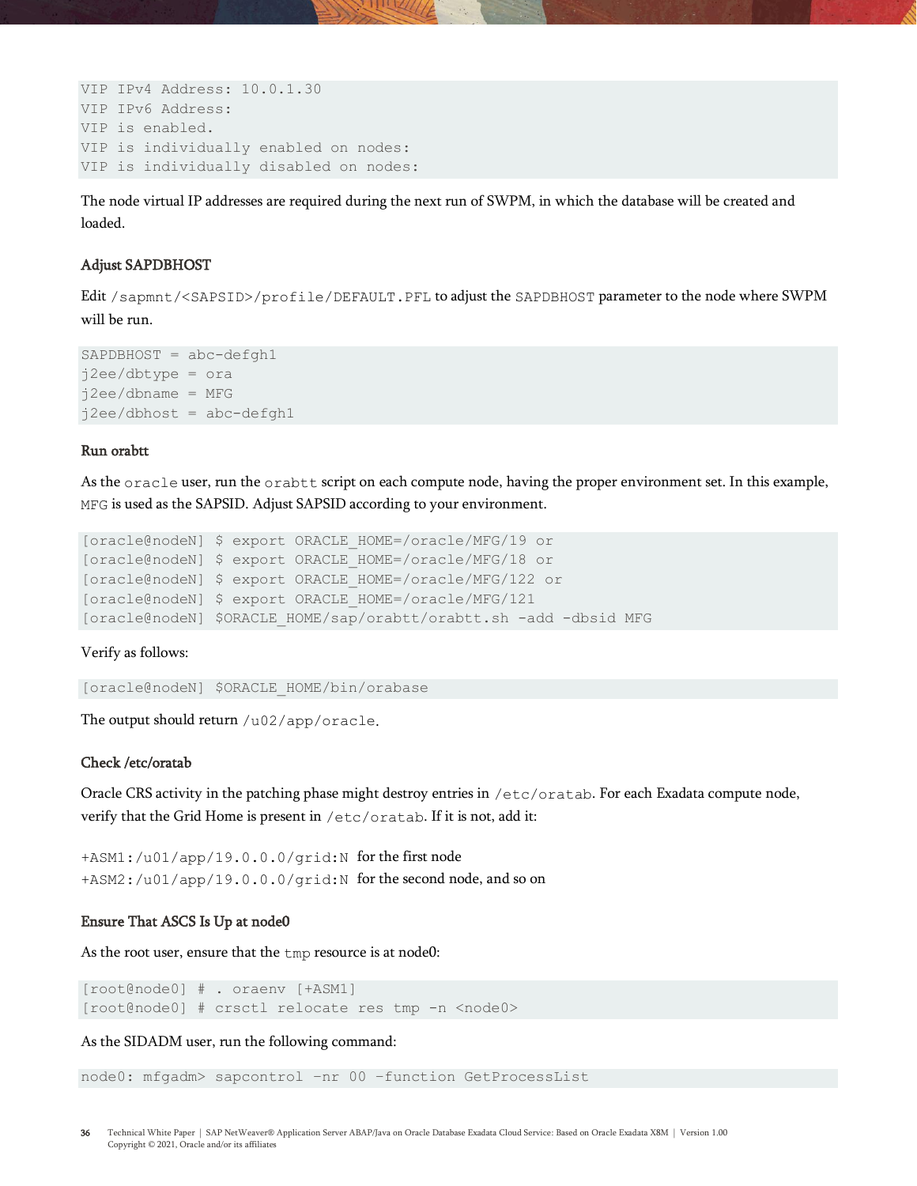```
VIP IPv4 Address: 10.0.1.30
VIP IPv6 Address:
VIP is enabled.
VIP is individually enabled on nodes:
VIP is individually disabled on nodes:
```

The node virtual IP addresses are required during the next run of SWPM, in which the database will be created and loaded.

### Adjust SAPDBHOST

Edit `/sapmnt/<SAPSID>/profile/DEFAULT.PFL` to adjust the `SAPDBHOST` parameter to the node where SWPM will be run.

```
SAPDBHOST = abc-defgh1
j2ee/dbtype = ora
j2ee/dbname = MFG
j2ee/dbhost = abc-defgh1
```

### Run orabtt

As the `oracle` user, run the `orabtt` script on each compute node, having the proper environment set. In this example, `MFG` is used as the SAPSID. Adjust SAPSID according to your environment.

```
[oracle@nodeN] $ export ORACLE_HOME=/oracle/MFG/19 or
[oracle@nodeN] $ export ORACLE_HOME=/oracle/MFG/18 or
[oracle@nodeN] $ export ORACLE_HOME=/oracle/MFG/122 or
[oracle@nodeN] $ export ORACLE_HOME=/oracle/MFG/121
[oracle@nodeN] $ORACLE_HOME/sap/orabtt/orabtt.sh -add -dbsid MFG
```

Verify as follows:

```
[oracle@nodeN] $ORACLE_HOME/bin/orabase
```

The output should return `/u02/app/oracle`.

### Check /etc/oratab

Oracle CRS activity in the patching phase might destroy entries in `/etc/oratab`. For each Exadata compute node, verify that the Grid Home is present in `/etc/oratab`. If it is not, add it:

`+ASM1:/u01/app/19.0.0.0/grid:N` for the first node
`+ASM2:/u01/app/19.0.0.0/grid:N` for the second node, and so on

### Ensure That ASCS Is Up at node0

As the root user, ensure that the `tmp` resource is at node0:

```
[root@node0] # . oraenv [+ASM1]
[root@node0] # crsctl relocate res tmp -n <node0>
```

As the SIDADM user, run the following command:

```
node0: mfgadm> sapcontrol -nr 00 -function GetProcessList
```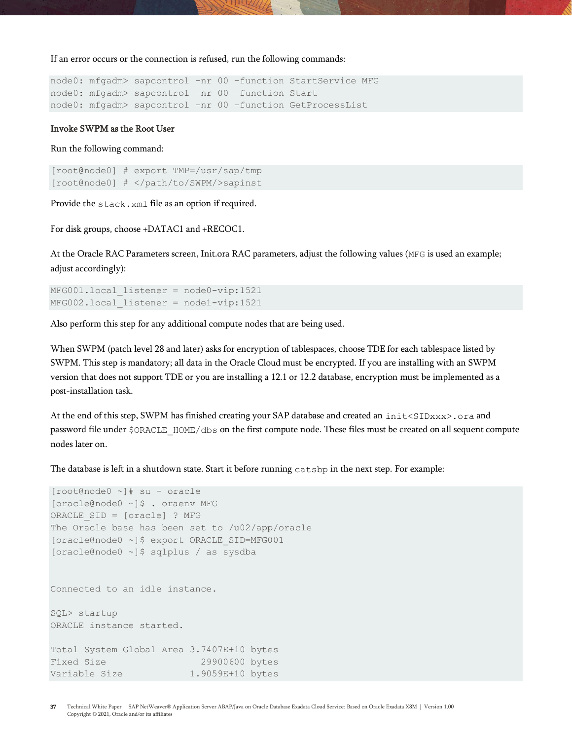If an error occurs or the connection is refused, run the following commands:

```
node0: mfgadm> sapcontrol -nr 00 -function StartService MFG
node0: mfgadm> sapcontrol -nr 00 -function Start
node0: mfgadm> sapcontrol -nr 00 -function GetProcessList
```

#### Invoke SWPM as the Root User

Run the following command:

```
[root@node0] # export TMP=/usr/sap/tmp
[root@node0] # </path/to/SWPM/>sapinst
```

Provide the `stack.xml` file as an option if required.

For disk groups, choose +DATAC1 and +RECOC1.

At the Oracle RAC Parameters screen, Init.ora RAC parameters, adjust the following values (`MFG` is used an example; adjust accordingly):

```
MFG001.local_listener = node0-vip:1521
MFG002.local_listener = node1-vip:1521
```

Also perform this step for any additional compute nodes that are being used.

When SWPM (patch level 28 and later) asks for encryption of tablespaces, choose TDE for each tablespace listed by SWPM. This step is mandatory; all data in the Oracle Cloud must be encrypted. If you are installing with an SWPM version that does not support TDE or you are installing a 12.1 or 12.2 database, encryption must be implemented as a post-installation task.

At the end of this step, SWPM has finished creating your SAP database and created an `init<SIDxxx>.ora` and password file under `$ORACLE_HOME/dbs` on the first compute node. These files must be created on all sequent compute nodes later on.

The database is left in a shutdown state. Start it before running `catsbp` in the next step. For example:

```
[root@node0 ~]# su - oracle
[oracle@node0 ~]$ . oraenv MFG
ORACLE_SID = [oracle] ? MFG
The Oracle base has been set to /u02/app/oracle
[oracle@node0 ~]$ export ORACLE_SID=MFG001
[oracle@node0 ~]$ sqlplus / as sysdba


Connected to an idle instance.

SQL> startup
ORACLE instance started.

Total System Global Area 3.7407E+10 bytes
Fixed Size                 29900600 bytes
Variable Size            1.9059E+10 bytes
```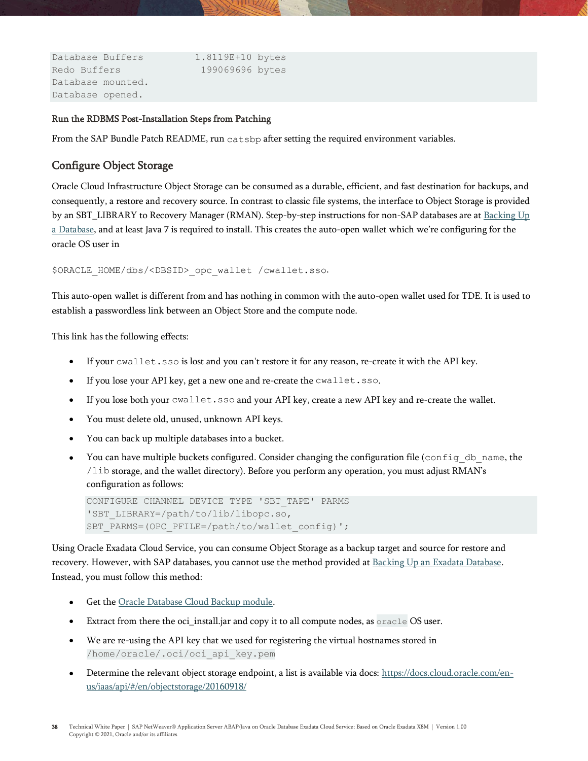```
Database Buffers          1.8119E+10 bytes
Redo Buffers               199069696 bytes
Database mounted.
Database opened.
```

**Run the RDBMS Post-Installation Steps from Patching**

From the SAP Bundle Patch README, run `catsbp` after setting the required environment variables.

## Configure Object Storage

Oracle Cloud Infrastructure Object Storage can be consumed as a durable, efficient, and fast destination for backups, and consequently, a restore and recovery source. In contrast to classic file systems, the interface to Object Storage is provided by an SBT_LIBRARY to Recovery Manager (RMAN). Step-by-step instructions for non-SAP databases are at [Backing Up a Database](), and at least Java 7 is required to install. This creates the auto-open wallet which we're configuring for the oracle OS user in

`$ORACLE_HOME/dbs/<DBSID>_opc_wallet /cwallet.sso`.

This auto-open wallet is different from and has nothing in common with the auto-open wallet used for TDE. It is used to establish a passwordless link between an Object Store and the compute node.

This link has the following effects:

- If your `cwallet.sso` is lost and you can't restore it for any reason, re-create it with the API key.
- If you lose your API key, get a new one and re-create the `cwallet.sso`.
- If you lose both your `cwallet.sso` and your API key, create a new API key and re-create the wallet.
- You must delete old, unused, unknown API keys.
- You can back up multiple databases into a bucket.
- You can have multiple buckets configured. Consider changing the configuration file (`config_db_name`, the `/lib` storage, and the wallet directory). Before you perform any operation, you must adjust RMAN's configuration as follows:

```
CONFIGURE CHANNEL DEVICE TYPE 'SBT_TAPE' PARMS
'SBT_LIBRARY=/path/to/lib/libopc.so,
SBT_PARMS=(OPC_PFILE=/path/to/wallet_config)';
```

Using Oracle Exadata Cloud Service, you can consume Object Storage as a backup target and source for restore and recovery. However, with SAP databases, you cannot use the method provided at [Backing Up an Exadata Database](). Instead, you must follow this method:

- Get the [Oracle Database Cloud Backup module]().
- Extract from there the oci_install.jar and copy it to all compute nodes, as `oracle` OS user.
- We are re-using the API key that we used for registering the virtual hostnames stored in `/home/oracle/.oci/oci_api_key.pem`
- Determine the relevant object storage endpoint, a list is available via docs: https://docs.cloud.oracle.com/en-us/iaas/api/#/en/objectstorage/20160918/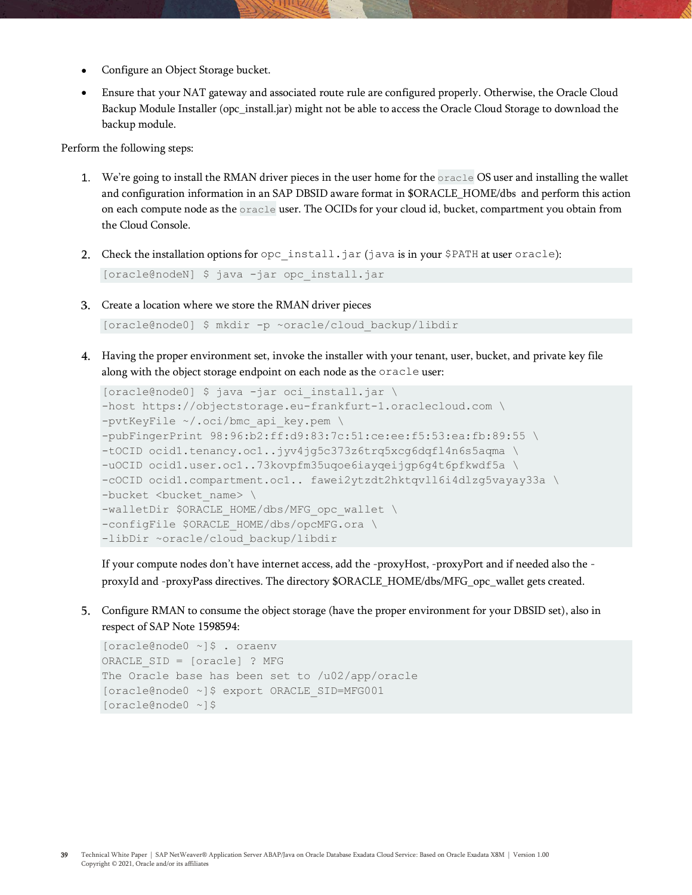- Configure an Object Storage bucket.
- Ensure that your NAT gateway and associated route rule are configured properly. Otherwise, the Oracle Cloud Backup Module Installer (opc_install.jar) might not be able to access the Oracle Cloud Storage to download the backup module.

Perform the following steps:

1. We're going to install the RMAN driver pieces in the user home for the `oracle` OS user and installing the wallet and configuration information in an SAP DBSID aware format in $ORACLE_HOME/dbs and perform this action on each compute node as the `oracle` user. The OCIDs for your cloud id, bucket, compartment you obtain from the Cloud Console.

2. Check the installation options for `opc_install.jar` (`java` is in your `$PATH` at user `oracle`):

```
[oracle@nodeN] $ java -jar opc_install.jar
```

3. Create a location where we store the RMAN driver pieces

```
[oracle@node0] $ mkdir -p ~oracle/cloud_backup/libdir
```

4. Having the proper environment set, invoke the installer with your tenant, user, bucket, and private key file along with the object storage endpoint on each node as the `oracle` user:

```
[oracle@node0] $ java -jar oci_install.jar \
-host https://objectstorage.eu-frankfurt-1.oraclecloud.com \
-pvtKeyFile ~/.oci/bmc_api_key.pem \
-pubFingerPrint 98:96:b2:ff:d9:83:7c:51:ce:ee:f5:53:ea:fb:89:55 \
-tOCID ocid1.tenancy.oc1..jyv4jg5c373z6trq5xcg6dqfl4n6s5aqma \
-uOCID ocid1.user.oc1..73kovpfm35uqoe6iayqeijgp6g4t6pfkwdf5a \
-cOCID ocid1.compartment.oc1.. fawei2ytzdt2hktqvll6i4dlzg5vayay33a \
-bucket <bucket_name> \
-walletDir $ORACLE_HOME/dbs/MFG_opc_wallet \
-configFile $ORACLE_HOME/dbs/opcMFG.ora \
-libDir ~oracle/cloud_backup/libdir
```

If your compute nodes don't have internet access, add the -proxyHost, -proxyPort and if needed also the -proxyId and -proxyPass directives. The directory $ORACLE_HOME/dbs/MFG_opc_wallet gets created.

5. Configure RMAN to consume the object storage (have the proper environment for your DBSID set), also in respect of SAP Note 1598594:

```
[oracle@node0 ~]$ . oraenv
ORACLE_SID = [oracle] ? MFG
The Oracle base has been set to /u02/app/oracle
[oracle@node0 ~]$ export ORACLE_SID=MFG001
[oracle@node0 ~]$
```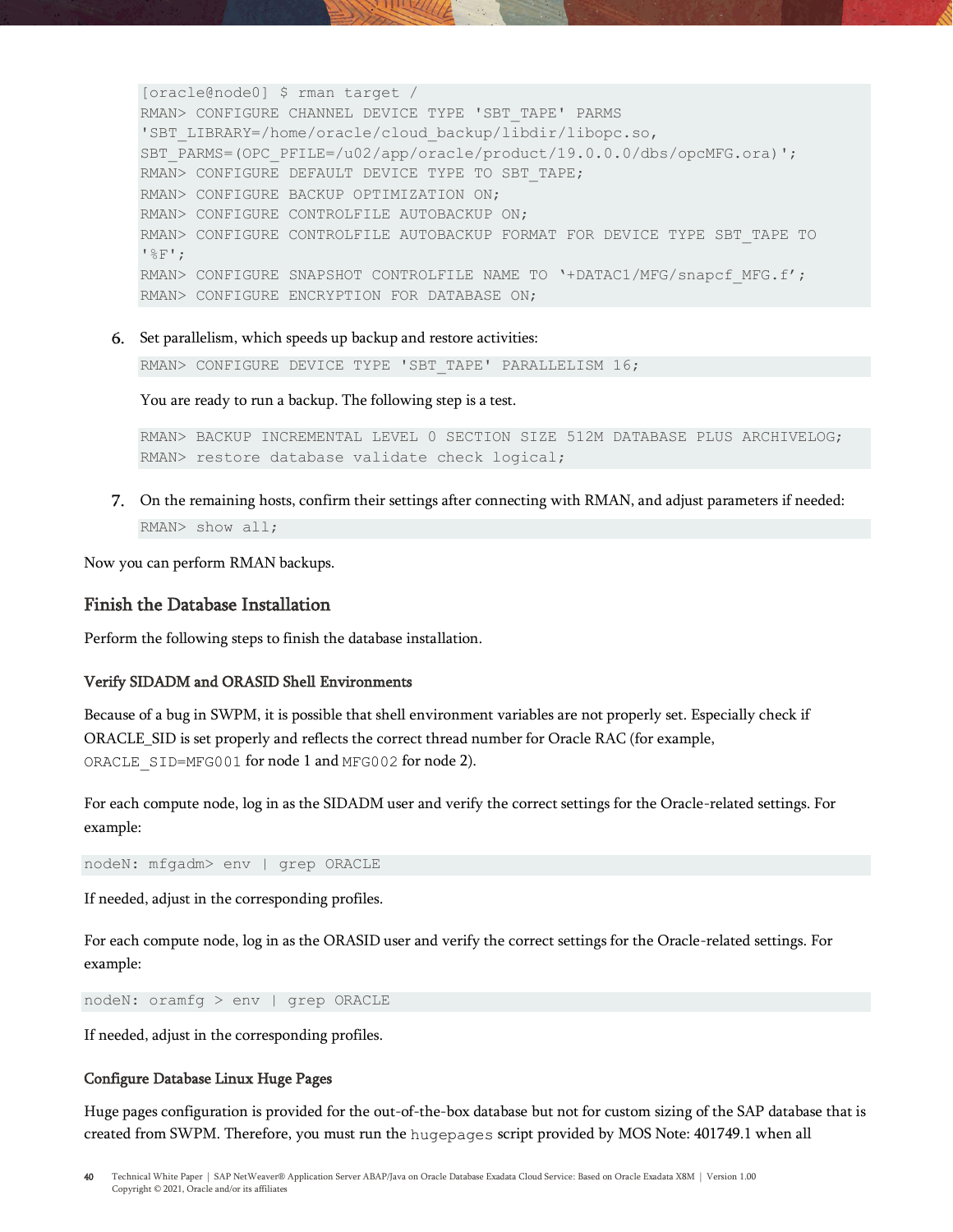```
[oracle@node0] $ rman target /
RMAN> CONFIGURE CHANNEL DEVICE TYPE 'SBT_TAPE' PARMS
'SBT_LIBRARY=/home/oracle/cloud_backup/libdir/libopc.so,
SBT_PARMS=(OPC_PFILE=/u02/app/oracle/product/19.0.0.0/dbs/opcMFG.ora)';
RMAN> CONFIGURE DEFAULT DEVICE TYPE TO SBT_TAPE;
RMAN> CONFIGURE BACKUP OPTIMIZATION ON;
RMAN> CONFIGURE CONTROLFILE AUTOBACKUP ON;
RMAN> CONFIGURE CONTROLFILE AUTOBACKUP FORMAT FOR DEVICE TYPE SBT_TAPE TO
'%F';
RMAN> CONFIGURE SNAPSHOT CONTROLFILE NAME TO '+DATAC1/MFG/snapcf_MFG.f';
RMAN> CONFIGURE ENCRYPTION FOR DATABASE ON;
```

6. Set parallelism, which speeds up backup and restore activities:

   ```
   RMAN> CONFIGURE DEVICE TYPE 'SBT_TAPE' PARALLELISM 16;
   ```

   You are ready to run a backup. The following step is a test.

   ```
   RMAN> BACKUP INCREMENTAL LEVEL 0 SECTION SIZE 512M DATABASE PLUS ARCHIVELOG;
   RMAN> restore database validate check logical;
   ```

7. On the remaining hosts, confirm their settings after connecting with RMAN, and adjust parameters if needed:

   ```
   RMAN> show all;
   ```

Now you can perform RMAN backups.

## Finish the Database Installation

Perform the following steps to finish the database installation.

### Verify SIDADM and ORASID Shell Environments

Because of a bug in SWPM, it is possible that shell environment variables are not properly set. Especially check if ORACLE_SID is set properly and reflects the correct thread number for Oracle RAC (for example, `ORACLE_SID=MFG001` for node 1 and `MFG002` for node 2).

For each compute node, log in as the SIDADM user and verify the correct settings for the Oracle-related settings. For example:

```
nodeN: mfgadm> env | grep ORACLE
```

If needed, adjust in the corresponding profiles.

For each compute node, log in as the ORASID user and verify the correct settings for the Oracle-related settings. For example:

```
nodeN: oramfg > env | grep ORACLE
```

If needed, adjust in the corresponding profiles.

### Configure Database Linux Huge Pages

Huge pages configuration is provided for the out-of-the-box database but not for custom sizing of the SAP database that is created from SWPM. Therefore, you must run the `hugepages` script provided by MOS Note: 401749.1 when all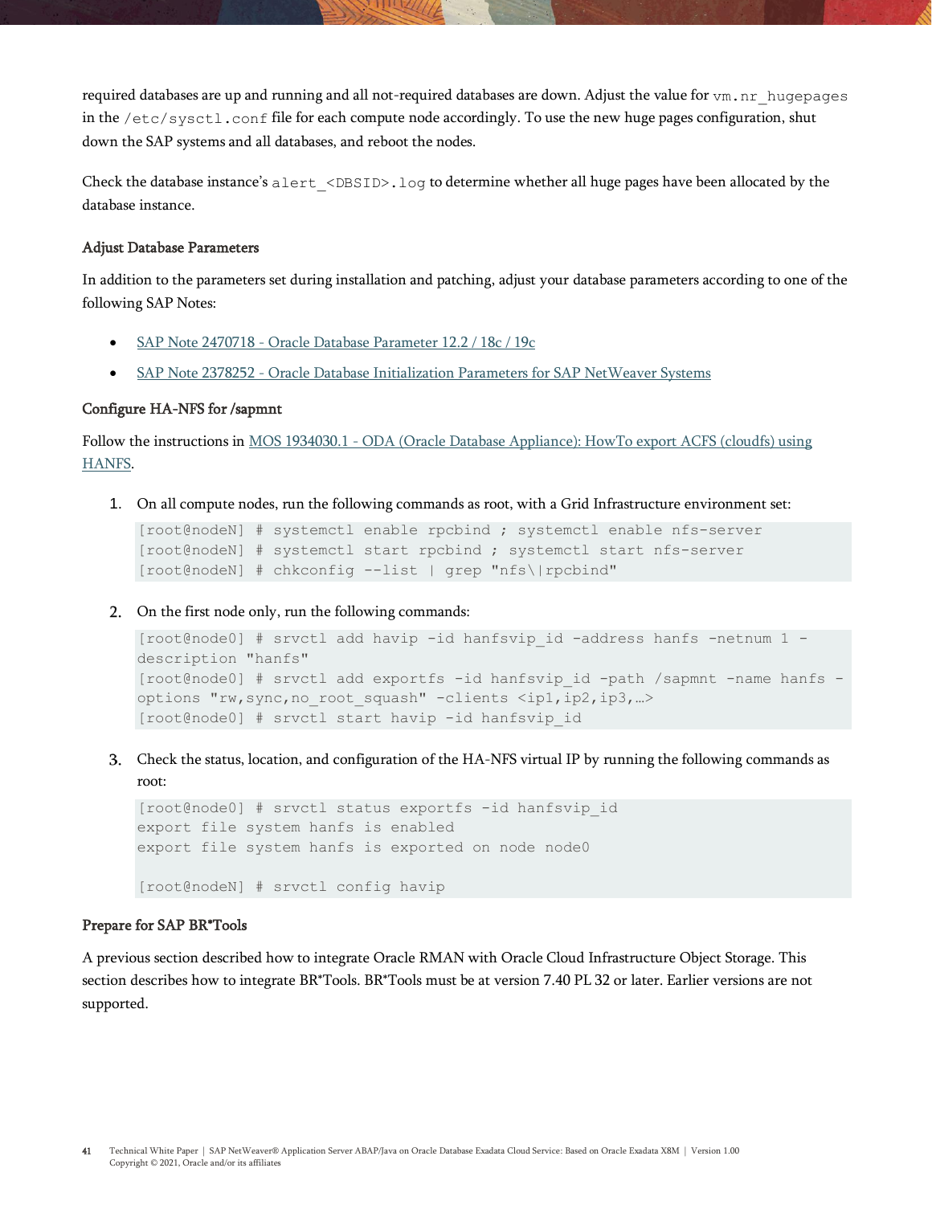required databases are up and running and all not-required databases are down. Adjust the value for `vm.nr_hugepages` in the `/etc/sysctl.conf` file for each compute node accordingly. To use the new huge pages configuration, shut down the SAP systems and all databases, and reboot the nodes.

Check the database instance's `alert_<DBSID>.log` to determine whether all huge pages have been allocated by the database instance.

### Adjust Database Parameters

In addition to the parameters set during installation and patching, adjust your database parameters according to one of the following SAP Notes:

- [SAP Note 2470718 - Oracle Database Parameter 12.2 / 18c / 19c]()
- [SAP Note 2378252 - Oracle Database Initialization Parameters for SAP NetWeaver Systems]()

### Configure HA-NFS for /sapmnt

Follow the instructions in [MOS 1934030.1 - ODA (Oracle Database Appliance): HowTo export ACFS (cloudfs) using HANFS]().

1. On all compute nodes, run the following commands as root, with a Grid Infrastructure environment set:

```
[root@nodeN] # systemctl enable rpcbind ; systemctl enable nfs-server
[root@nodeN] # systemctl start rpcbind ; systemctl start nfs-server
[root@nodeN] # chkconfig --list | grep "nfs\|rpcbind"
```

2. On the first node only, run the following commands:

```
[root@node0] # srvctl add havip -id hanfsvip_id -address hanfs -netnum 1 -description "hanfs"
[root@node0] # srvctl add exportfs -id hanfsvip_id -path /sapmnt -name hanfs -options "rw,sync,no_root_squash" -clients <ip1,ip2,ip3,…>
[root@node0] # srvctl start havip -id hanfsvip_id
```

3. Check the status, location, and configuration of the HA-NFS virtual IP by running the following commands as root:

```
[root@node0] # srvctl status exportfs -id hanfsvip_id
export file system hanfs is enabled
export file system hanfs is exported on node node0

[root@nodeN] # srvctl config havip
```

### Prepare for SAP BR*Tools

A previous section described how to integrate Oracle RMAN with Oracle Cloud Infrastructure Object Storage. This section describes how to integrate BR*Tools. BR*Tools must be at version 7.40 PL 32 or later. Earlier versions are not supported.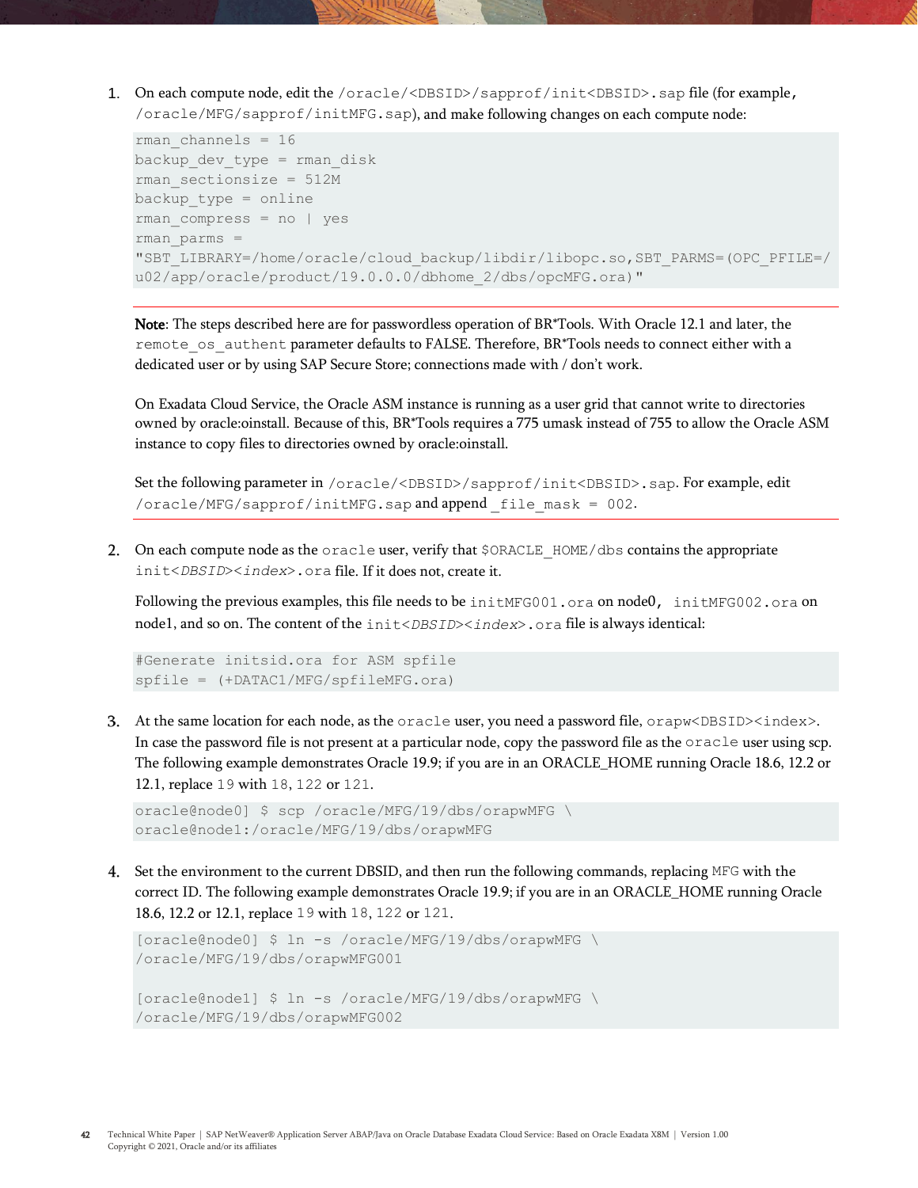1. On each compute node, edit the `/oracle/<DBSID>/sapprof/init<DBSID>.sap` file (for example, `/oracle/MFG/sapprof/initMFG.sap`), and make following changes on each compute node:

```
rman_channels = 16
backup_dev_type = rman_disk
rman_sectionsize = 512M
backup_type = online
rman_compress = no | yes
rman_parms =
"SBT_LIBRARY=/home/oracle/cloud_backup/libdir/libopc.so,SBT_PARMS=(OPC_PFILE=/
u02/app/oracle/product/19.0.0.0/dbhome_2/dbs/opcMFG.ora)"
```

**Note**: The steps described here are for passwordless operation of BR*Tools. With Oracle 12.1 and later, the `remote_os_authent` parameter defaults to FALSE. Therefore, BR*Tools needs to connect either with a dedicated user or by using SAP Secure Store; connections made with / don't work.

On Exadata Cloud Service, the Oracle ASM instance is running as a user grid that cannot write to directories owned by oracle:oinstall. Because of this, BR*Tools requires a 775 umask instead of 755 to allow the Oracle ASM instance to copy files to directories owned by oracle:oinstall.

Set the following parameter in `/oracle/<DBSID>/sapprof/init<DBSID>.sap`. For example, edit `/oracle/MFG/sapprof/initMFG.sap` and append `_file_mask = 002`.

2. On each compute node as the `oracle` user, verify that `$ORACLE_HOME/dbs` contains the appropriate `init<DBSID><index>.ora` file. If it does not, create it.

   Following the previous examples, this file needs to be `initMFG001.ora` on node0, `initMFG002.ora` on node1, and so on. The content of the `init<DBSID><index>.ora` file is always identical:

```
#Generate initsid.ora for ASM spfile
spfile = (+DATAC1/MFG/spfileMFG.ora)
```

3. At the same location for each node, as the `oracle` user, you need a password file, `orapw<DBSID><index>`. In case the password file is not present at a particular node, copy the password file as the `oracle` user using scp. The following example demonstrates Oracle 19.9; if you are in an ORACLE_HOME running Oracle 18.6, 12.2 or 12.1, replace `19` with `18`, `122` or `121`.

```
oracle@node0] $ scp /oracle/MFG/19/dbs/orapwMFG \
oracle@node1:/oracle/MFG/19/dbs/orapwMFG
```

4. Set the environment to the current DBSID, and then run the following commands, replacing `MFG` with the correct ID. The following example demonstrates Oracle 19.9; if you are in an ORACLE_HOME running Oracle 18.6, 12.2 or 12.1, replace `19` with `18`, `122` or `121`.

```
[oracle@node0] $ ln -s /oracle/MFG/19/dbs/orapwMFG \
/oracle/MFG/19/dbs/orapwMFG001

[oracle@node1] $ ln -s /oracle/MFG/19/dbs/orapwMFG \
/oracle/MFG/19/dbs/orapwMFG002
```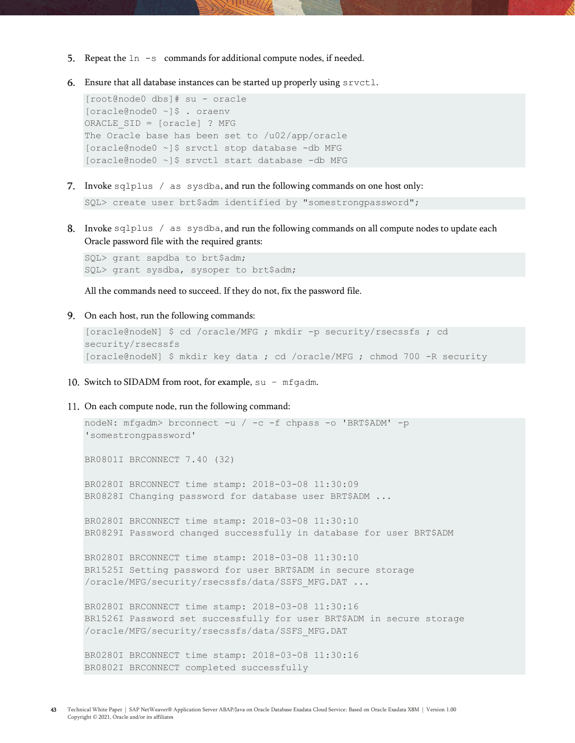5. Repeat the `ln -s` commands for additional compute nodes, if needed.

6. Ensure that all database instances can be started up properly using `srvctl`.

```
[root@node0 dbs]# su - oracle
[oracle@node0 ~]$ . oraenv
ORACLE_SID = [oracle] ? MFG
The Oracle base has been set to /u02/app/oracle
[oracle@node0 ~]$ srvctl stop database -db MFG
[oracle@node0 ~]$ srvctl start database -db MFG
```

7. Invoke `sqlplus / as sysdba`, and run the following commands on one host only:

```
SQL> create user brt$adm identified by "somestrongpassword";
```

8. Invoke `sqlplus / as sysdba`, and run the following commands on all compute nodes to update each Oracle password file with the required grants:

```
SQL> grant sapdba to brt$adm;
SQL> grant sysdba, sysoper to brt$adm;
```

   All the commands need to succeed. If they do not, fix the password file.

9. On each host, run the following commands:

```
[oracle@nodeN] $ cd /oracle/MFG ; mkdir -p security/rsecssfs ; cd
security/rsecssfs
[oracle@nodeN] $ mkdir key data ; cd /oracle/MFG ; chmod 700 -R security
```

10. Switch to SIDADM from root, for example, `su - mfgadm`.

11. On each compute node, run the following command:

```
nodeN: mfgadm> brconnect -u / -c -f chpass -o 'BRT$ADM' -p
'somestrongpassword'

BR0801I BRCONNECT 7.40 (32)

BR0280I BRCONNECT time stamp: 2018-03-08 11:30:09
BR0828I Changing password for database user BRT$ADM ...

BR0280I BRCONNECT time stamp: 2018-03-08 11:30:10
BR0829I Password changed successfully in database for user BRT$ADM

BR0280I BRCONNECT time stamp: 2018-03-08 11:30:10
BR1525I Setting password for user BRT$ADM in secure storage
/oracle/MFG/security/rsecssfs/data/SSFS_MFG.DAT ...

BR0280I BRCONNECT time stamp: 2018-03-08 11:30:16
BR1526I Password set successfully for user BRT$ADM in secure storage
/oracle/MFG/security/rsecssfs/data/SSFS_MFG.DAT

BR0280I BRCONNECT time stamp: 2018-03-08 11:30:16
BR0802I BRCONNECT completed successfully
```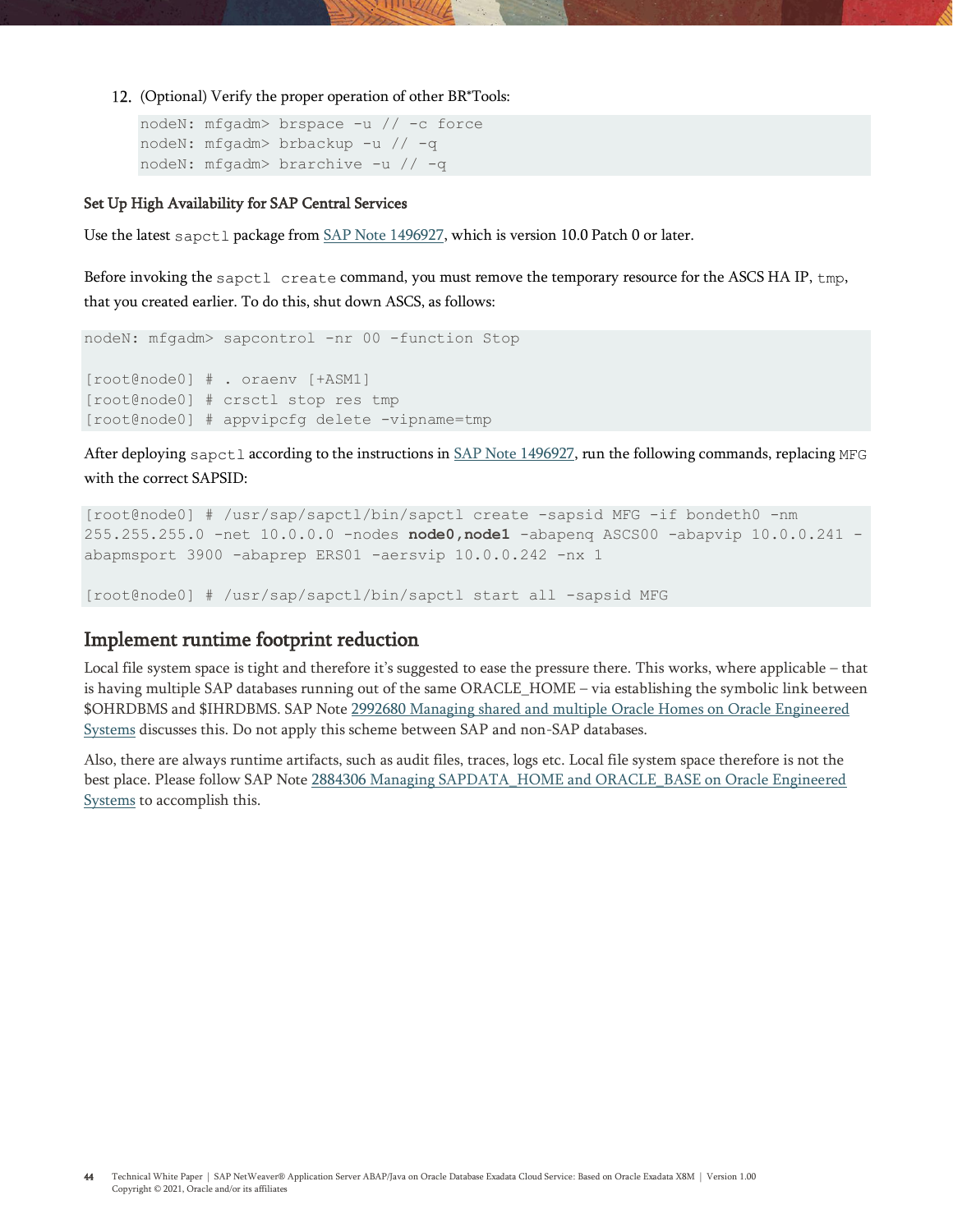12. (Optional) Verify the proper operation of other BR*Tools:

```
nodeN: mfgadm> brspace -u // -c force
nodeN: mfgadm> brbackup -u // -q
nodeN: mfgadm> brarchive -u // -q
```

### Set Up High Availability for SAP Central Services

Use the latest `sapctl` package from [SAP Note 1496927](), which is version 10.0 Patch 0 or later.

Before invoking the `sapctl create` command, you must remove the temporary resource for the ASCS HA IP, `tmp`, that you created earlier. To do this, shut down ASCS, as follows:

```
nodeN: mfgadm> sapcontrol -nr 00 -function Stop

[root@node0] # . oraenv [+ASM1]
[root@node0] # crsctl stop res tmp
[root@node0] # appvipcfg delete -vipname=tmp
```

After deploying `sapctl` according to the instructions in [SAP Note 1496927](), run the following commands, replacing `MFG` with the correct SAPSID:

```
[root@node0] # /usr/sap/sapctl/bin/sapctl create -sapsid MFG -if bondeth0 -nm
255.255.255.0 -net 10.0.0.0 -nodes node0,node1 -abapenq ASCS00 -abapvip 10.0.0.241 -
abapmsport 3900 -abaprep ERS01 -aersvip 10.0.0.242 -nx 1

[root@node0] # /usr/sap/sapctl/bin/sapctl start all -sapsid MFG
```

## Implement runtime footprint reduction

Local file system space is tight and therefore it's suggested to ease the pressure there. This works, where applicable – that is having multiple SAP databases running out of the same ORACLE_HOME – via establishing the symbolic link between $OHRDBMS and $IHRDBMS. SAP Note [2992680 Managing shared and multiple Oracle Homes on Oracle Engineered Systems]() discusses this. Do not apply this scheme between SAP and non-SAP databases.

Also, there are always runtime artifacts, such as audit files, traces, logs etc. Local file system space therefore is not the best place. Please follow SAP Note [2884306 Managing SAPDATA_HOME and ORACLE_BASE on Oracle Engineered Systems]() to accomplish this.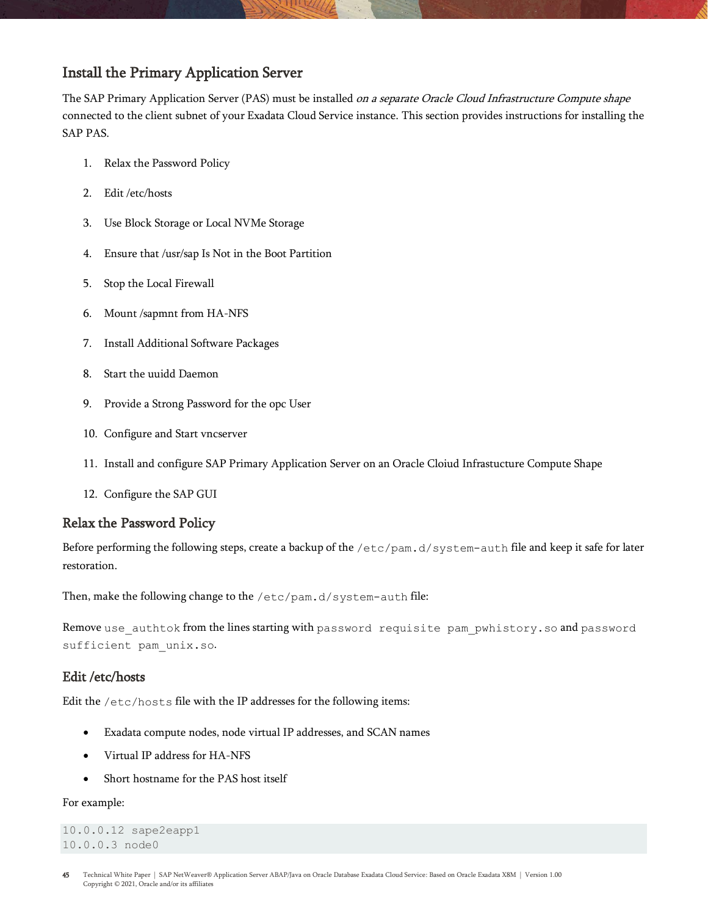## Install the Primary Application Server

The SAP Primary Application Server (PAS) must be installed *on a separate Oracle Cloud Infrastructure Compute shape* connected to the client subnet of your Exadata Cloud Service instance. This section provides instructions for installing the SAP PAS.

1. Relax the Password Policy
2. Edit /etc/hosts
3. Use Block Storage or Local NVMe Storage
4. Ensure that /usr/sap Is Not in the Boot Partition
5. Stop the Local Firewall
6. Mount /sapmnt from HA-NFS
7. Install Additional Software Packages
8. Start the uuidd Daemon
9. Provide a Strong Password for the opc User
10. Configure and Start vncserver
11. Install and configure SAP Primary Application Server on an Oracle Cloiud Infrastucture Compute Shape
12. Configure the SAP GUI

### Relax the Password Policy

Before performing the following steps, create a backup of the `/etc/pam.d/system-auth` file and keep it safe for later restoration.

Then, make the following change to the `/etc/pam.d/system-auth` file:

Remove `use_authtok` from the lines starting with `password requisite pam_pwhistory.so` and `password sufficient pam_unix.so`.

### Edit /etc/hosts

Edit the `/etc/hosts` file with the IP addresses for the following items:

- Exadata compute nodes, node virtual IP addresses, and SCAN names
- Virtual IP address for HA-NFS
- Short hostname for the PAS host itself

For example:

```
10.0.0.12 sape2eapp1
10.0.0.3 node0
```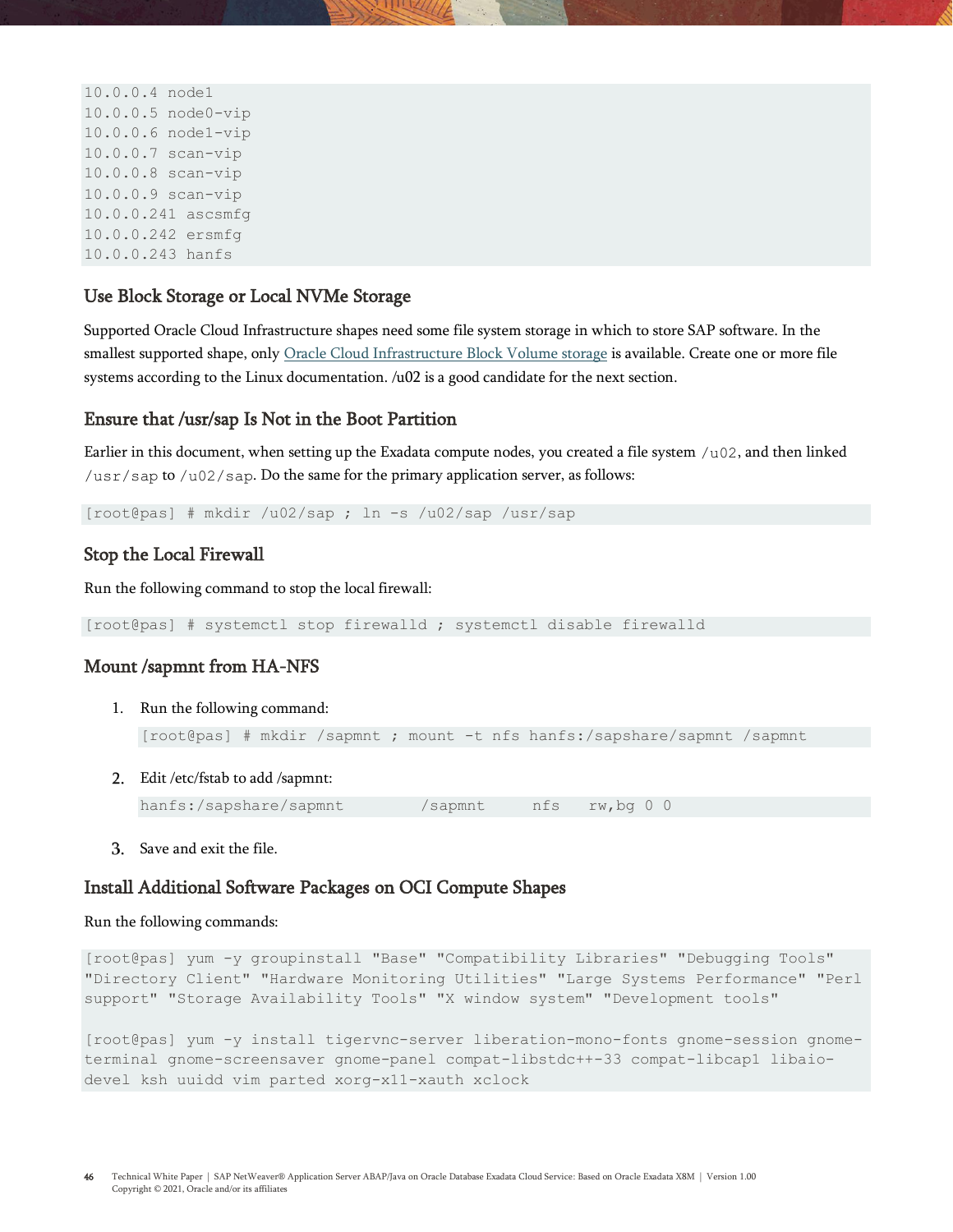```
10.0.0.4 node1
10.0.0.5 node0-vip
10.0.0.6 node1-vip
10.0.0.7 scan-vip
10.0.0.8 scan-vip
10.0.0.9 scan-vip
10.0.0.241 ascsmfg
10.0.0.242 ersmfg
10.0.0.243 hanfs
```

### Use Block Storage or Local NVMe Storage

Supported Oracle Cloud Infrastructure shapes need some file system storage in which to store SAP software. In the smallest supported shape, only Oracle Cloud Infrastructure Block Volume storage is available. Create one or more file systems according to the Linux documentation. /u02 is a good candidate for the next section.

### Ensure that /usr/sap Is Not in the Boot Partition

Earlier in this document, when setting up the Exadata compute nodes, you created a file system `/u02`, and then linked `/usr/sap` to `/u02/sap`. Do the same for the primary application server, as follows:

```
[root@pas] # mkdir /u02/sap ; ln -s /u02/sap /usr/sap
```

### Stop the Local Firewall

Run the following command to stop the local firewall:

```
[root@pas] # systemctl stop firewalld ; systemctl disable firewalld
```

### Mount /sapmnt from HA-NFS

1. Run the following command:

   ```
   [root@pas] # mkdir /sapmnt ; mount -t nfs hanfs:/sapshare/sapmnt /sapmnt
   ```

2. Edit /etc/fstab to add /sapmnt:

   ```
   hanfs:/sapshare/sapmnt         /sapmnt     nfs    rw,bg 0 0
   ```

3. Save and exit the file.

### Install Additional Software Packages on OCI Compute Shapes

Run the following commands:

```
[root@pas] yum -y groupinstall "Base" "Compatibility Libraries" "Debugging Tools" "Directory Client" "Hardware Monitoring Utilities" "Large Systems Performance" "Perl support" "Storage Availability Tools" "X window system" "Development tools"

[root@pas] yum -y install tigervnc-server liberation-mono-fonts gnome-session gnome-terminal gnome-screensaver gnome-panel compat-libstdc++-33 compat-libcap1 libaio-devel ksh uuidd vim parted xorg-x11-xauth xclock
```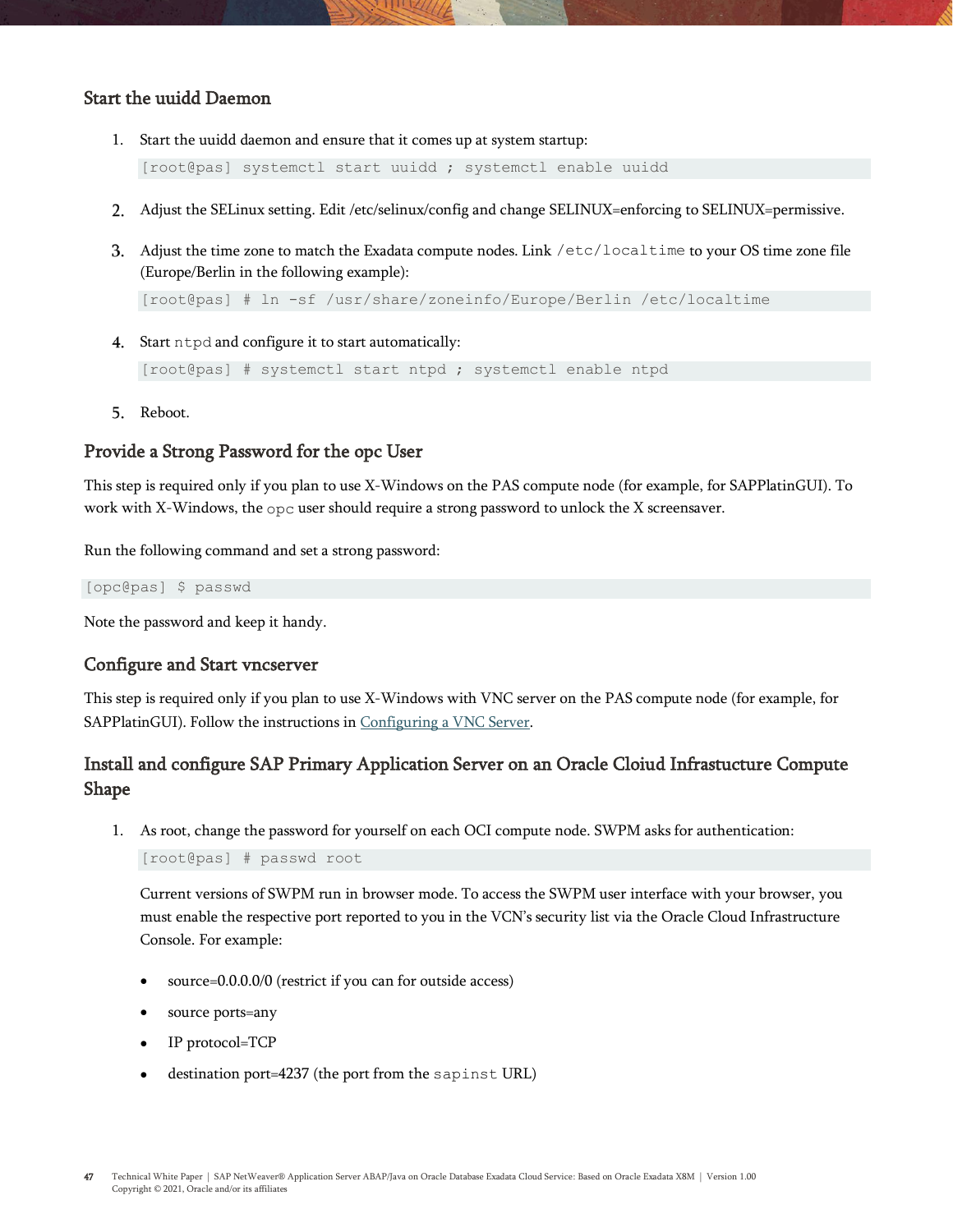### Start the uuidd Daemon

1. Start the uuidd daemon and ensure that it comes up at system startup:

```
[root@pas] systemctl start uuidd ; systemctl enable uuidd
```

2. Adjust the SELinux setting. Edit /etc/selinux/config and change SELINUX=enforcing to SELINUX=permissive.

3. Adjust the time zone to match the Exadata compute nodes. Link `/etc/localtime` to your OS time zone file (Europe/Berlin in the following example):

```
[root@pas] # ln -sf /usr/share/zoneinfo/Europe/Berlin /etc/localtime
```

4. Start `ntpd` and configure it to start automatically:

```
[root@pas] # systemctl start ntpd ; systemctl enable ntpd
```

5. Reboot.

### Provide a Strong Password for the opc User

This step is required only if you plan to use X-Windows on the PAS compute node (for example, for SAPPlatinGUI). To work with X-Windows, the `opc` user should require a strong password to unlock the X screensaver.

Run the following command and set a strong password:

```
[opc@pas] $ passwd
```

Note the password and keep it handy.

### Configure and Start vncserver

This step is required only if you plan to use X-Windows with VNC server on the PAS compute node (for example, for SAPPlatinGUI). Follow the instructions in [Configuring a VNC Server](Configuring a VNC Server).

### Install and configure SAP Primary Application Server on an Oracle Cloiud Infrastucture Compute Shape

1. As root, change the password for yourself on each OCI compute node. SWPM asks for authentication:

```
[root@pas] # passwd root
```

   Current versions of SWPM run in browser mode. To access the SWPM user interface with your browser, you must enable the respective port reported to you in the VCN's security list via the Oracle Cloud Infrastructure Console. For example:

   - source=0.0.0.0/0 (restrict if you can for outside access)
   - source ports=any
   - IP protocol=TCP
   - destination port=4237 (the port from the `sapinst` URL)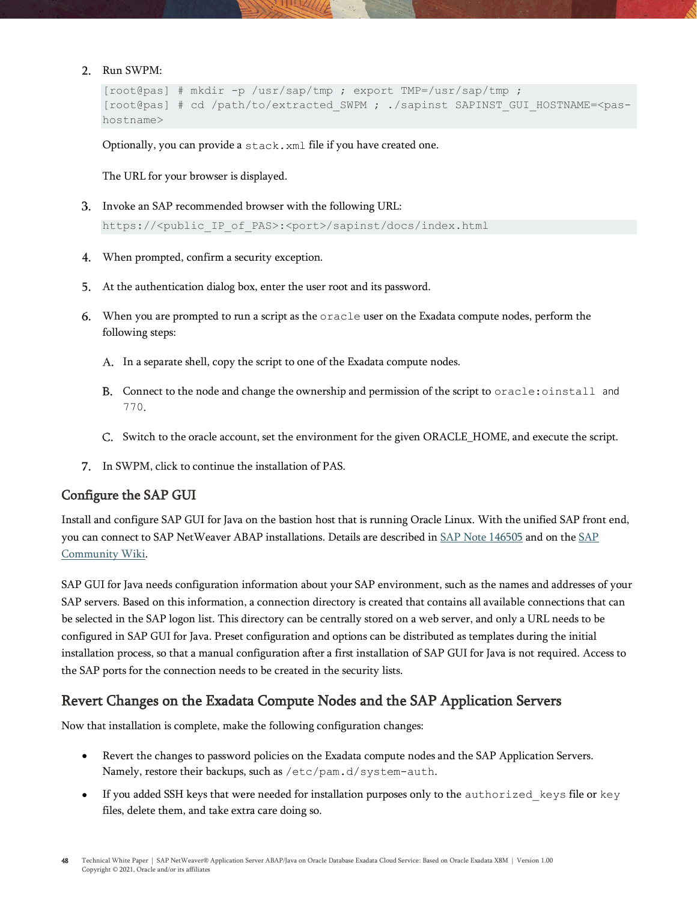2. Run SWPM:

```
[root@pas] # mkdir -p /usr/sap/tmp ; export TMP=/usr/sap/tmp ;
[root@pas] # cd /path/to/extracted_SWPM ; ./sapinst SAPINST_GUI_HOSTNAME=<pas-hostname>
```

   Optionally, you can provide a `stack.xml` file if you have created one.

   The URL for your browser is displayed.

3. Invoke an SAP recommended browser with the following URL:

```
https://<public_IP_of_PAS>:<port>/sapinst/docs/index.html
```

4. When prompted, confirm a security exception.

5. At the authentication dialog box, enter the user root and its password.

6. When you are prompted to run a script as the `oracle` user on the Exadata compute nodes, perform the following steps:

   A. In a separate shell, copy the script to one of the Exadata compute nodes.

   B. Connect to the node and change the ownership and permission of the script to `oracle:oinstall` and `770`.

   C. Switch to the oracle account, set the environment for the given ORACLE_HOME, and execute the script.

7. In SWPM, click to continue the installation of PAS.

### Configure the SAP GUI

Install and configure SAP GUI for Java on the bastion host that is running Oracle Linux. With the unified SAP front end, you can connect to SAP NetWeaver ABAP installations. Details are described in SAP Note 146505 and on the SAP Community Wiki.

SAP GUI for Java needs configuration information about your SAP environment, such as the names and addresses of your SAP servers. Based on this information, a connection directory is created that contains all available connections that can be selected in the SAP logon list. This directory can be centrally stored on a web server, and only a URL needs to be configured in SAP GUI for Java. Preset configuration and options can be distributed as templates during the initial installation process, so that a manual configuration after a first installation of SAP GUI for Java is not required. Access to the SAP ports for the connection needs to be created in the security lists.

## Revert Changes on the Exadata Compute Nodes and the SAP Application Servers

Now that installation is complete, make the following configuration changes:

- Revert the changes to password policies on the Exadata compute nodes and the SAP Application Servers. Namely, restore their backups, such as `/etc/pam.d/system-auth`.
- If you added SSH keys that were needed for installation purposes only to the `authorized_keys` file or `key` files, delete them, and take extra care doing so.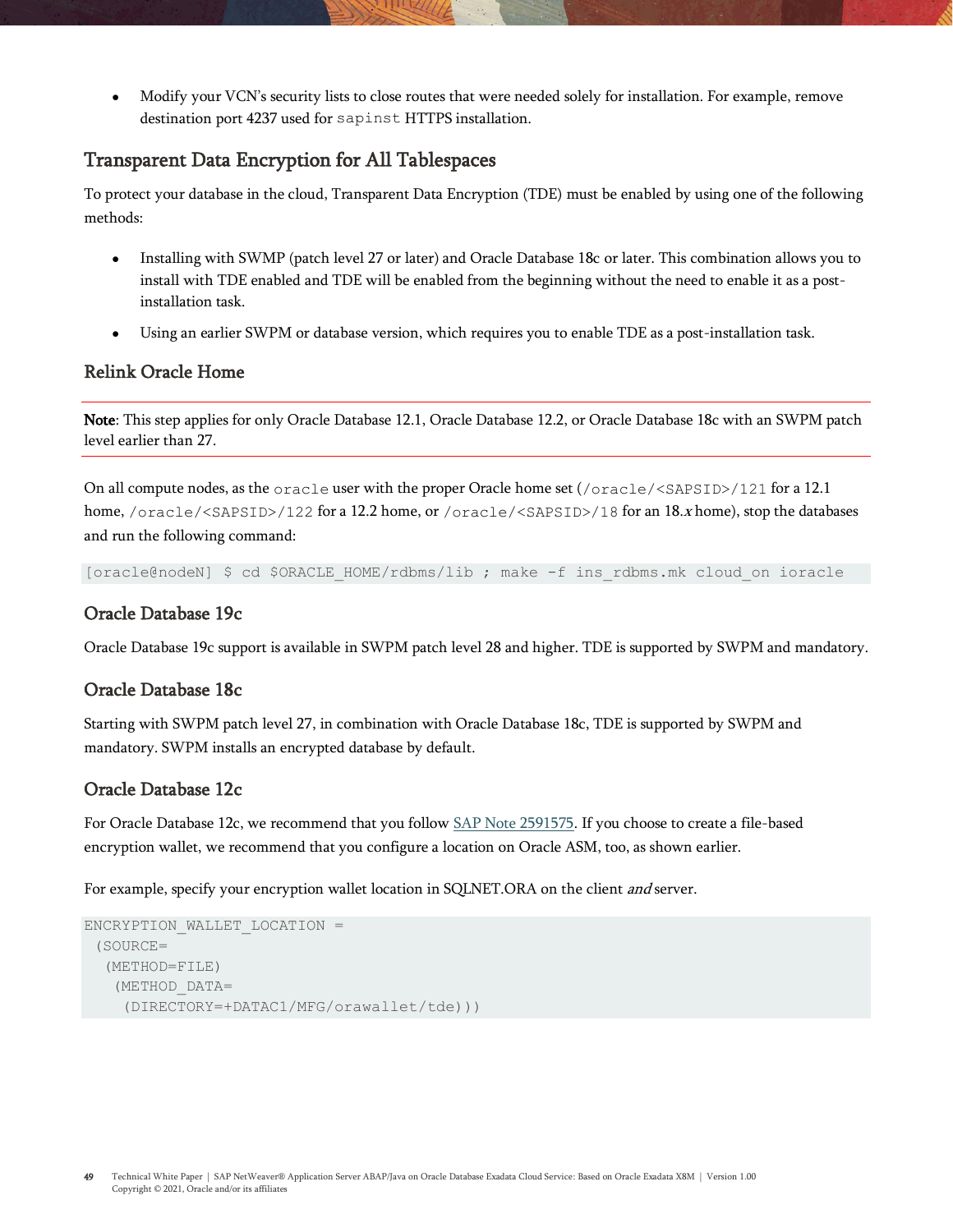- Modify your VCN's security lists to close routes that were needed solely for installation. For example, remove destination port 4237 used for `sapinst` HTTPS installation.

## Transparent Data Encryption for All Tablespaces

To protect your database in the cloud, Transparent Data Encryption (TDE) must be enabled by using one of the following methods:

- Installing with SWMP (patch level 27 or later) and Oracle Database 18c or later. This combination allows you to install with TDE enabled and TDE will be enabled from the beginning without the need to enable it as a post-installation task.
- Using an earlier SWPM or database version, which requires you to enable TDE as a post-installation task.

## Relink Oracle Home

**Note**: This step applies for only Oracle Database 12.1, Oracle Database 12.2, or Oracle Database 18c with an SWPM patch level earlier than 27.

On all compute nodes, as the `oracle` user with the proper Oracle home set (`/oracle/<SAPSID>/121` for a 12.1 home, `/oracle/<SAPSID>/122` for a 12.2 home, or `/oracle/<SAPSID>/18` for an 18.*x* home), stop the databases and run the following command:

```
[oracle@nodeN] $ cd $ORACLE_HOME/rdbms/lib ; make -f ins_rdbms.mk cloud_on ioracle
```

## Oracle Database 19c

Oracle Database 19c support is available in SWPM patch level 28 and higher. TDE is supported by SWPM and mandatory.

## Oracle Database 18c

Starting with SWPM patch level 27, in combination with Oracle Database 18c, TDE is supported by SWPM and mandatory. SWPM installs an encrypted database by default.

## Oracle Database 12c

For Oracle Database 12c, we recommend that you follow SAP Note 2591575. If you choose to create a file-based encryption wallet, we recommend that you configure a location on Oracle ASM, too, as shown earlier.

For example, specify your encryption wallet location in SQLNET.ORA on the client *and* server.

```
ENCRYPTION_WALLET_LOCATION =
 (SOURCE=
  (METHOD=FILE)
   (METHOD_DATA=
    (DIRECTORY=+DATAC1/MFG/orawallet/tde)))
```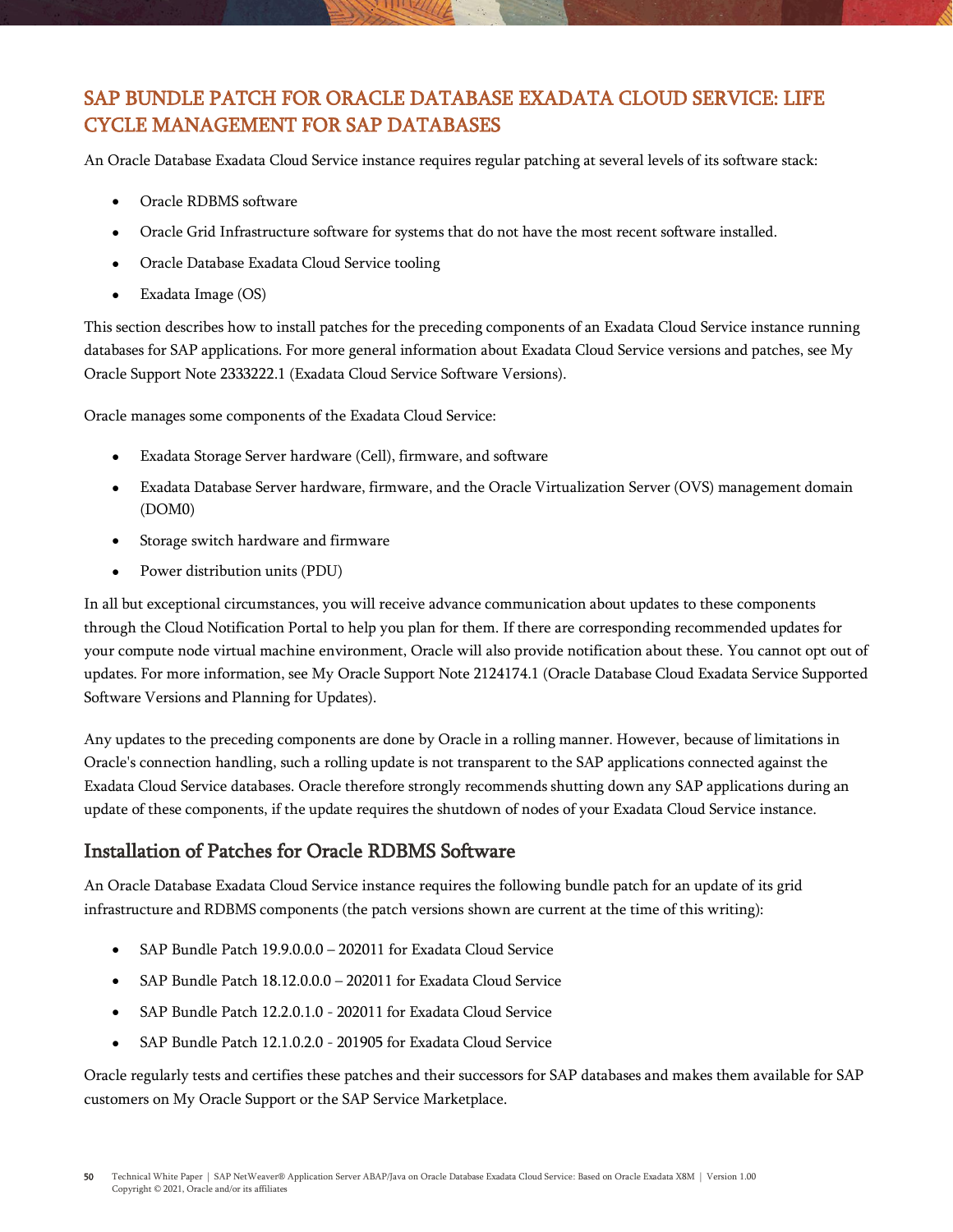## SAP BUNDLE PATCH FOR ORACLE DATABASE EXADATA CLOUD SERVICE: LIFE CYCLE MANAGEMENT FOR SAP DATABASES

An Oracle Database Exadata Cloud Service instance requires regular patching at several levels of its software stack:

- Oracle RDBMS software
- Oracle Grid Infrastructure software for systems that do not have the most recent software installed.
- Oracle Database Exadata Cloud Service tooling
- Exadata Image (OS)

This section describes how to install patches for the preceding components of an Exadata Cloud Service instance running databases for SAP applications. For more general information about Exadata Cloud Service versions and patches, see My Oracle Support Note 2333222.1 (Exadata Cloud Service Software Versions).

Oracle manages some components of the Exadata Cloud Service:

- Exadata Storage Server hardware (Cell), firmware, and software
- Exadata Database Server hardware, firmware, and the Oracle Virtualization Server (OVS) management domain (DOM0)
- Storage switch hardware and firmware
- Power distribution units (PDU)

In all but exceptional circumstances, you will receive advance communication about updates to these components through the Cloud Notification Portal to help you plan for them. If there are corresponding recommended updates for your compute node virtual machine environment, Oracle will also provide notification about these. You cannot opt out of updates. For more information, see My Oracle Support Note 2124174.1 (Oracle Database Cloud Exadata Service Supported Software Versions and Planning for Updates).

Any updates to the preceding components are done by Oracle in a rolling manner. However, because of limitations in Oracle's connection handling, such a rolling update is not transparent to the SAP applications connected against the Exadata Cloud Service databases. Oracle therefore strongly recommends shutting down any SAP applications during an update of these components, if the update requires the shutdown of nodes of your Exadata Cloud Service instance.

### Installation of Patches for Oracle RDBMS Software

An Oracle Database Exadata Cloud Service instance requires the following bundle patch for an update of its grid infrastructure and RDBMS components (the patch versions shown are current at the time of this writing):

- SAP Bundle Patch 19.9.0.0.0 – 202011 for Exadata Cloud Service
- SAP Bundle Patch 18.12.0.0.0 – 202011 for Exadata Cloud Service
- SAP Bundle Patch 12.2.0.1.0 - 202011 for Exadata Cloud Service
- SAP Bundle Patch 12.1.0.2.0 - 201905 for Exadata Cloud Service

Oracle regularly tests and certifies these patches and their successors for SAP databases and makes them available for SAP customers on My Oracle Support or the SAP Service Marketplace.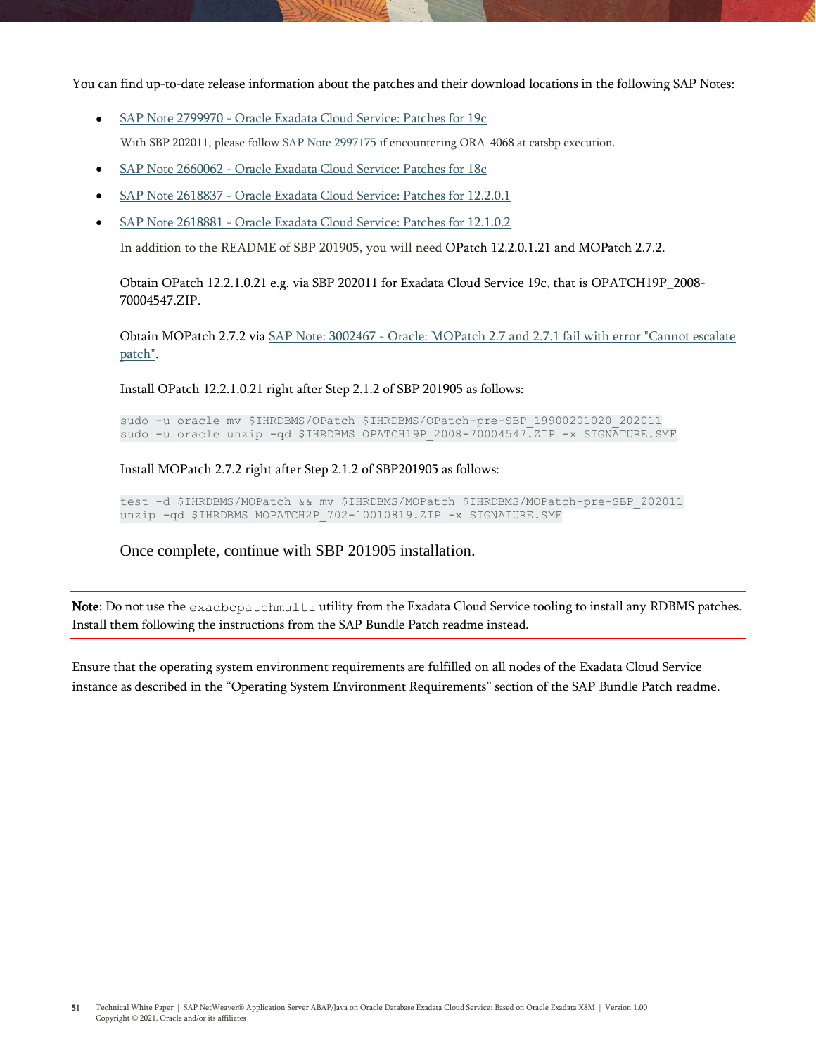You can find up-to-date release information about the patches and their download locations in the following SAP Notes:

- [SAP Note 2799970 - Oracle Exadata Cloud Service: Patches for 19c]

  With SBP 202011, please follow [SAP Note 2997175] if encountering ORA-4068 at catsbp execution.

- [SAP Note 2660062 - Oracle Exadata Cloud Service: Patches for 18c]
- [SAP Note 2618837 - Oracle Exadata Cloud Service: Patches for 12.2.0.1]
- [SAP Note 2618881 - Oracle Exadata Cloud Service: Patches for 12.1.0.2]

  In addition to the README of SBP 201905, you will need OPatch 12.2.0.1.21 and MOPatch 2.7.2.

  Obtain OPatch 12.2.1.0.21 e.g. via SBP 202011 for Exadata Cloud Service 19c, that is OPATCH19P_2008-70004547.ZIP.

  Obtain MOPatch 2.7.2 via [SAP Note: 3002467 - Oracle: MOPatch 2.7 and 2.7.1 fail with error "Cannot escalate patch"].

  Install OPatch 12.2.1.0.21 right after Step 2.1.2 of SBP 201905 as follows:

  ```
  sudo -u oracle mv $IHRDBMS/OPatch $IHRDBMS/OPatch-pre-SBP_19900201020_202011
  sudo -u oracle unzip -qd $IHRDBMS OPATCH19P_2008-70004547.ZIP -x SIGNATURE.SMF
  ```

  Install MOPatch 2.7.2 right after Step 2.1.2 of SBP201905 as follows:

  ```
  test -d $IHRDBMS/MOPatch && mv $IHRDBMS/MOPatch $IHRDBMS/MOPatch-pre-SBP_202011
  unzip -qd $IHRDBMS MOPATCH2P_702-10010819.ZIP -x SIGNATURE.SMF
  ```

  Once complete, continue with SBP 201905 installation.

---

**Note**: Do not use the `exadbcpatchmulti` utility from the Exadata Cloud Service tooling to install any RDBMS patches. Install them following the instructions from the SAP Bundle Patch readme instead.

---

Ensure that the operating system environment requirements are fulfilled on all nodes of the Exadata Cloud Service instance as described in the “Operating System Environment Requirements” section of the SAP Bundle Patch readme.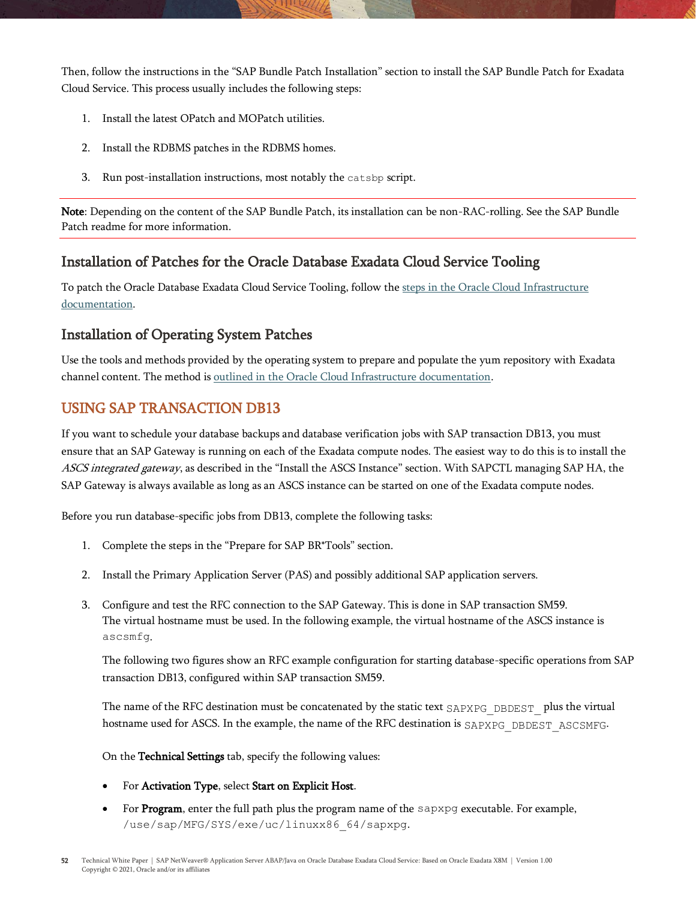Then, follow the instructions in the "SAP Bundle Patch Installation" section to install the SAP Bundle Patch for Exadata Cloud Service. This process usually includes the following steps:

1. Install the latest OPatch and MOPatch utilities.
2. Install the RDBMS patches in the RDBMS homes.
3. Run post-installation instructions, most notably the `catsbp` script.

---

**Note**: Depending on the content of the SAP Bundle Patch, its installation can be non-RAC-rolling. See the SAP Bundle Patch readme for more information.

---

### Installation of Patches for the Oracle Database Exadata Cloud Service Tooling

To patch the Oracle Database Exadata Cloud Service Tooling, follow the steps in the Oracle Cloud Infrastructure documentation.

### Installation of Operating System Patches

Use the tools and methods provided by the operating system to prepare and populate the yum repository with Exadata channel content. The method is outlined in the Oracle Cloud Infrastructure documentation.

## USING SAP TRANSACTION DB13

If you want to schedule your database backups and database verification jobs with SAP transaction DB13, you must ensure that an SAP Gateway is running on each of the Exadata compute nodes. The easiest way to do this is to install the *ASCS integrated gateway*, as described in the "Install the ASCS Instance" section. With SAPCTL managing SAP HA, the SAP Gateway is always available as long as an ASCS instance can be started on one of the Exadata compute nodes.

Before you run database-specific jobs from DB13, complete the following tasks:

1. Complete the steps in the "Prepare for SAP BR*Tools" section.
2. Install the Primary Application Server (PAS) and possibly additional SAP application servers.
3. Configure and test the RFC connection to the SAP Gateway. This is done in SAP transaction SM59. The virtual hostname must be used. In the following example, the virtual hostname of the ASCS instance is `ascsmfg`.

   The following two figures show an RFC example configuration for starting database-specific operations from SAP transaction DB13, configured within SAP transaction SM59.

   The name of the RFC destination must be concatenated by the static text `SAPXPG_DBDEST_` plus the virtual hostname used for ASCS. In the example, the name of the RFC destination is `SAPXPG_DBDEST_ASCSMFG`.

   On the **Technical Settings** tab, specify the following values:

   - For **Activation Type**, select **Start on Explicit Host**.
   - For **Program**, enter the full path plus the program name of the `sapxpg` executable. For example, `/use/sap/MFG/SYS/exe/uc/linuxx86_64/sapxpg`.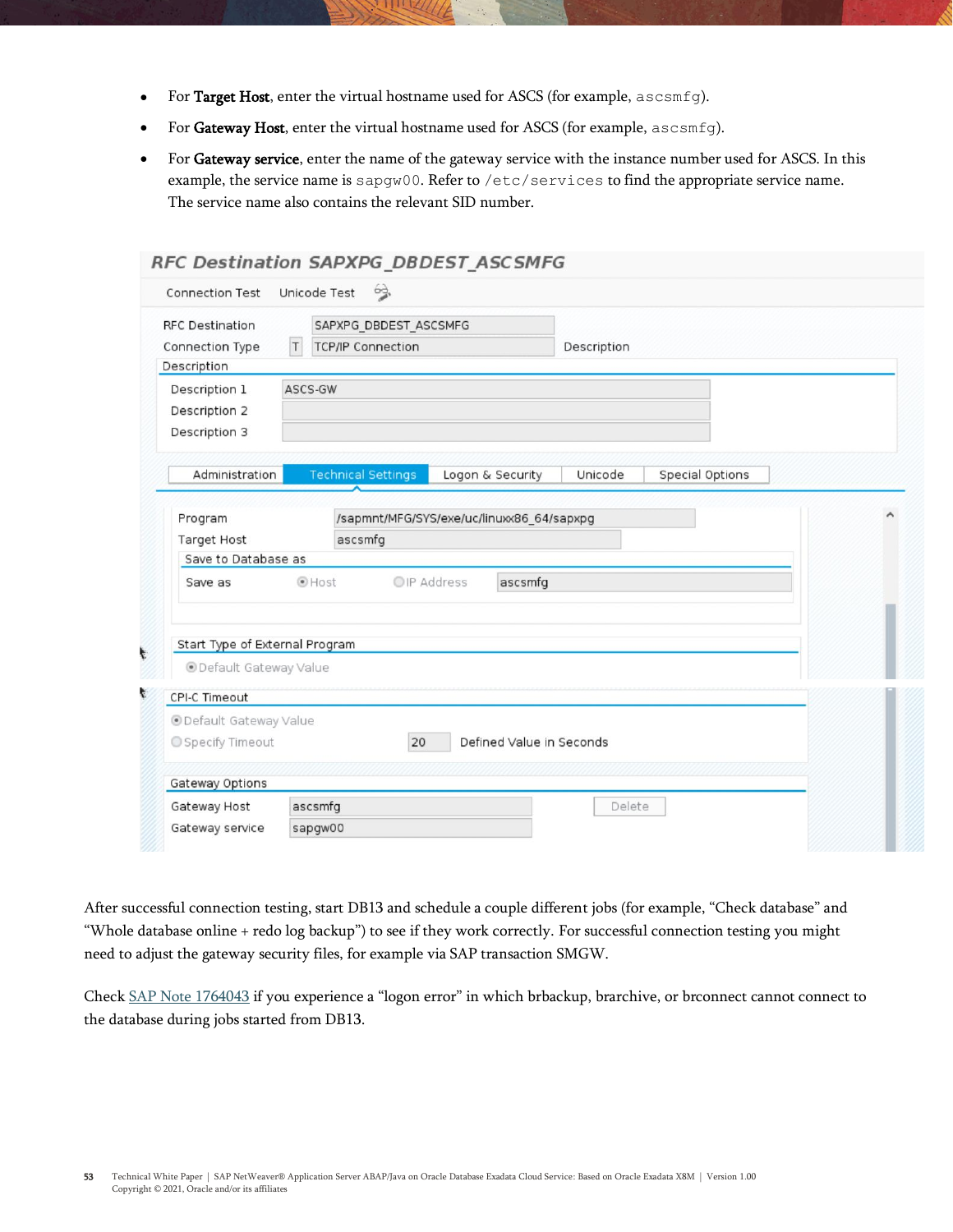- For **Target Host**, enter the virtual hostname used for ASCS (for example, `ascsmfg`).
- For **Gateway Host**, enter the virtual hostname used for ASCS (for example, `ascsmfg`).
- For **Gateway service**, enter the name of the gateway service with the instance number used for ASCS. In this example, the service name is `sapgw00`. Refer to `/etc/services` to find the appropriate service name. The service name also contains the relevant SID number.

After successful connection testing, start DB13 and schedule a couple different jobs (for example, "Check database" and "Whole database online + redo log backup") to see if they work correctly. For successful connection testing you might need to adjust the gateway security files, for example via SAP transaction SMGW.

Check SAP Note 1764043 if you experience a "logon error" in which brbackup, brarchive, or brconnect cannot connect to the database during jobs started from DB13.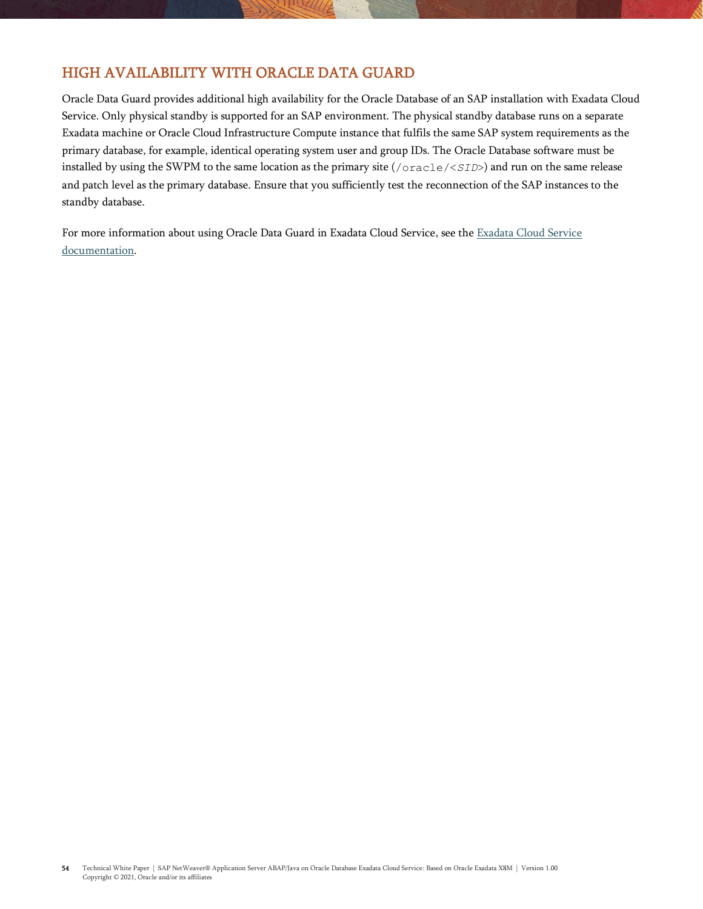## HIGH AVAILABILITY WITH ORACLE DATA GUARD

Oracle Data Guard provides additional high availability for the Oracle Database of an SAP installation with Exadata Cloud Service. Only physical standby is supported for an SAP environment. The physical standby database runs on a separate Exadata machine or Oracle Cloud Infrastructure Compute instance that fulfils the same SAP system requirements as the primary database, for example, identical operating system user and group IDs. The Oracle Database software must be installed by using the SWPM to the same location as the primary site (`/oracle/<SID>`) and run on the same release and patch level as the primary database. Ensure that you sufficiently test the reconnection of the SAP instances to the standby database.

For more information about using Oracle Data Guard in Exadata Cloud Service, see the Exadata Cloud Service documentation.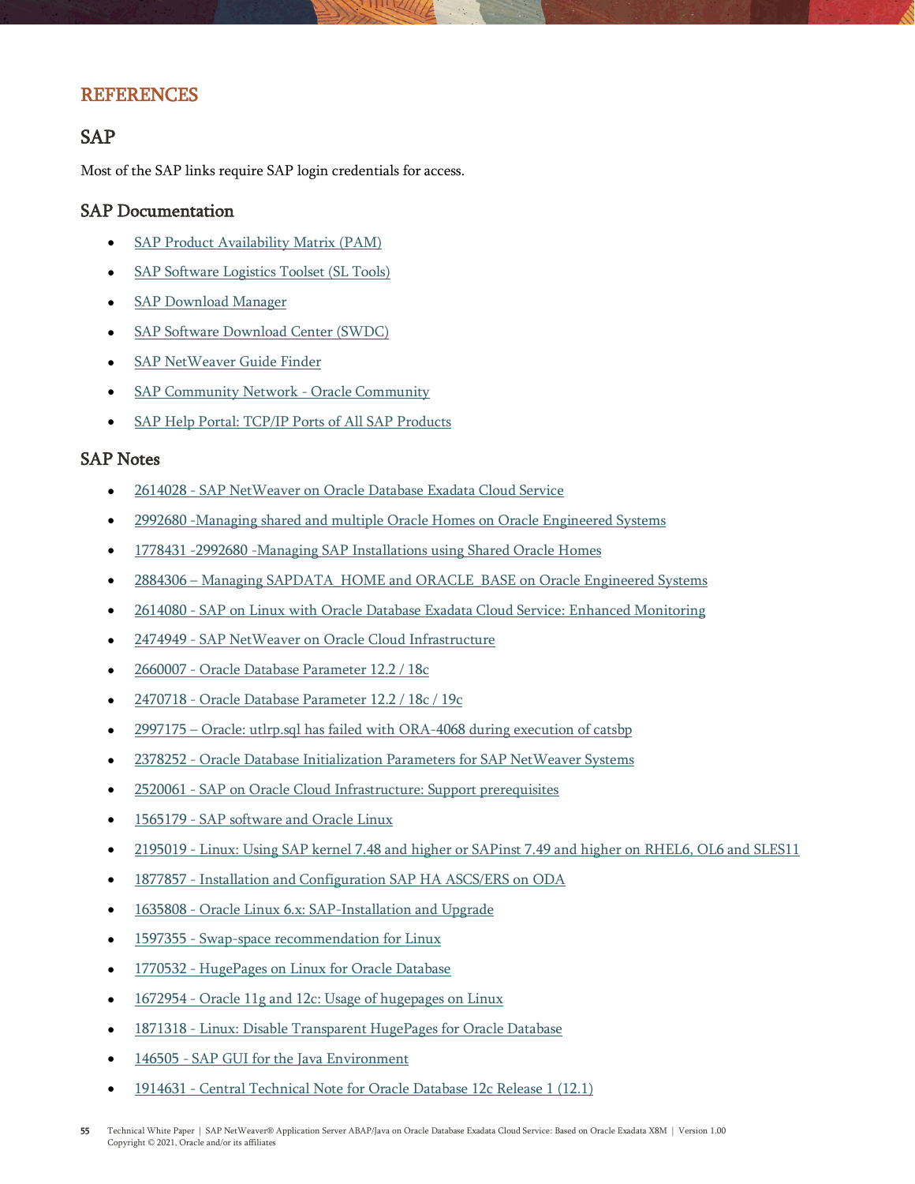# REFERENCES

## SAP

Most of the SAP links require SAP login credentials for access.

### SAP Documentation

- SAP Product Availability Matrix (PAM)
- SAP Software Logistics Toolset (SL Tools)
- SAP Download Manager
- SAP Software Download Center (SWDC)
- SAP NetWeaver Guide Finder
- SAP Community Network - Oracle Community
- SAP Help Portal: TCP/IP Ports of All SAP Products

### SAP Notes

- 2614028 - SAP NetWeaver on Oracle Database Exadata Cloud Service
- 2992680 -Managing shared and multiple Oracle Homes on Oracle Engineered Systems
- 1778431 -2992680 -Managing SAP Installations using Shared Oracle Homes
- 2884306 – Managing SAPDATA_HOME and ORACLE_BASE on Oracle Engineered Systems
- 2614080 - SAP on Linux with Oracle Database Exadata Cloud Service: Enhanced Monitoring
- 2474949 - SAP NetWeaver on Oracle Cloud Infrastructure
- 2660007 - Oracle Database Parameter 12.2 / 18c
- 2470718 - Oracle Database Parameter 12.2 / 18c / 19c
- 2997175 – Oracle: utlrp.sql has failed with ORA-4068 during execution of catsbp
- 2378252 - Oracle Database Initialization Parameters for SAP NetWeaver Systems
- 2520061 - SAP on Oracle Cloud Infrastructure: Support prerequisites
- 1565179 - SAP software and Oracle Linux
- 2195019 - Linux: Using SAP kernel 7.48 and higher or SAPinst 7.49 and higher on RHEL6, OL6 and SLES11
- 1877857 - Installation and Configuration SAP HA ASCS/ERS on ODA
- 1635808 - Oracle Linux 6.x: SAP-Installation and Upgrade
- 1597355 - Swap-space recommendation for Linux
- 1770532 - HugePages on Linux for Oracle Database
- 1672954 - Oracle 11g and 12c: Usage of hugepages on Linux
- 1871318 - Linux: Disable Transparent HugePages for Oracle Database
- 146505 - SAP GUI for the Java Environment
- 1914631 - Central Technical Note for Oracle Database 12c Release 1 (12.1)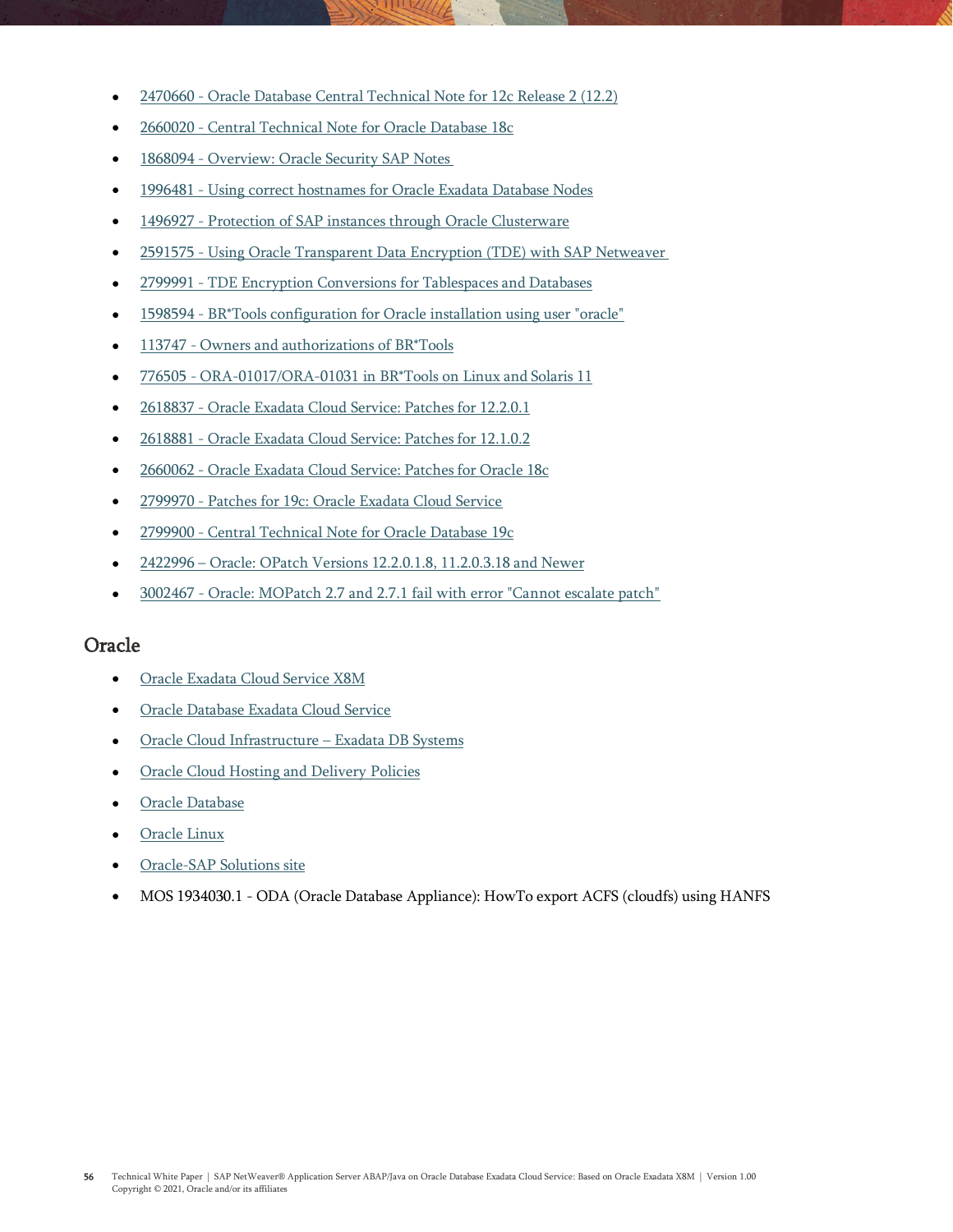- 2470660 - Oracle Database Central Technical Note for 12c Release 2 (12.2)
- 2660020 - Central Technical Note for Oracle Database 18c
- 1868094 - Overview: Oracle Security SAP Notes
- 1996481 - Using correct hostnames for Oracle Exadata Database Nodes
- 1496927 - Protection of SAP instances through Oracle Clusterware
- 2591575 - Using Oracle Transparent Data Encryption (TDE) with SAP Netweaver
- 2799991 - TDE Encryption Conversions for Tablespaces and Databases
- 1598594 - BR*Tools configuration for Oracle installation using user "oracle"
- 113747 - Owners and authorizations of BR*Tools
- 776505 - ORA-01017/ORA-01031 in BR*Tools on Linux and Solaris 11
- 2618837 - Oracle Exadata Cloud Service: Patches for 12.2.0.1
- 2618881 - Oracle Exadata Cloud Service: Patches for 12.1.0.2
- 2660062 - Oracle Exadata Cloud Service: Patches for Oracle 18c
- 2799970 - Patches for 19c: Oracle Exadata Cloud Service
- 2799900 - Central Technical Note for Oracle Database 19c
- 2422996 – Oracle: OPatch Versions 12.2.0.1.8, 11.2.0.3.18 and Newer
- 3002467 - Oracle: MOPatch 2.7 and 2.7.1 fail with error "Cannot escalate patch"

## Oracle

- Oracle Exadata Cloud Service X8M
- Oracle Database Exadata Cloud Service
- Oracle Cloud Infrastructure – Exadata DB Systems
- Oracle Cloud Hosting and Delivery Policies
- Oracle Database
- Oracle Linux
- Oracle-SAP Solutions site
- MOS 1934030.1 - ODA (Oracle Database Appliance): HowTo export ACFS (cloudfs) using HANFS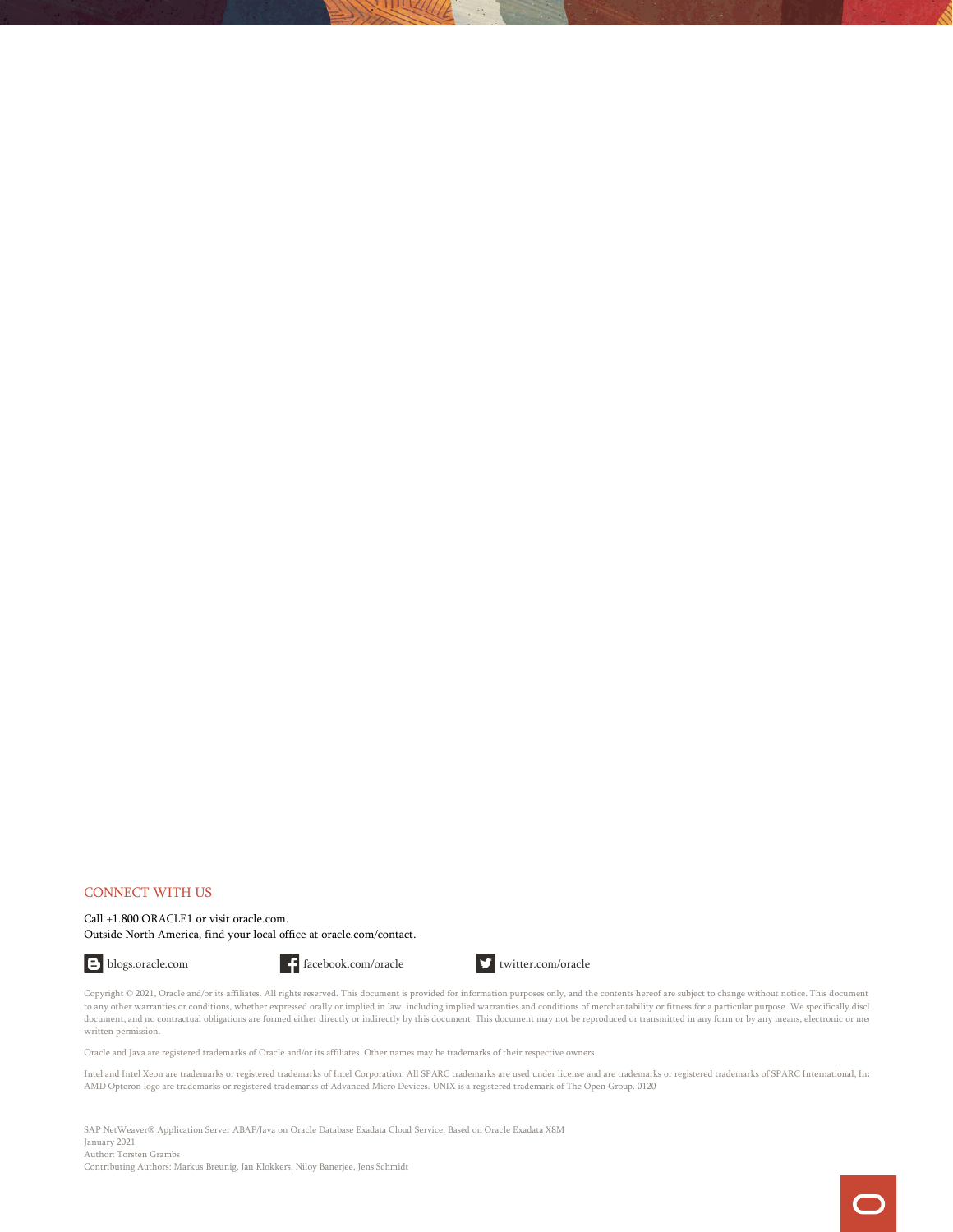## CONNECT WITH US

Call +1.800.ORACLE1 or visit oracle.com.
Outside North America, find your local office at oracle.com/contact.

blogs.oracle.com    facebook.com/oracle    twitter.com/oracle

Copyright © 2021, Oracle and/or its affiliates. All rights reserved. This document is provided for information purposes only, and the contents hereof are subject to change without notice. This document to any other warranties or conditions, whether expressed orally or implied in law, including implied warranties and conditions of merchantability or fitness for a particular purpose. We specifically discl document, and no contractual obligations are formed either directly or indirectly by this document. This document may not be reproduced or transmitted in any form or by any means, electronic or me written permission.

Oracle and Java are registered trademarks of Oracle and/or its affiliates. Other names may be trademarks of their respective owners.

Intel and Intel Xeon are trademarks or registered trademarks of Intel Corporation. All SPARC trademarks are used under license and are trademarks or registered trademarks of SPARC International, Inc AMD Opteron logo are trademarks or registered trademarks of Advanced Micro Devices. UNIX is a registered trademark of The Open Group. 0120

SAP NetWeaver® Application Server ABAP/Java on Oracle Database Exadata Cloud Service: Based on Oracle Exadata X8M
January 2021
Author: Torsten Grambs
Contributing Authors: Markus Breunig, Jan Klokkers, Niloy Banerjee, Jens Schmidt